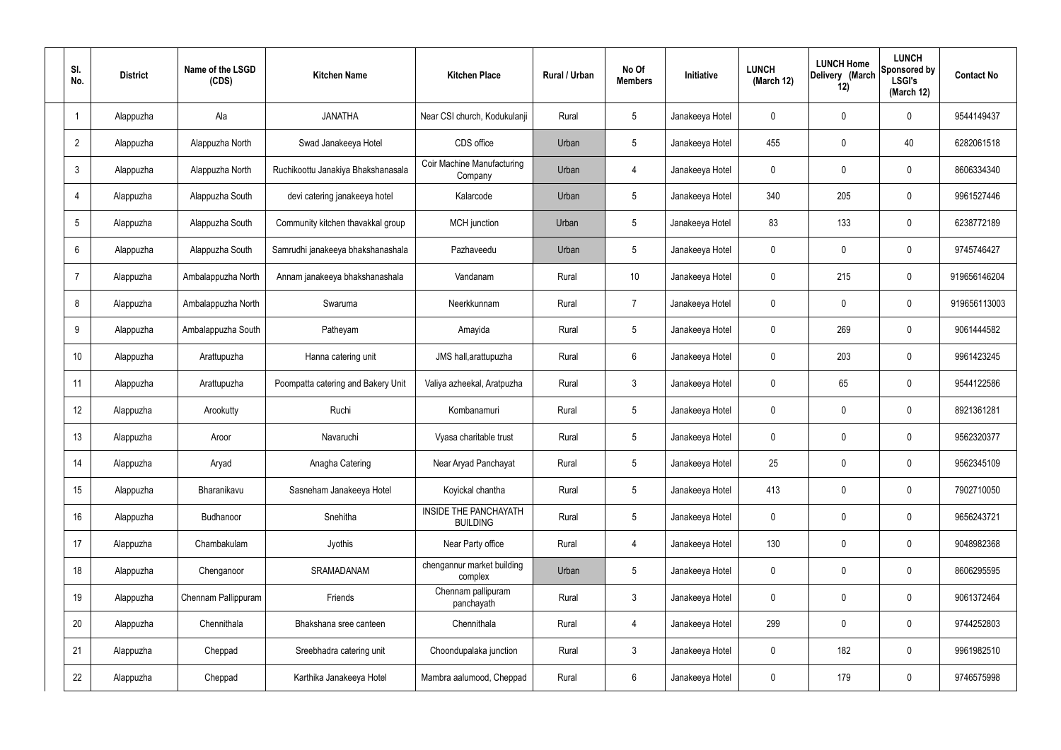| Sl. No. | District | Name of the LSGD (CDS) | Kitchen Name | Kitchen Place | Rural / Urban | No Of Members | Initiative | LUNCH (March 12) | LUNCH Home Delivery (March 12) | LUNCH Sponsored by LSGI's (March 12) | Contact No |
|---|---|---|---|---|---|---|---|---|---|---|---|
| 1 | Alappuzha | Ala | JANATHA | Near CSI church, Kodukulanji | Rural | 5 | Janakeeya Hotel | 0 | 0 | 0 | 9544149437 |
| 2 | Alappuzha | Alappuzha North | Swad Janakeeya Hotel | CDS office | Urban | 5 | Janakeeya Hotel | 455 | 0 | 40 | 6282061518 |
| 3 | Alappuzha | Alappuzha North | Ruchikoottu Janakiya Bhakshanasala | Coir Machine Manufacturing Company | Urban | 4 | Janakeeya Hotel | 0 | 0 | 0 | 8606334340 |
| 4 | Alappuzha | Alappuzha South | devi catering janakeeya hotel | Kalarcode | Urban | 5 | Janakeeya Hotel | 340 | 205 | 0 | 9961527446 |
| 5 | Alappuzha | Alappuzha South | Community kitchen thavakkal group | MCH junction | Urban | 5 | Janakeeya Hotel | 83 | 133 | 0 | 6238772189 |
| 6 | Alappuzha | Alappuzha South | Samrudhi janakeeya bhakshanashala | Pazhaveedu | Urban | 5 | Janakeeya Hotel | 0 | 0 | 0 | 9745746427 |
| 7 | Alappuzha | Ambalappuzha North | Annam janakeeya bhakshanashala | Vandanam | Rural | 10 | Janakeeya Hotel | 0 | 215 | 0 | 919656146204 |
| 8 | Alappuzha | Ambalappuzha North | Swaruma | Neerkkunnam | Rural | 7 | Janakeeya Hotel | 0 | 0 | 0 | 919656113003 |
| 9 | Alappuzha | Ambalappuzha South | Patheyam | Amayida | Rural | 5 | Janakeeya Hotel | 0 | 269 | 0 | 9061444582 |
| 10 | Alappuzha | Arattupuzha | Hanna catering unit | JMS hall,arattupuzha | Rural | 6 | Janakeeya Hotel | 0 | 203 | 0 | 9961423245 |
| 11 | Alappuzha | Arattupuzha | Poompatta catering and Bakery Unit | Valiya azheekal, Aratpuzha | Rural | 3 | Janakeeya Hotel | 0 | 65 | 0 | 9544122586 |
| 12 | Alappuzha | Arookutty | Ruchi | Kombanamuri | Rural | 5 | Janakeeya Hotel | 0 | 0 | 0 | 8921361281 |
| 13 | Alappuzha | Aroor | Navaruchi | Vyasa charitable trust | Rural | 5 | Janakeeya Hotel | 0 | 0 | 0 | 9562320377 |
| 14 | Alappuzha | Aryad | Anagha Catering | Near Aryad Panchayat | Rural | 5 | Janakeeya Hotel | 25 | 0 | 0 | 9562345109 |
| 15 | Alappuzha | Bharanikavu | Sasneham Janakeeya Hotel | Koyickal chantha | Rural | 5 | Janakeeya Hotel | 413 | 0 | 0 | 7902710050 |
| 16 | Alappuzha | Budhanoor | Snehitha | INSIDE THE PANCHAYATH BUILDING | Rural | 5 | Janakeeya Hotel | 0 | 0 | 0 | 9656243721 |
| 17 | Alappuzha | Chambakulam | Jyothis | Near Party office | Rural | 4 | Janakeeya Hotel | 130 | 0 | 0 | 9048982368 |
| 18 | Alappuzha | Chenganoor | SRAMADANAM | chengannur market building complex | Urban | 5 | Janakeeya Hotel | 0 | 0 | 0 | 8606295595 |
| 19 | Alappuzha | Chennam Pallippuram | Friends | Chennam pallipuram panchayath | Rural | 3 | Janakeeya Hotel | 0 | 0 | 0 | 9061372464 |
| 20 | Alappuzha | Chennithala | Bhakshana sree canteen | Chennithala | Rural | 4 | Janakeeya Hotel | 299 | 0 | 0 | 9744252803 |
| 21 | Alappuzha | Cheppad | Sreebhadra catering unit | Choondupalaka junction | Rural | 3 | Janakeeya Hotel | 0 | 182 | 0 | 9961982510 |
| 22 | Alappuzha | Cheppad | Karthika Janakeeya Hotel | Mambra aalumood, Cheppad | Rural | 6 | Janakeeya Hotel | 0 | 179 | 0 | 9746575998 |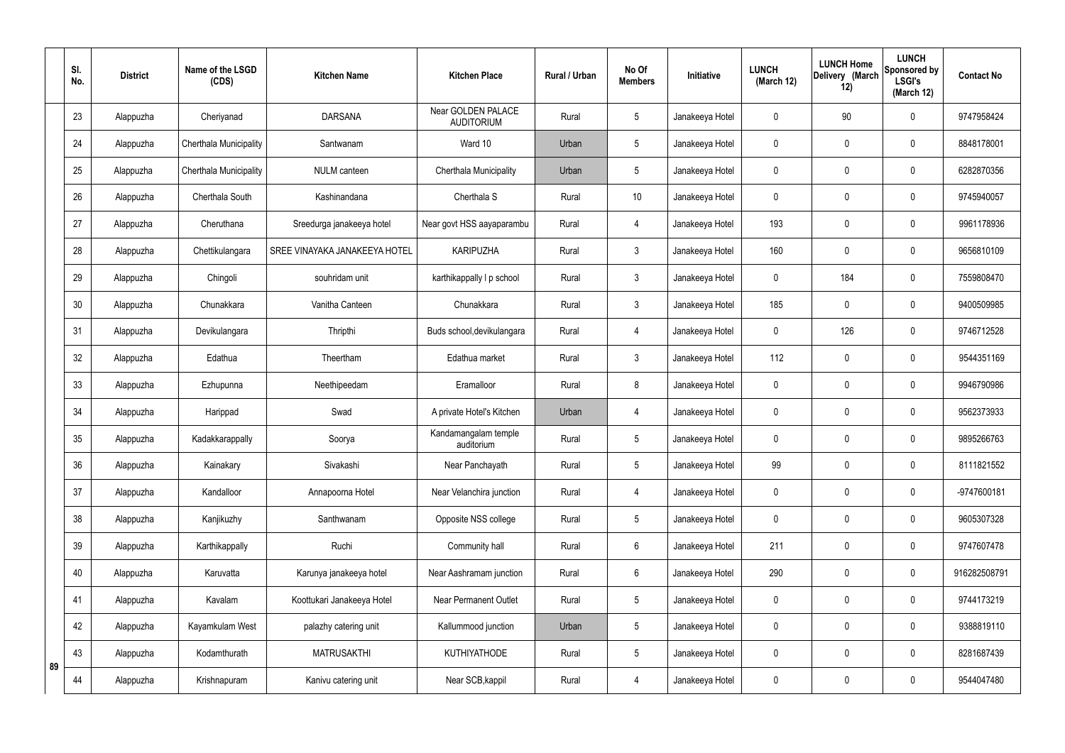| Sl. No. | District | Name of the LSGD (CDS) | Kitchen Name | Kitchen Place | Rural / Urban | No Of Members | Initiative | LUNCH (March 12) | LUNCH Home Delivery (March 12) | LUNCH Sponsored by LSGI's (March 12) | Contact No |
|---|---|---|---|---|---|---|---|---|---|---|---|
| 23 | Alappuzha | Cheriyanad | DARSANA | Near GOLDEN PALACE AUDITORIUM | Rural | 5 | Janakeeya Hotel | 0 | 90 | 0 | 9747958424 |
| 24 | Alappuzha | Cherthala Municipality | Santwanam | Ward 10 | Urban | 5 | Janakeeya Hotel | 0 | 0 | 0 | 8848178001 |
| 25 | Alappuzha | Cherthala Municipality | NULM canteen | Cherthala Municipality | Urban | 5 | Janakeeya Hotel | 0 | 0 | 0 | 6282870356 |
| 26 | Alappuzha | Cherthala South | Kashinandana | Cherthala S | Rural | 10 | Janakeeya Hotel | 0 | 0 | 0 | 9745940057 |
| 27 | Alappuzha | Cheruthana | Sreedurga janakeeya hotel | Near govt HSS aayaparambu | Rural | 4 | Janakeeya Hotel | 193 | 0 | 0 | 9961178936 |
| 28 | Alappuzha | Chettikulangara | SREE VINAYAKA JANAKEEYA HOTEL | KARIPUZHA | Rural | 3 | Janakeeya Hotel | 160 | 0 | 0 | 9656810109 |
| 29 | Alappuzha | Chingoli | souhridam unit | karthikappally l p school | Rural | 3 | Janakeeya Hotel | 0 | 184 | 0 | 7559808470 |
| 30 | Alappuzha | Chunakkara | Vanitha Canteen | Chunakkara | Rural | 3 | Janakeeya Hotel | 185 | 0 | 0 | 9400509985 |
| 31 | Alappuzha | Devikulangara | Thripthi | Buds school,devikulangara | Rural | 4 | Janakeeya Hotel | 0 | 126 | 0 | 9746712528 |
| 32 | Alappuzha | Edathua | Theertham | Edathua market | Rural | 3 | Janakeeya Hotel | 112 | 0 | 0 | 9544351169 |
| 33 | Alappuzha | Ezhupunna | Neethipeedam | Eramalloor | Rural | 8 | Janakeeya Hotel | 0 | 0 | 0 | 9946790986 |
| 34 | Alappuzha | Harippad | Swad | A private Hotel's Kitchen | Urban | 4 | Janakeeya Hotel | 0 | 0 | 0 | 9562373933 |
| 35 | Alappuzha | Kadakkarappally | Soorya | Kandamangalam temple auditorium | Rural | 5 | Janakeeya Hotel | 0 | 0 | 0 | 9895266763 |
| 36 | Alappuzha | Kainakary | Sivakashi | Near Panchayath | Rural | 5 | Janakeeya Hotel | 99 | 0 | 0 | 8111821552 |
| 37 | Alappuzha | Kandalloor | Annapoorna Hotel | Near Velanchira junction | Rural | 4 | Janakeeya Hotel | 0 | 0 | 0 | -9747600181 |
| 38 | Alappuzha | Kanjikuzhy | Santhwanam | Opposite NSS college | Rural | 5 | Janakeeya Hotel | 0 | 0 | 0 | 9605307328 |
| 39 | Alappuzha | Karthikappally | Ruchi | Community hall | Rural | 6 | Janakeeya Hotel | 211 | 0 | 0 | 9747607478 |
| 40 | Alappuzha | Karuvatta | Karunya janakeeya hotel | Near Aashramam junction | Rural | 6 | Janakeeya Hotel | 290 | 0 | 0 | 916282508791 |
| 41 | Alappuzha | Kavalam | Koottukari Janakeeya Hotel | Near Permanent Outlet | Rural | 5 | Janakeeya Hotel | 0 | 0 | 0 | 9744173219 |
| 42 | Alappuzha | Kayamkulam West | palazhy catering unit | Kallummood junction | Urban | 5 | Janakeeya Hotel | 0 | 0 | 0 | 9388819110 |
| 43 | Alappuzha | Kodamthurath | MATRUSAKTHI | KUTHIYATHODE | Rural | 5 | Janakeeya Hotel | 0 | 0 | 0 | 8281687439 |
| 44 | Alappuzha | Krishnapuram | Kanivu catering unit | Near SCB,kappil | Rural | 4 | Janakeeya Hotel | 0 | 0 | 0 | 9544047480 |

89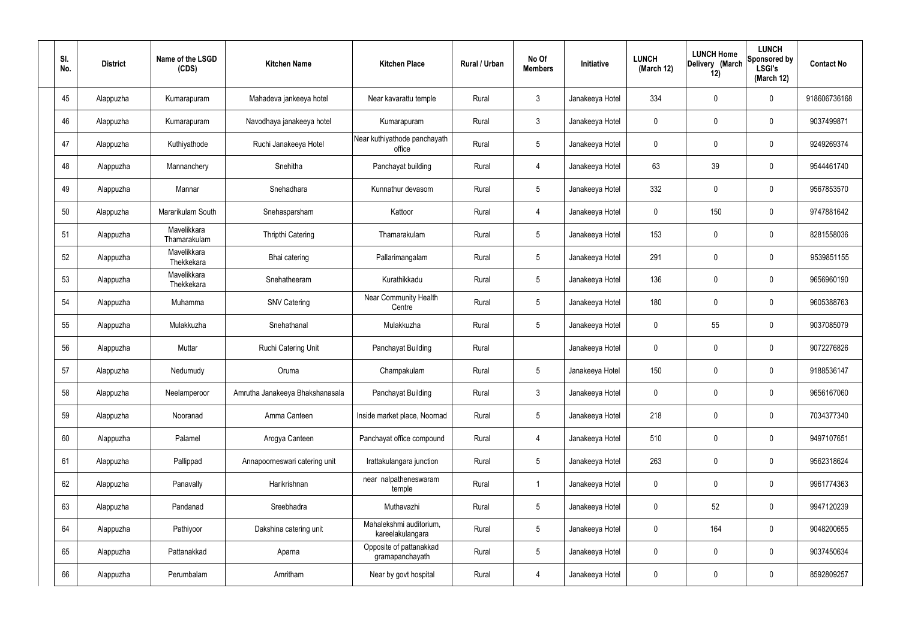| Sl. No. | District | Name of the LSGD (CDS) | Kitchen Name | Kitchen Place | Rural / Urban | No Of Members | Initiative | LUNCH (March 12) | LUNCH Home Delivery (March 12) | LUNCH Sponsored by LSGI's (March 12) | Contact No |
|---|---|---|---|---|---|---|---|---|---|---|---|
| 45 | Alappuzha | Kumarapuram | Mahadeva jankeeya hotel | Near kavarattu temple | Rural | 3 | Janakeeya Hotel | 334 | 0 | 0 | 918606736168 |
| 46 | Alappuzha | Kumarapuram | Navodhaya janakeeya hotel | Kumarapuram | Rural | 3 | Janakeeya Hotel | 0 | 0 | 0 | 9037499871 |
| 47 | Alappuzha | Kuthiyathode | Ruchi Janakeeya Hotel | Near kuthiyathode panchayath office | Rural | 5 | Janakeeya Hotel | 0 | 0 | 0 | 9249269374 |
| 48 | Alappuzha | Mannanchery | Snehitha | Panchayat building | Rural | 4 | Janakeeya Hotel | 63 | 39 | 0 | 9544461740 |
| 49 | Alappuzha | Mannar | Snehadhara | Kunnathur devasom | Rural | 5 | Janakeeya Hotel | 332 | 0 | 0 | 9567853570 |
| 50 | Alappuzha | Mararikulam South | Snehasparsham | Kattoor | Rural | 4 | Janakeeya Hotel | 0 | 150 | 0 | 9747881642 |
| 51 | Alappuzha | Mavelikkara Thamarakulam | Thripthi Catering | Thamarakulam | Rural | 5 | Janakeeya Hotel | 153 | 0 | 0 | 8281558036 |
| 52 | Alappuzha | Mavelikkara Thekkekara | Bhai catering | Pallarimangalam | Rural | 5 | Janakeeya Hotel | 291 | 0 | 0 | 9539851155 |
| 53 | Alappuzha | Mavelikkara Thekkekara | Snehatheeram | Kurathikkadu | Rural | 5 | Janakeeya Hotel | 136 | 0 | 0 | 9656960190 |
| 54 | Alappuzha | Muhamma | SNV Catering | Near Community Health Centre | Rural | 5 | Janakeeya Hotel | 180 | 0 | 0 | 9605388763 |
| 55 | Alappuzha | Mulakkuzha | Snehathanal | Mulakkuzha | Rural | 5 | Janakeeya Hotel | 0 | 55 | 0 | 9037085079 |
| 56 | Alappuzha | Muttar | Ruchi Catering Unit | Panchayat Building | Rural | | Janakeeya Hotel | 0 | 0 | 0 | 9072276826 |
| 57 | Alappuzha | Nedumudy | Oruma | Champakulam | Rural | 5 | Janakeeya Hotel | 150 | 0 | 0 | 9188536147 |
| 58 | Alappuzha | Neelamperoor | Amrutha Janakeeya Bhakshanasala | Panchayat Building | Rural | 3 | Janakeeya Hotel | 0 | 0 | 0 | 9656167060 |
| 59 | Alappuzha | Nooranad | Amma Canteen | Inside market place, Noornad | Rural | 5 | Janakeeya Hotel | 218 | 0 | 0 | 7034377340 |
| 60 | Alappuzha | Palamel | Arogya Canteen | Panchayat office compound | Rural | 4 | Janakeeya Hotel | 510 | 0 | 0 | 9497107651 |
| 61 | Alappuzha | Pallippad | Annapoorneswari catering unit | Irattakulangara junction | Rural | 5 | Janakeeya Hotel | 263 | 0 | 0 | 9562318624 |
| 62 | Alappuzha | Panavally | Harikrishnan | near nalpatheneswaram temple | Rural | 1 | Janakeeya Hotel | 0 | 0 | 0 | 9961774363 |
| 63 | Alappuzha | Pandanad | Sreebhadra | Muthavazhi | Rural | 5 | Janakeeya Hotel | 0 | 52 | 0 | 9947120239 |
| 64 | Alappuzha | Pathiyoor | Dakshina catering unit | Mahalekshmi auditorium, kareelakulangara | Rural | 5 | Janakeeya Hotel | 0 | 164 | 0 | 9048200655 |
| 65 | Alappuzha | Pattanakkad | Aparna | Opposite of pattanakkad gramapanchayath | Rural | 5 | Janakeeya Hotel | 0 | 0 | 0 | 9037450634 |
| 66 | Alappuzha | Perumbalam | Amritham | Near by govt hospital | Rural | 4 | Janakeeya Hotel | 0 | 0 | 0 | 8592809257 |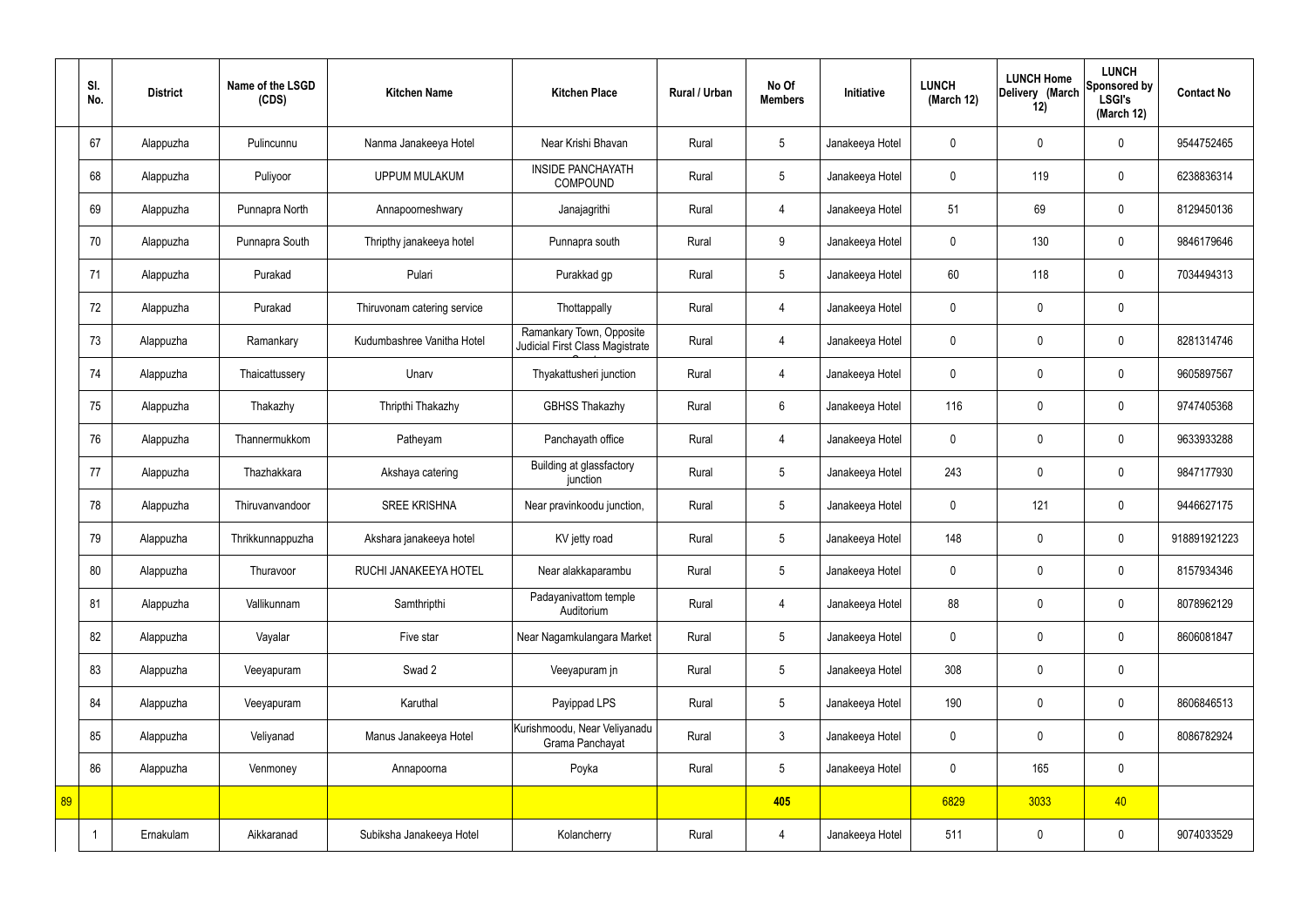| | Sl. No. | District | Name of the LSGD (CDS) | Kitchen Name | Kitchen Place | Rural / Urban | No Of Members | Initiative | LUNCH (March 12) | LUNCH Home Delivery (March 12) | LUNCH Sponsored by LSGI's (March 12) | Contact No |
|---|---|---|---|---|---|---|---|---|---|---|---|---|
| | 67 | Alappuzha | Pulincunnu | Nanma Janakeeya Hotel | Near Krishi Bhavan | Rural | 5 | Janakeeya Hotel | 0 | 0 | 0 | 9544752465 |
| | 68 | Alappuzha | Puliyoor | UPPUM MULAKUM | INSIDE PANCHAYATH COMPOUND | Rural | 5 | Janakeeya Hotel | 0 | 119 | 0 | 6238836314 |
| | 69 | Alappuzha | Punnapra North | Annapoorneshwary | Janajagrithi | Rural | 4 | Janakeeya Hotel | 51 | 69 | 0 | 8129450136 |
| | 70 | Alappuzha | Punnapra South | Thripthy janakeeya hotel | Punnapra south | Rural | 9 | Janakeeya Hotel | 0 | 130 | 0 | 9846179646 |
| | 71 | Alappuzha | Purakad | Pulari | Purakkad gp | Rural | 5 | Janakeeya Hotel | 60 | 118 | 0 | 7034494313 |
| | 72 | Alappuzha | Purakad | Thiruvonam catering service | Thottappally | Rural | 4 | Janakeeya Hotel | 0 | 0 | 0 | |
| | 73 | Alappuzha | Ramankary | Kudumbashree Vanitha Hotel | Ramankary Town, Opposite Judicial First Class Magistrate Court | Rural | 4 | Janakeeya Hotel | 0 | 0 | 0 | 8281314746 |
| | 74 | Alappuzha | Thaicattussery | Unarv | Thyakattusheri junction | Rural | 4 | Janakeeya Hotel | 0 | 0 | 0 | 9605897567 |
| | 75 | Alappuzha | Thakazhy | Thripthi Thakazhy | GBHSS Thakazhy | Rural | 6 | Janakeeya Hotel | 116 | 0 | 0 | 9747405368 |
| | 76 | Alappuzha | Thannermukkom | Patheyam | Panchayath office | Rural | 4 | Janakeeya Hotel | 0 | 0 | 0 | 9633933288 |
| | 77 | Alappuzha | Thazhakkara | Akshaya catering | Building at glassfactory junction | Rural | 5 | Janakeeya Hotel | 243 | 0 | 0 | 9847177930 |
| | 78 | Alappuzha | Thiruvanvandoor | SREE KRISHNA | Near pravinkoodu junction, | Rural | 5 | Janakeeya Hotel | 0 | 121 | 0 | 9446627175 |
| | 79 | Alappuzha | Thrikkunnappuzha | Akshara janakeeya hotel | KV jetty road | Rural | 5 | Janakeeya Hotel | 148 | 0 | 0 | 918891921223 |
| | 80 | Alappuzha | Thuravoor | RUCHI JANAKEEYA HOTEL | Near alakkaparambu | Rural | 5 | Janakeeya Hotel | 0 | 0 | 0 | 8157934346 |
| | 81 | Alappuzha | Vallikunnam | Samthripthi | Padayanivattom temple Auditorium | Rural | 4 | Janakeeya Hotel | 88 | 0 | 0 | 8078962129 |
| | 82 | Alappuzha | Vayalar | Five star | Near Nagamkulangara Market | Rural | 5 | Janakeeya Hotel | 0 | 0 | 0 | 8606081847 |
| | 83 | Alappuzha | Veeyapuram | Swad 2 | Veeyapuram jn | Rural | 5 | Janakeeya Hotel | 308 | 0 | 0 | |
| | 84 | Alappuzha | Veeyapuram | Karuthal | Payippad LPS | Rural | 5 | Janakeeya Hotel | 190 | 0 | 0 | 8606846513 |
| | 85 | Alappuzha | Veliyanad | Manus Janakeeya Hotel | Kurishmoodu, Near Veliyanadu Grama Panchayat | Rural | 3 | Janakeeya Hotel | 0 | 0 | 0 | 8086782924 |
| | 86 | Alappuzha | Venmoney | Annapoorna | Poyka | Rural | 5 | Janakeeya Hotel | 0 | 165 | 0 | |
| 89 | | | | | | | 405 | | 6829 | 3033 | 40 | |
| | 1 | Ernakulam | Aikkaranad | Subiksha Janakeeya Hotel | Kolancherry | Rural | 4 | Janakeeya Hotel | 511 | 0 | 0 | 9074033529 |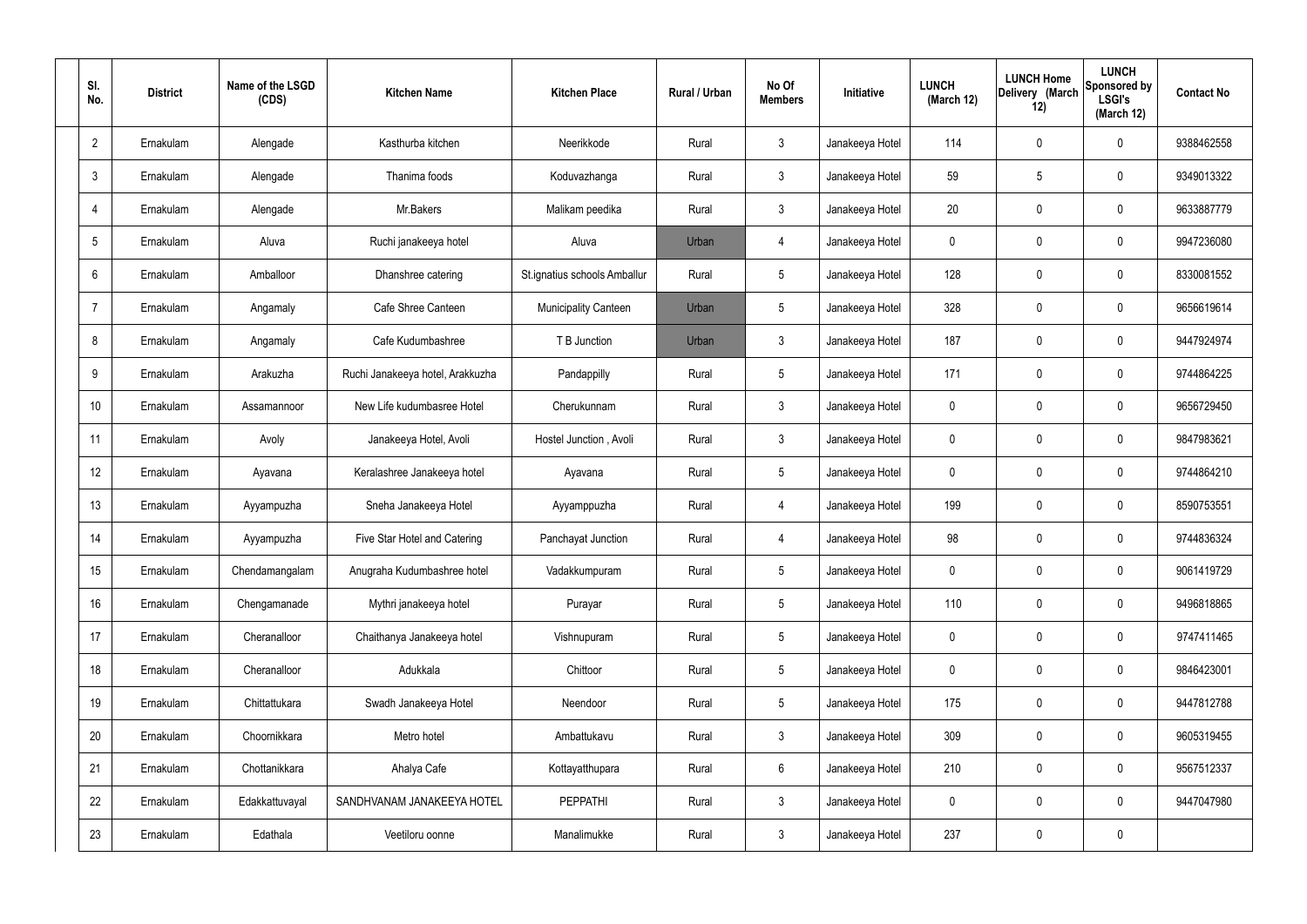| Sl. No. | District | Name of the LSGD (CDS) | Kitchen Name | Kitchen Place | Rural / Urban | No Of Members | Initiative | LUNCH (March 12) | LUNCH Home Delivery (March 12) | LUNCH Sponsored by LSGI's (March 12) | Contact No |
|---|---|---|---|---|---|---|---|---|---|---|---|
| 2 | Ernakulam | Alengade | Kasthurba kitchen | Neerikkode | Rural | 3 | Janakeeya Hotel | 114 | 0 | 0 | 9388462558 |
| 3 | Ernakulam | Alengade | Thanima foods | Koduvazhanga | Rural | 3 | Janakeeya Hotel | 59 | 5 | 0 | 9349013322 |
| 4 | Ernakulam | Alengade | Mr.Bakers | Malikam peedika | Rural | 3 | Janakeeya Hotel | 20 | 0 | 0 | 9633887779 |
| 5 | Ernakulam | Aluva | Ruchi janakeeya hotel | Aluva | Urban | 4 | Janakeeya Hotel | 0 | 0 | 0 | 9947236080 |
| 6 | Ernakulam | Amballoor | Dhanshree catering | St.ignatius schools Amballur | Rural | 5 | Janakeeya Hotel | 128 | 0 | 0 | 8330081552 |
| 7 | Ernakulam | Angamaly | Cafe Shree Canteen | Municipality Canteen | Urban | 5 | Janakeeya Hotel | 328 | 0 | 0 | 9656619614 |
| 8 | Ernakulam | Angamaly | Cafe Kudumbashree | T B Junction | Urban | 3 | Janakeeya Hotel | 187 | 0 | 0 | 9447924974 |
| 9 | Ernakulam | Arakuzha | Ruchi Janakeeya hotel, Arakkuzha | Pandappilly | Rural | 5 | Janakeeya Hotel | 171 | 0 | 0 | 9744864225 |
| 10 | Ernakulam | Assamannoor | New Life kudumbasree Hotel | Cherukunnam | Rural | 3 | Janakeeya Hotel | 0 | 0 | 0 | 9656729450 |
| 11 | Ernakulam | Avoly | Janakeeya Hotel, Avoli | Hostel Junction , Avoli | Rural | 3 | Janakeeya Hotel | 0 | 0 | 0 | 9847983621 |
| 12 | Ernakulam | Ayavana | Keralashree Janakeeya hotel | Ayavana | Rural | 5 | Janakeeya Hotel | 0 | 0 | 0 | 9744864210 |
| 13 | Ernakulam | Ayyampuzha | Sneha Janakeeya Hotel | Ayyamppuzha | Rural | 4 | Janakeeya Hotel | 199 | 0 | 0 | 8590753551 |
| 14 | Ernakulam | Ayyampuzha | Five Star Hotel and Catering | Panchayat Junction | Rural | 4 | Janakeeya Hotel | 98 | 0 | 0 | 9744836324 |
| 15 | Ernakulam | Chendamangalam | Anugraha Kudumbashree hotel | Vadakkumpuram | Rural | 5 | Janakeeya Hotel | 0 | 0 | 0 | 9061419729 |
| 16 | Ernakulam | Chengamanade | Mythri janakeeya hotel | Purayar | Rural | 5 | Janakeeya Hotel | 110 | 0 | 0 | 9496818865 |
| 17 | Ernakulam | Cheranalloor | Chaithanya Janakeeya hotel | Vishnupuram | Rural | 5 | Janakeeya Hotel | 0 | 0 | 0 | 9747411465 |
| 18 | Ernakulam | Cheranalloor | Adukkala | Chittoor | Rural | 5 | Janakeeya Hotel | 0 | 0 | 0 | 9846423001 |
| 19 | Ernakulam | Chittattukara | Swadh Janakeeya Hotel | Neendoor | Rural | 5 | Janakeeya Hotel | 175 | 0 | 0 | 9447812788 |
| 20 | Ernakulam | Choornikkara | Metro hotel | Ambattukavu | Rural | 3 | Janakeeya Hotel | 309 | 0 | 0 | 9605319455 |
| 21 | Ernakulam | Chottanikkara | Ahalya Cafe | Kottayatthupara | Rural | 6 | Janakeeya Hotel | 210 | 0 | 0 | 9567512337 |
| 22 | Ernakulam | Edakkattuvayal | SANDHVANAM JANAKEEYA HOTEL | PEPPATHI | Rural | 3 | Janakeeya Hotel | 0 | 0 | 0 | 9447047980 |
| 23 | Ernakulam | Edathala | Veetiloru oonne | Manalimukke | Rural | 3 | Janakeeya Hotel | 237 | 0 | 0 | |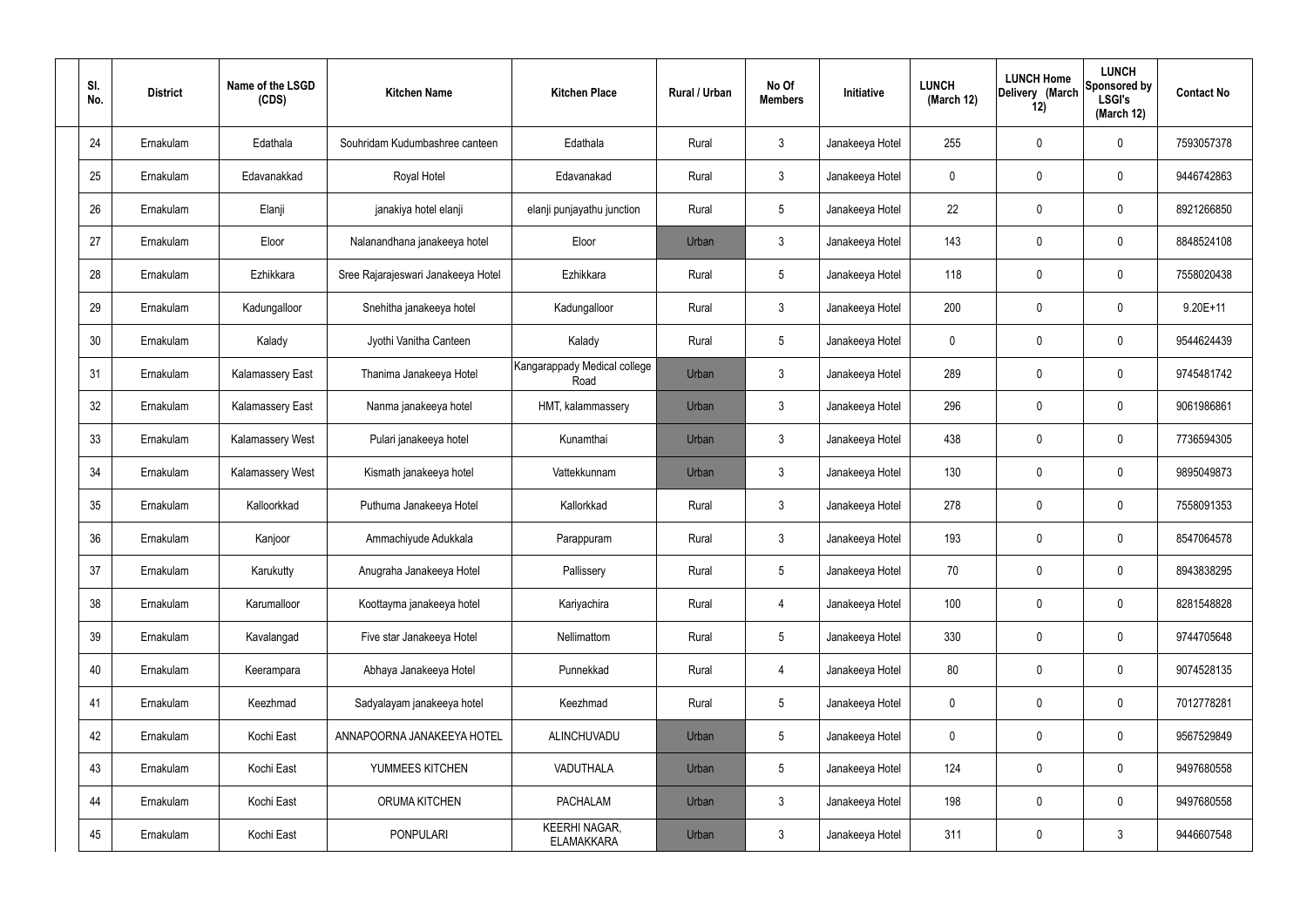| Sl. No. | District | Name of the LSGD (CDS) | Kitchen Name | Kitchen Place | Rural / Urban | No Of Members | Initiative | LUNCH (March 12) | LUNCH Home Delivery (March 12) | LUNCH Sponsored by LSGI's (March 12) | Contact No |
|---|---|---|---|---|---|---|---|---|---|---|---|
| 24 | Ernakulam | Edathala | Souhridam Kudumbashree canteen | Edathala | Rural | 3 | Janakeeya Hotel | 255 | 0 | 0 | 7593057378 |
| 25 | Ernakulam | Edavanakkad | Royal Hotel | Edavanakad | Rural | 3 | Janakeeya Hotel | 0 | 0 | 0 | 9446742863 |
| 26 | Ernakulam | Elanji | janakiya hotel elanji | elanji punjayathu junction | Rural | 5 | Janakeeya Hotel | 22 | 0 | 0 | 8921266850 |
| 27 | Ernakulam | Eloor | Nalanandhana janakeeya hotel | Eloor | Urban | 3 | Janakeeya Hotel | 143 | 0 | 0 | 8848524108 |
| 28 | Ernakulam | Ezhikkara | Sree Rajarajeswari Janakeeya Hotel | Ezhikkara | Rural | 5 | Janakeeya Hotel | 118 | 0 | 0 | 7558020438 |
| 29 | Ernakulam | Kadungalloor | Snehitha janakeeya hotel | Kadungalloor | Rural | 3 | Janakeeya Hotel | 200 | 0 | 0 | 9.20E+11 |
| 30 | Ernakulam | Kalady | Jyothi Vanitha Canteen | Kalady | Rural | 5 | Janakeeya Hotel | 0 | 0 | 0 | 9544624439 |
| 31 | Ernakulam | Kalamassery East | Thanima Janakeeya Hotel | Kangarappady Medical college Road | Urban | 3 | Janakeeya Hotel | 289 | 0 | 0 | 9745481742 |
| 32 | Ernakulam | Kalamassery East | Nanma janakeeya hotel | HMT, kalammassery | Urban | 3 | Janakeeya Hotel | 296 | 0 | 0 | 9061986861 |
| 33 | Ernakulam | Kalamassery West | Pulari janakeeya hotel | Kunamthai | Urban | 3 | Janakeeya Hotel | 438 | 0 | 0 | 7736594305 |
| 34 | Ernakulam | Kalamassery West | Kismath janakeeya hotel | Vattekkunnam | Urban | 3 | Janakeeya Hotel | 130 | 0 | 0 | 9895049873 |
| 35 | Ernakulam | Kalloorkkad | Puthuma Janakeeya Hotel | Kallorkkad | Rural | 3 | Janakeeya Hotel | 278 | 0 | 0 | 7558091353 |
| 36 | Ernakulam | Kanjoor | Ammachiyude Adukkala | Parappuram | Rural | 3 | Janakeeya Hotel | 193 | 0 | 0 | 8547064578 |
| 37 | Ernakulam | Karukutty | Anugraha Janakeeya Hotel | Pallissery | Rural | 5 | Janakeeya Hotel | 70 | 0 | 0 | 8943838295 |
| 38 | Ernakulam | Karumalloor | Koottayma janakeeya hotel | Kariyachira | Rural | 4 | Janakeeya Hotel | 100 | 0 | 0 | 8281548828 |
| 39 | Ernakulam | Kavalangad | Five star Janakeeya Hotel | Nellimattom | Rural | 5 | Janakeeya Hotel | 330 | 0 | 0 | 9744705648 |
| 40 | Ernakulam | Keerampara | Abhaya Janakeeya Hotel | Punnekkad | Rural | 4 | Janakeeya Hotel | 80 | 0 | 0 | 9074528135 |
| 41 | Ernakulam | Keezhmad | Sadyalayam janakeeya hotel | Keezhmad | Rural | 5 | Janakeeya Hotel | 0 | 0 | 0 | 7012778281 |
| 42 | Ernakulam | Kochi East | ANNAPOORNA JANAKEEYA HOTEL | ALINCHUVADU | Urban | 5 | Janakeeya Hotel | 0 | 0 | 0 | 9567529849 |
| 43 | Ernakulam | Kochi East | YUMMEES KITCHEN | VADUTHALA | Urban | 5 | Janakeeya Hotel | 124 | 0 | 0 | 9497680558 |
| 44 | Ernakulam | Kochi East | ORUMA KITCHEN | PACHALAM | Urban | 3 | Janakeeya Hotel | 198 | 0 | 0 | 9497680558 |
| 45 | Ernakulam | Kochi East | PONPULARI | KEERHI NAGAR, ELAMAKKARA | Urban | 3 | Janakeeya Hotel | 311 | 0 | 3 | 9446607548 |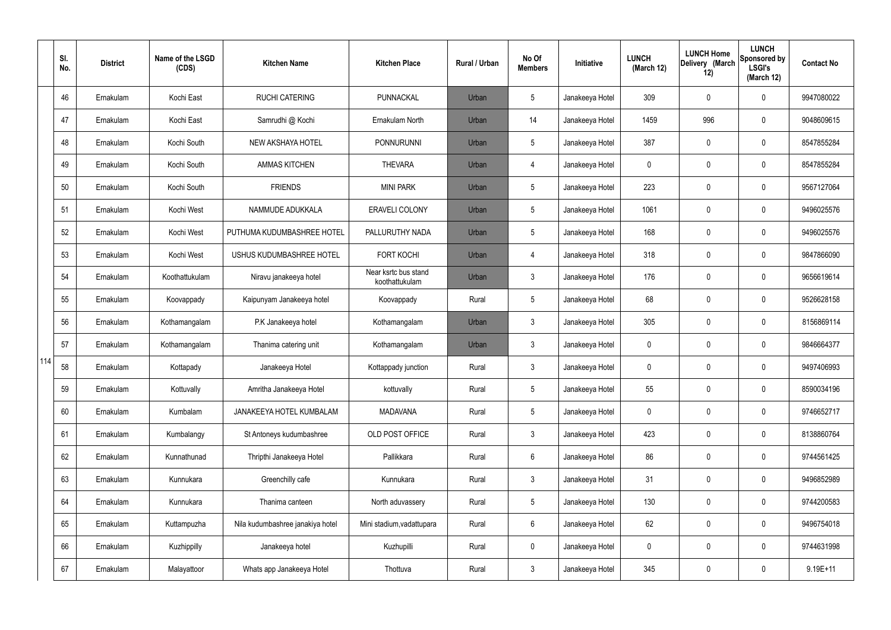|  | Sl. No. | District | Name of the LSGD (CDS) | Kitchen Name | Kitchen Place | Rural / Urban | No Of Members | Initiative | LUNCH (March 12) | LUNCH Home Delivery (March 12) | LUNCH Sponsored by LSGI's (March 12) | Contact No |
|---|---|---|---|---|---|---|---|---|---|---|---|---|
| 114 | 46 | Ernakulam | Kochi East | RUCHI CATERING | PUNNACKAL | Urban | 5 | Janakeeya Hotel | 309 | 0 | 0 | 9947080022 |
|  | 47 | Ernakulam | Kochi East | Samrudhi @ Kochi | Ernakulam North | Urban | 14 | Janakeeya Hotel | 1459 | 996 | 0 | 9048609615 |
|  | 48 | Ernakulam | Kochi South | NEW AKSHAYA HOTEL | PONNURUNNI | Urban | 5 | Janakeeya Hotel | 387 | 0 | 0 | 8547855284 |
|  | 49 | Ernakulam | Kochi South | AMMAS KITCHEN | THEVARA | Urban | 4 | Janakeeya Hotel | 0 | 0 | 0 | 8547855284 |
|  | 50 | Ernakulam | Kochi South | FRIENDS | MINI PARK | Urban | 5 | Janakeeya Hotel | 223 | 0 | 0 | 9567127064 |
|  | 51 | Ernakulam | Kochi West | NAMMUDE ADUKKALA | ERAVELI COLONY | Urban | 5 | Janakeeya Hotel | 1061 | 0 | 0 | 9496025576 |
|  | 52 | Ernakulam | Kochi West | PUTHUMA KUDUMBASHREE HOTEL | PALLURUTHY NADA | Urban | 5 | Janakeeya Hotel | 168 | 0 | 0 | 9496025576 |
|  | 53 | Ernakulam | Kochi West | USHUS KUDUMBASHREE HOTEL | FORT KOCHI | Urban | 4 | Janakeeya Hotel | 318 | 0 | 0 | 9847866090 |
|  | 54 | Ernakulam | Koothattukulam | Niravu janakeeya hotel | Near ksrtc bus stand koothattukulam | Urban | 3 | Janakeeya Hotel | 176 | 0 | 0 | 9656619614 |
|  | 55 | Ernakulam | Koovappady | Kaipunyam Janakeeya hotel | Koovappady | Rural | 5 | Janakeeya Hotel | 68 | 0 | 0 | 9526628158 |
|  | 56 | Ernakulam | Kothamangalam | P.K Janakeeya hotel | Kothamangalam | Urban | 3 | Janakeeya Hotel | 305 | 0 | 0 | 8156869114 |
|  | 57 | Ernakulam | Kothamangalam | Thanima catering unit | Kothamangalam | Urban | 3 | Janakeeya Hotel | 0 | 0 | 0 | 9846664377 |
|  | 58 | Ernakulam | Kottapady | Janakeeya Hotel | Kottappady junction | Rural | 3 | Janakeeya Hotel | 0 | 0 | 0 | 9497406993 |
|  | 59 | Ernakulam | Kottuvally | Amritha Janakeeya Hotel | kottuvally | Rural | 5 | Janakeeya Hotel | 55 | 0 | 0 | 8590034196 |
|  | 60 | Ernakulam | Kumbalam | JANAKEEYA HOTEL KUMBALAM | MADAVANA | Rural | 5 | Janakeeya Hotel | 0 | 0 | 0 | 9746652717 |
|  | 61 | Ernakulam | Kumbalangy | St Antoneys kudumbashree | OLD POST OFFICE | Rural | 3 | Janakeeya Hotel | 423 | 0 | 0 | 8138860764 |
|  | 62 | Ernakulam | Kunnathunad | Thripthi Janakeeya Hotel | Pallikkara | Rural | 6 | Janakeeya Hotel | 86 | 0 | 0 | 9744561425 |
|  | 63 | Ernakulam | Kunnukara | Greenchilly cafe | Kunnukara | Rural | 3 | Janakeeya Hotel | 31 | 0 | 0 | 9496852989 |
|  | 64 | Ernakulam | Kunnukara | Thanima canteen | North aduvassery | Rural | 5 | Janakeeya Hotel | 130 | 0 | 0 | 9744200583 |
|  | 65 | Ernakulam | Kuttampuzha | Nila kudumbashree janakiya hotel | Mini stadium,vadattupara | Rural | 6 | Janakeeya Hotel | 62 | 0 | 0 | 9496754018 |
|  | 66 | Ernakulam | Kuzhippilly | Janakeeya hotel | Kuzhupilli | Rural | 0 | Janakeeya Hotel | 0 | 0 | 0 | 9744631998 |
|  | 67 | Ernakulam | Malayattoor | Whats app Janakeeya Hotel | Thottuva | Rural | 3 | Janakeeya Hotel | 345 | 0 | 0 | 9.19E+11 |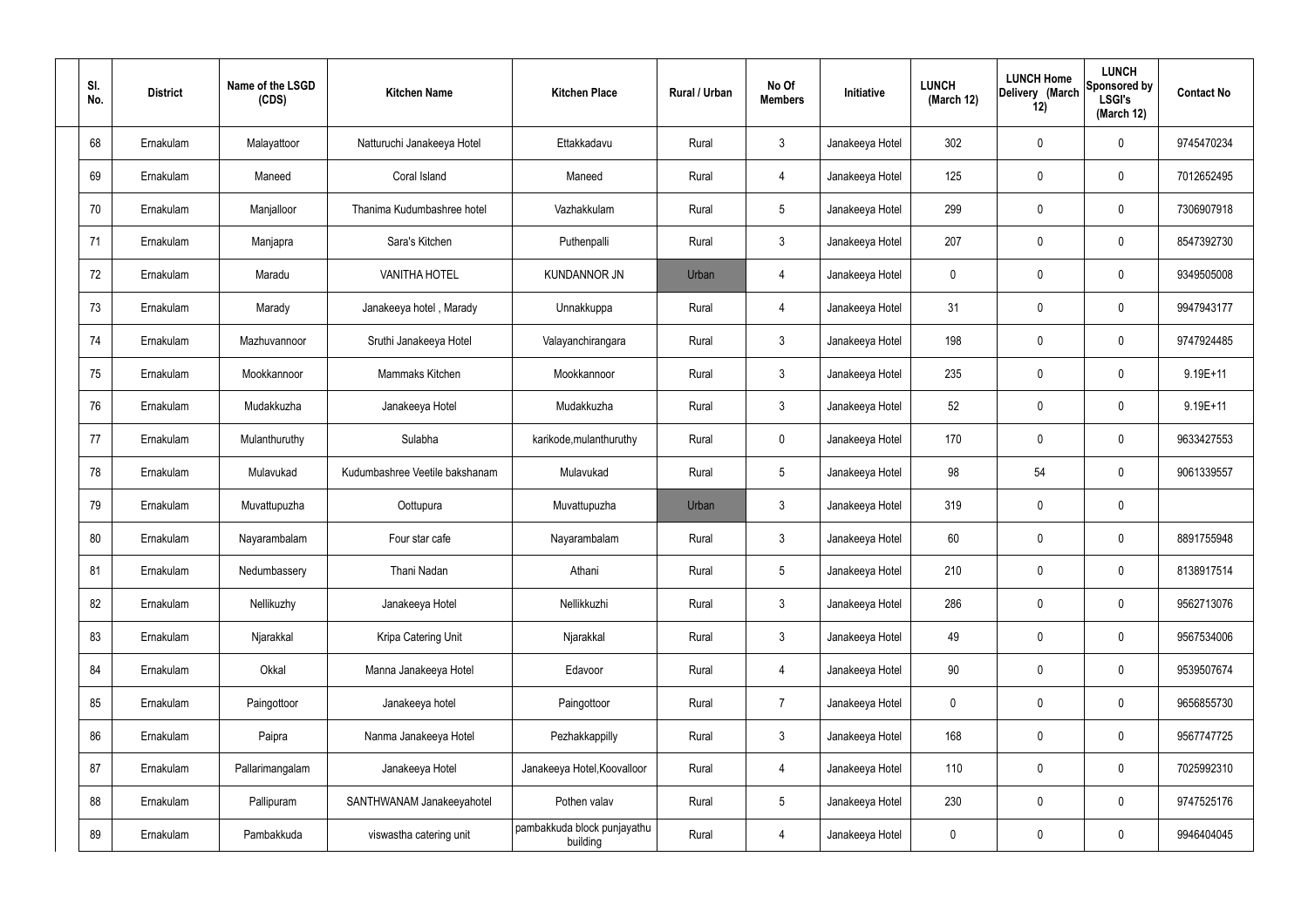| Sl. No. | District | Name of the LSGD (CDS) | Kitchen Name | Kitchen Place | Rural / Urban | No Of Members | Initiative | LUNCH (March 12) | LUNCH Home Delivery (March 12) | LUNCH Sponsored by LSGI's (March 12) | Contact No |
|---|---|---|---|---|---|---|---|---|---|---|---|
| 68 | Ernakulam | Malayattoor | Natturuchi Janakeeya Hotel | Ettakkadavu | Rural | 3 | Janakeeya Hotel | 302 | 0 | 0 | 9745470234 |
| 69 | Ernakulam | Maneed | Coral Island | Maneed | Rural | 4 | Janakeeya Hotel | 125 | 0 | 0 | 7012652495 |
| 70 | Ernakulam | Manjalloor | Thanima Kudumbashree hotel | Vazhakkulam | Rural | 5 | Janakeeya Hotel | 299 | 0 | 0 | 7306907918 |
| 71 | Ernakulam | Manjapra | Sara's Kitchen | Puthenpalli | Rural | 3 | Janakeeya Hotel | 207 | 0 | 0 | 8547392730 |
| 72 | Ernakulam | Maradu | VANITHA HOTEL | KUNDANNOR JN | Urban | 4 | Janakeeya Hotel | 0 | 0 | 0 | 9349505008 |
| 73 | Ernakulam | Marady | Janakeeya hotel , Marady | Unnakkuppa | Rural | 4 | Janakeeya Hotel | 31 | 0 | 0 | 9947943177 |
| 74 | Ernakulam | Mazhuvannoor | Sruthi Janakeeya Hotel | Valayanchirangara | Rural | 3 | Janakeeya Hotel | 198 | 0 | 0 | 9747924485 |
| 75 | Ernakulam | Mookkannoor | Mammaks Kitchen | Mookkannoor | Rural | 3 | Janakeeya Hotel | 235 | 0 | 0 | 9.19E+11 |
| 76 | Ernakulam | Mudakkuzha | Janakeeya Hotel | Mudakkuzha | Rural | 3 | Janakeeya Hotel | 52 | 0 | 0 | 9.19E+11 |
| 77 | Ernakulam | Mulanthuruthy | Sulabha | karikode,mulanthuruthy | Rural | 0 | Janakeeya Hotel | 170 | 0 | 0 | 9633427553 |
| 78 | Ernakulam | Mulavukad | Kudumbashree Veetile bakshanam | Mulavukad | Rural | 5 | Janakeeya Hotel | 98 | 54 | 0 | 9061339557 |
| 79 | Ernakulam | Muvattupuzha | Oottupura | Muvattupuzha | Urban | 3 | Janakeeya Hotel | 319 | 0 | 0 | |
| 80 | Ernakulam | Nayarambalam | Four star cafe | Nayarambalam | Rural | 3 | Janakeeya Hotel | 60 | 0 | 0 | 8891755948 |
| 81 | Ernakulam | Nedumbassery | Thani Nadan | Athani | Rural | 5 | Janakeeya Hotel | 210 | 0 | 0 | 8138917514 |
| 82 | Ernakulam | Nellikuzhy | Janakeeya Hotel | Nellikkuzhi | Rural | 3 | Janakeeya Hotel | 286 | 0 | 0 | 9562713076 |
| 83 | Ernakulam | Njarakkal | Kripa Catering Unit | Njarakkal | Rural | 3 | Janakeeya Hotel | 49 | 0 | 0 | 9567534006 |
| 84 | Ernakulam | Okkal | Manna Janakeeya Hotel | Edavoor | Rural | 4 | Janakeeya Hotel | 90 | 0 | 0 | 9539507674 |
| 85 | Ernakulam | Paingottoor | Janakeeya hotel | Paingottoor | Rural | 7 | Janakeeya Hotel | 0 | 0 | 0 | 9656855730 |
| 86 | Ernakulam | Paipra | Nanma Janakeeya Hotel | Pezhakkappilly | Rural | 3 | Janakeeya Hotel | 168 | 0 | 0 | 9567747725 |
| 87 | Ernakulam | Pallarimangalam | Janakeeya Hotel | Janakeeya Hotel,Koovalloor | Rural | 4 | Janakeeya Hotel | 110 | 0 | 0 | 7025992310 |
| 88 | Ernakulam | Pallipuram | SANTHWANAM Janakeeyahotel | Pothen valav | Rural | 5 | Janakeeya Hotel | 230 | 0 | 0 | 9747525176 |
| 89 | Ernakulam | Pambakkuda | viswastha catering unit | pambakkuda block punjayathu building | Rural | 4 | Janakeeya Hotel | 0 | 0 | 0 | 9946404045 |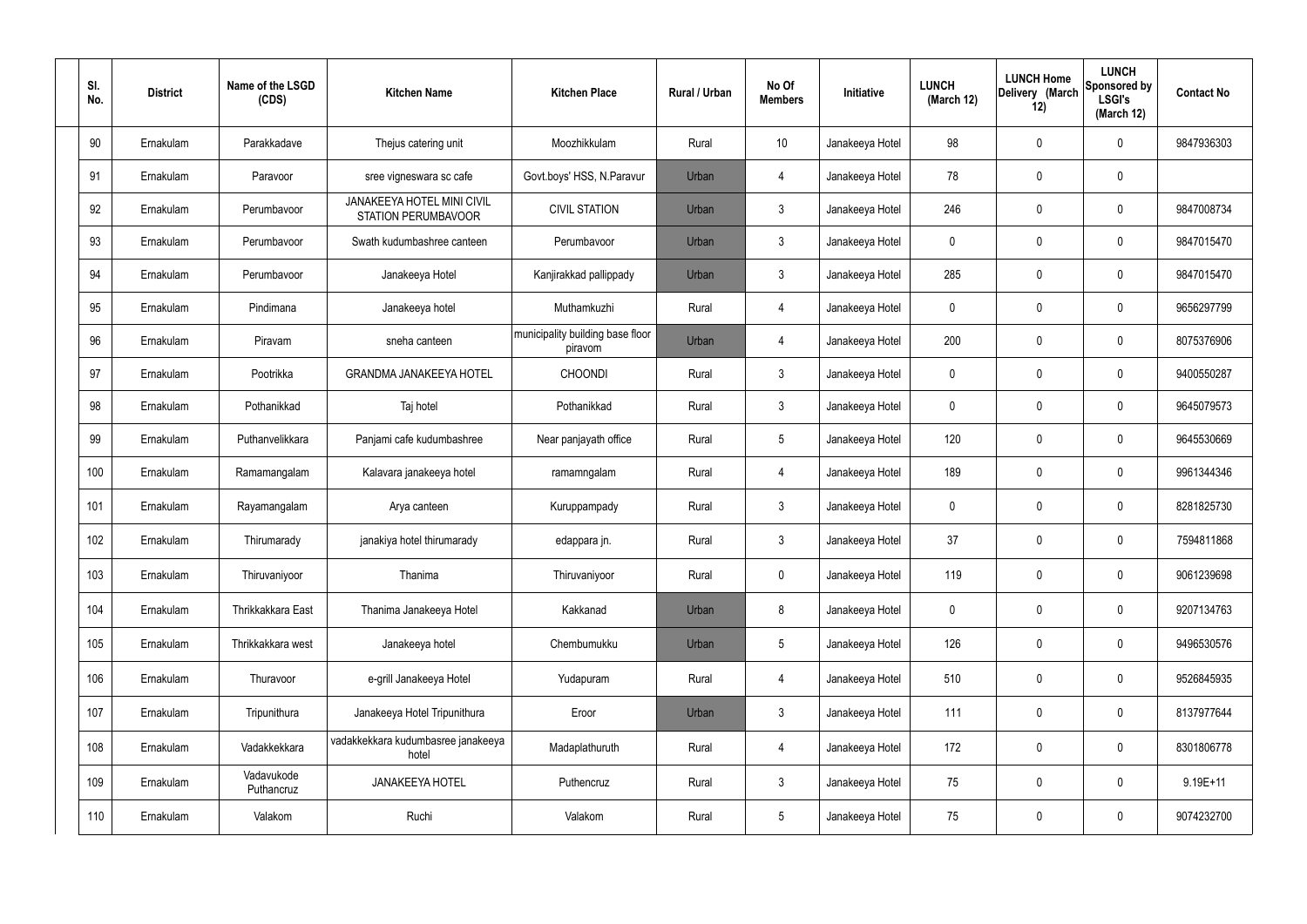| Sl. No. | District | Name of the LSGD (CDS) | Kitchen Name | Kitchen Place | Rural / Urban | No Of Members | Initiative | LUNCH (March 12) | LUNCH Home Delivery (March 12) | LUNCH Sponsored by LSGI's (March 12) | Contact No |
|---|---|---|---|---|---|---|---|---|---|---|---|
| 90 | Ernakulam | Parakkadave | Thejus catering unit | Moozhikkulam | Rural | 10 | Janakeeya Hotel | 98 | 0 | 0 | 9847936303 |
| 91 | Ernakulam | Paravoor | sree vigneswara sc cafe | Govt.boys' HSS, N.Paravur | Urban | 4 | Janakeeya Hotel | 78 | 0 | 0 | |
| 92 | Ernakulam | Perumbavoor | JANAKEEYA HOTEL MINI CIVIL STATION PERUMBAVOOR | CIVIL STATION | Urban | 3 | Janakeeya Hotel | 246 | 0 | 0 | 9847008734 |
| 93 | Ernakulam | Perumbavoor | Swath kudumbashree canteen | Perumbavoor | Urban | 3 | Janakeeya Hotel | 0 | 0 | 0 | 9847015470 |
| 94 | Ernakulam | Perumbavoor | Janakeeya Hotel | Kanjirakkad pallippady | Urban | 3 | Janakeeya Hotel | 285 | 0 | 0 | 9847015470 |
| 95 | Ernakulam | Pindimana | Janakeeya hotel | Muthamkuzhi | Rural | 4 | Janakeeya Hotel | 0 | 0 | 0 | 9656297799 |
| 96 | Ernakulam | Piravam | sneha canteen | municipality building base floor piravom | Urban | 4 | Janakeeya Hotel | 200 | 0 | 0 | 8075376906 |
| 97 | Ernakulam | Pootrikka | GRANDMA JANAKEEYA HOTEL | CHOONDI | Rural | 3 | Janakeeya Hotel | 0 | 0 | 0 | 9400550287 |
| 98 | Ernakulam | Pothanikkad | Taj hotel | Pothanikkad | Rural | 3 | Janakeeya Hotel | 0 | 0 | 0 | 9645079573 |
| 99 | Ernakulam | Puthanvelikkara | Panjami cafe kudumbashree | Near panjayath office | Rural | 5 | Janakeeya Hotel | 120 | 0 | 0 | 9645530669 |
| 100 | Ernakulam | Ramamangalam | Kalavara janakeeya hotel | ramamngalam | Rural | 4 | Janakeeya Hotel | 189 | 0 | 0 | 9961344346 |
| 101 | Ernakulam | Rayamangalam | Arya canteen | Kuruppampady | Rural | 3 | Janakeeya Hotel | 0 | 0 | 0 | 8281825730 |
| 102 | Ernakulam | Thirumarady | janakiya hotel thirumarady | edappara jn. | Rural | 3 | Janakeeya Hotel | 37 | 0 | 0 | 7594811868 |
| 103 | Ernakulam | Thiruvaniyoor | Thanima | Thiruvaniyoor | Rural | 0 | Janakeeya Hotel | 119 | 0 | 0 | 9061239698 |
| 104 | Ernakulam | Thrikkakkara East | Thanima Janakeeya Hotel | Kakkanad | Urban | 8 | Janakeeya Hotel | 0 | 0 | 0 | 9207134763 |
| 105 | Ernakulam | Thrikkakkara west | Janakeeya hotel | Chembumukku | Urban | 5 | Janakeeya Hotel | 126 | 0 | 0 | 9496530576 |
| 106 | Ernakulam | Thuravoor | e-grill Janakeeya Hotel | Yudapuram | Rural | 4 | Janakeeya Hotel | 510 | 0 | 0 | 9526845935 |
| 107 | Ernakulam | Tripunithura | Janakeeya Hotel Tripunithura | Eroor | Urban | 3 | Janakeeya Hotel | 111 | 0 | 0 | 8137977644 |
| 108 | Ernakulam | Vadakkekkara | vadakkekkara kudumbasree janakeeya hotel | Madaplathuruth | Rural | 4 | Janakeeya Hotel | 172 | 0 | 0 | 8301806778 |
| 109 | Ernakulam | Vadavukode Puthencruz | JANAKEEYA HOTEL | Puthencruz | Rural | 3 | Janakeeya Hotel | 75 | 0 | 0 | 9.19E+11 |
| 110 | Ernakulam | Valakom | Ruchi | Valakom | Rural | 5 | Janakeeya Hotel | 75 | 0 | 0 | 9074232700 |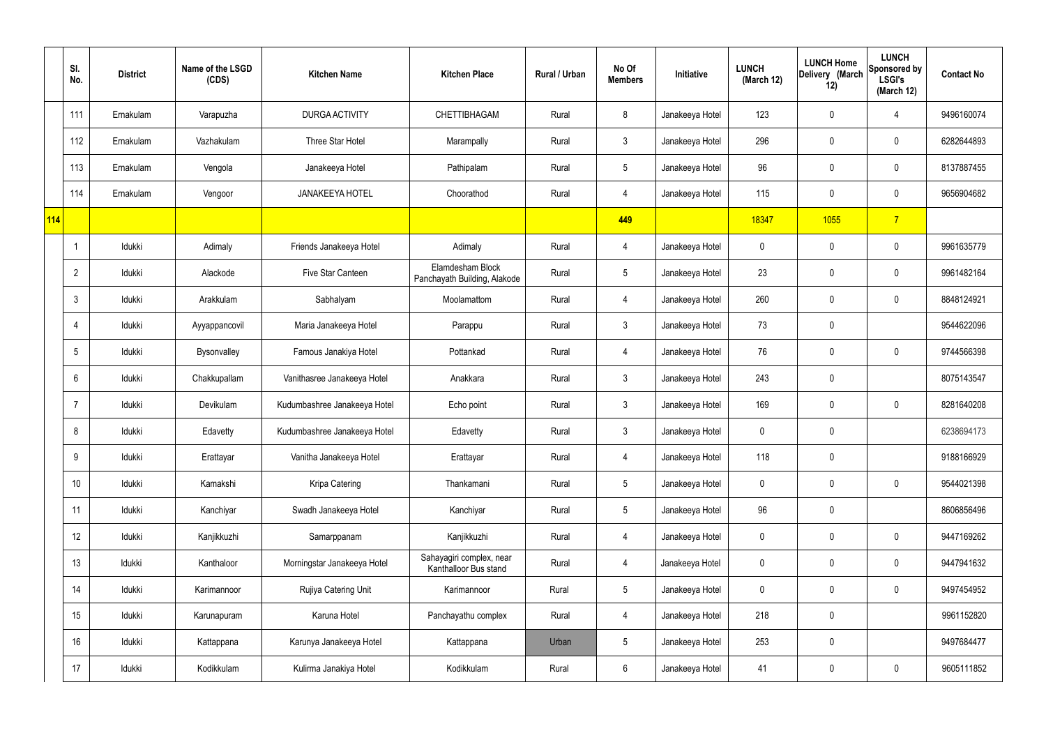|  | Sl. No. | District | Name of the LSGD (CDS) | Kitchen Name | Kitchen Place | Rural / Urban | No Of Members | Initiative | LUNCH (March 12) | LUNCH Home Delivery (March 12) | LUNCH Sponsored by LSGI's (March 12) | Contact No |
|---|---|---|---|---|---|---|---|---|---|---|---|---|
|  | 111 | Ernakulam | Varapuzha | DURGA ACTIVITY | CHETTIBHAGAM | Rural | 8 | Janakeeya Hotel | 123 | 0 | 4 | 9496160074 |
|  | 112 | Ernakulam | Vazhakulam | Three Star Hotel | Marampally | Rural | 3 | Janakeeya Hotel | 296 | 0 | 0 | 6282644893 |
|  | 113 | Ernakulam | Vengola | Janakeeya Hotel | Pathipalam | Rural | 5 | Janakeeya Hotel | 96 | 0 | 0 | 8137887455 |
|  | 114 | Ernakulam | Vengoor | JANAKEEYA HOTEL | Choorathod | Rural | 4 | Janakeeya Hotel | 115 | 0 | 0 | 9656904682 |
| 114 |  |  |  |  |  |  | 449 |  | 18347 | 1055 | 7 |  |
|  | 1 | Idukki | Adimaly | Friends Janakeeya Hotel | Adimaly | Rural | 4 | Janakeeya Hotel | 0 | 0 | 0 | 9961635779 |
|  | 2 | Idukki | Alackode | Five Star Canteen | Elamdesham Block Panchayath Building, Alakode | Rural | 5 | Janakeeya Hotel | 23 | 0 | 0 | 9961482164 |
|  | 3 | Idukki | Arakkulam | Sabhalyam | Moolamattom | Rural | 4 | Janakeeya Hotel | 260 | 0 | 0 | 8848124921 |
|  | 4 | Idukki | Ayyappancovil | Maria Janakeeya Hotel | Parappu | Rural | 3 | Janakeeya Hotel | 73 | 0 |  | 9544622096 |
|  | 5 | Idukki | Bysonvalley | Famous Janakiya Hotel | Pottankad | Rural | 4 | Janakeeya Hotel | 76 | 0 | 0 | 9744566398 |
|  | 6 | Idukki | Chakkupallam | Vanithasree Janakeeya Hotel | Anakkara | Rural | 3 | Janakeeya Hotel | 243 | 0 |  | 8075143547 |
|  | 7 | Idukki | Devikulam | Kudumbashree Janakeeya Hotel | Echo point | Rural | 3 | Janakeeya Hotel | 169 | 0 | 0 | 8281640208 |
|  | 8 | Idukki | Edavetty | Kudumbashree Janakeeya Hotel | Edavetty | Rural | 3 | Janakeeya Hotel | 0 | 0 |  | 6238694173 |
|  | 9 | Idukki | Erattayar | Vanitha Janakeeya Hotel | Erattayar | Rural | 4 | Janakeeya Hotel | 118 | 0 |  | 9188166929 |
|  | 10 | Idukki | Kamakshi | Kripa Catering | Thankamani | Rural | 5 | Janakeeya Hotel | 0 | 0 | 0 | 9544021398 |
|  | 11 | Idukki | Kanchiyar | Swadh Janakeeya Hotel | Kanchiyar | Rural | 5 | Janakeeya Hotel | 96 | 0 |  | 8606856496 |
|  | 12 | Idukki | Kanjikkuzhi | Samarppanam | Kanjikkuzhi | Rural | 4 | Janakeeya Hotel | 0 | 0 | 0 | 9447169262 |
|  | 13 | Idukki | Kanthaloor | Morningstar Janakeeya Hotel | Sahayagiri complex, near Kanthalloor Bus stand | Rural | 4 | Janakeeya Hotel | 0 | 0 | 0 | 9447941632 |
|  | 14 | Idukki | Karimannoor | Rujiya Catering Unit | Karimannoor | Rural | 5 | Janakeeya Hotel | 0 | 0 | 0 | 9497454952 |
|  | 15 | Idukki | Karunapuram | Karuna Hotel | Panchayathu complex | Rural | 4 | Janakeeya Hotel | 218 | 0 |  | 9961152820 |
|  | 16 | Idukki | Kattappana | Karunya Janakeeya Hotel | Kattappana | Urban | 5 | Janakeeya Hotel | 253 | 0 |  | 9497684477 |
|  | 17 | Idukki | Kodikkulam | Kulirma Janakiya Hotel | Kodikkulam | Rural | 6 | Janakeeya Hotel | 41 | 0 | 0 | 9605111852 |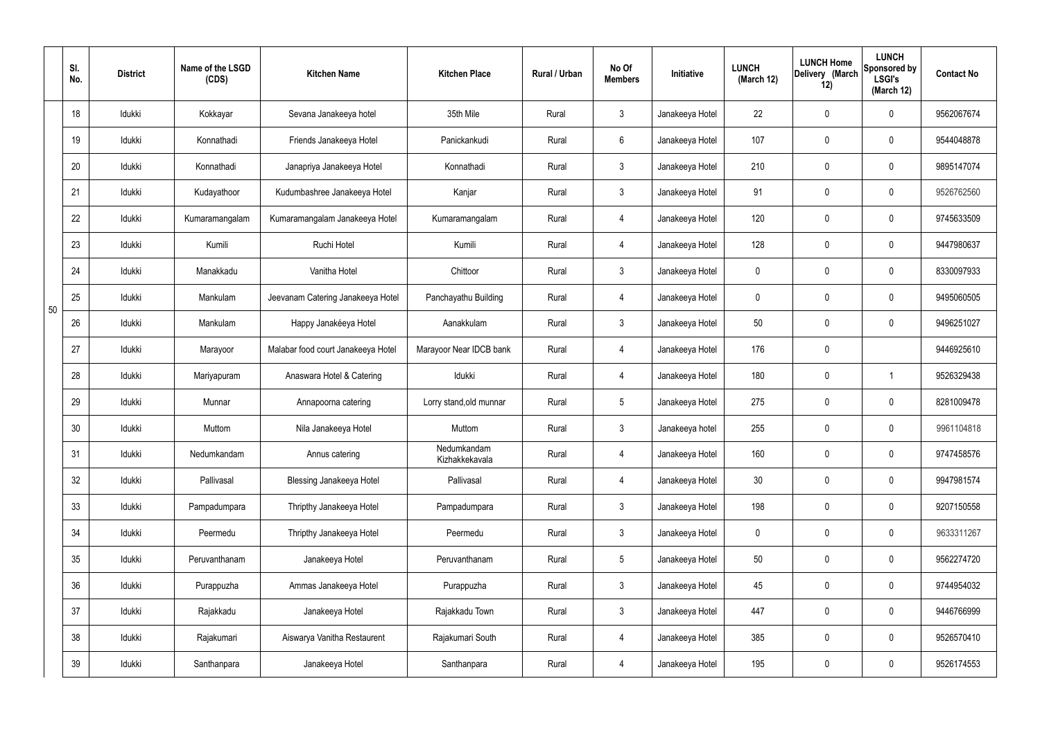|  | Sl. No. | District | Name of the LSGD (CDS) | Kitchen Name | Kitchen Place | Rural / Urban | No Of Members | Initiative | LUNCH (March 12) | LUNCH Home Delivery (March 12) | LUNCH Sponsored by LSGI's (March 12) | Contact No |
|---|---|---|---|---|---|---|---|---|---|---|---|---|
| 50 | 18 | Idukki | Kokkayar | Sevana Janakeeya hotel | 35th Mile | Rural | 3 | Janakeeya Hotel | 22 | 0 | 0 | 9562067674 |
|  | 19 | Idukki | Konnathadi | Friends Janakeeya Hotel | Panickankudi | Rural | 6 | Janakeeya Hotel | 107 | 0 | 0 | 9544048878 |
|  | 20 | Idukki | Konnathadi | Janapriya Janakeeya Hotel | Konnathadi | Rural | 3 | Janakeeya Hotel | 210 | 0 | 0 | 9895147074 |
|  | 21 | Idukki | Kudayathoor | Kudumbashree Janakeeya Hotel | Kanjar | Rural | 3 | Janakeeya Hotel | 91 | 0 | 0 | 9526762560 |
|  | 22 | Idukki | Kumaramangalam | Kumaramangalam Janakeeya Hotel | Kumaramangalam | Rural | 4 | Janakeeya Hotel | 120 | 0 | 0 | 9745633509 |
|  | 23 | Idukki | Kumili | Ruchi Hotel | Kumili | Rural | 4 | Janakeeya Hotel | 128 | 0 | 0 | 9447980637 |
|  | 24 | Idukki | Manakkadu | Vanitha Hotel | Chittoor | Rural | 3 | Janakeeya Hotel | 0 | 0 | 0 | 8330097933 |
|  | 25 | Idukki | Mankulam | Jeevanam Catering Janakeeya Hotel | Panchayathu Building | Rural | 4 | Janakeeya Hotel | 0 | 0 | 0 | 9495060505 |
|  | 26 | Idukki | Mankulam | Happy Janakéeya Hotel | Aanakkulam | Rural | 3 | Janakeeya Hotel | 50 | 0 | 0 | 9496251027 |
|  | 27 | Idukki | Marayoor | Malabar food court Janakeeya Hotel | Marayoor Near IDCB bank | Rural | 4 | Janakeeya Hotel | 176 | 0 |  | 9446925610 |
|  | 28 | Idukki | Mariyapuram | Anaswara Hotel & Catering | Idukki | Rural | 4 | Janakeeya Hotel | 180 | 0 | 1 | 9526329438 |
|  | 29 | Idukki | Munnar | Annapoorna catering | Lorry stand,old munnar | Rural | 5 | Janakeeya Hotel | 275 | 0 | 0 | 8281009478 |
|  | 30 | Idukki | Muttom | Nila Janakeeya Hotel | Muttom | Rural | 3 | Janakeeya hotel | 255 | 0 | 0 | 9961104818 |
|  | 31 | Idukki | Nedumkandam | Annus catering | Nedumkandam Kizhakkekavala | Rural | 4 | Janakeeya Hotel | 160 | 0 | 0 | 9747458576 |
|  | 32 | Idukki | Pallivasal | Blessing Janakeeya Hotel | Pallivasal | Rural | 4 | Janakeeya Hotel | 30 | 0 | 0 | 9947981574 |
|  | 33 | Idukki | Pampadumpara | Thripthy Janakeeya Hotel | Pampadumpara | Rural | 3 | Janakeeya Hotel | 198 | 0 | 0 | 9207150558 |
|  | 34 | Idukki | Peermedu | Thripthy Janakeeya Hotel | Peermedu | Rural | 3 | Janakeeya Hotel | 0 | 0 | 0 | 9633311267 |
|  | 35 | Idukki | Peruvanthanam | Janakeeya Hotel | Peruvanthanam | Rural | 5 | Janakeeya Hotel | 50 | 0 | 0 | 9562274720 |
|  | 36 | Idukki | Purappuzha | Ammas Janakeeya Hotel | Purappuzha | Rural | 3 | Janakeeya Hotel | 45 | 0 | 0 | 9744954032 |
|  | 37 | Idukki | Rajakkadu | Janakeeya Hotel | Rajakkadu Town | Rural | 3 | Janakeeya Hotel | 447 | 0 | 0 | 9446766999 |
|  | 38 | Idukki | Rajakumari | Aiswarya Vanitha Restaurent | Rajakumari South | Rural | 4 | Janakeeya Hotel | 385 | 0 | 0 | 9526570410 |
|  | 39 | Idukki | Santhanpara | Janakeeya Hotel | Santhanpara | Rural | 4 | Janakeeya Hotel | 195 | 0 | 0 | 9526174553 |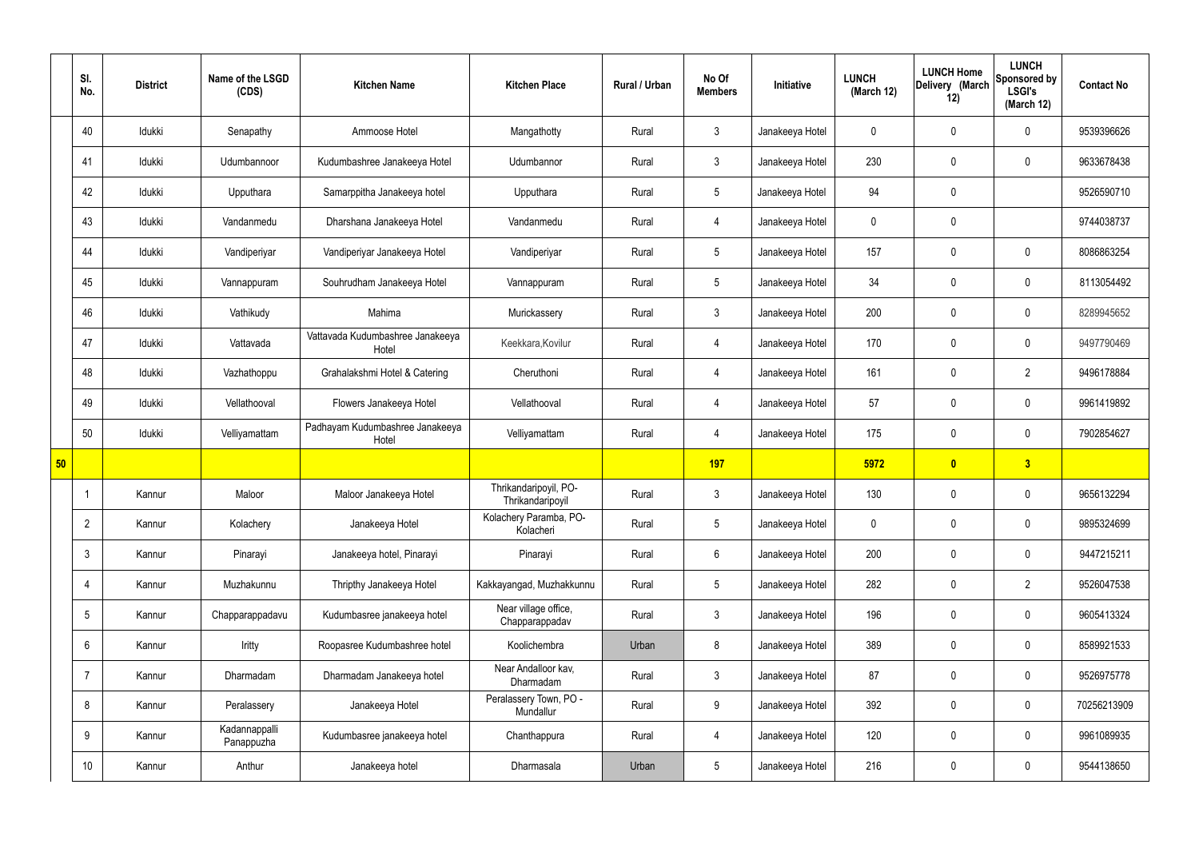|  | Sl. No. | District | Name of the LSGD (CDS) | Kitchen Name | Kitchen Place | Rural / Urban | No Of Members | Initiative | LUNCH (March 12) | LUNCH Home Delivery (March 12) | LUNCH Sponsored by LSGI's (March 12) | Contact No |
|---|---|---|---|---|---|---|---|---|---|---|---|---|
|  | 40 | Idukki | Senapathy | Ammoose Hotel | Mangathotty | Rural | 3 | Janakeeya Hotel | 0 | 0 | 0 | 9539396626 |
|  | 41 | Idukki | Udumbannoor | Kudumbashree Janakeeya Hotel | Udumbannor | Rural | 3 | Janakeeya Hotel | 230 | 0 | 0 | 9633678438 |
|  | 42 | Idukki | Upputhara | Samarppitha Janakeeya hotel | Upputhara | Rural | 5 | Janakeeya Hotel | 94 | 0 |  | 9526590710 |
|  | 43 | Idukki | Vandanmedu | Dharshana Janakeeya Hotel | Vandanmedu | Rural | 4 | Janakeeya Hotel | 0 | 0 |  | 9744038737 |
|  | 44 | Idukki | Vandiperiyar | Vandiperiyar Janakeeya Hotel | Vandiperiyar | Rural | 5 | Janakeeya Hotel | 157 | 0 | 0 | 8086863254 |
|  | 45 | Idukki | Vannappuram | Souhrudham Janakeeya Hotel | Vannappuram | Rural | 5 | Janakeeya Hotel | 34 | 0 | 0 | 8113054492 |
|  | 46 | Idukki | Vathikudy | Mahima | Murickassery | Rural | 3 | Janakeeya Hotel | 200 | 0 | 0 | 8289945652 |
|  | 47 | Idukki | Vattavada | Vattavada Kudumbashree Janakeeya Hotel | Keekkara,Kovilur | Rural | 4 | Janakeeya Hotel | 170 | 0 | 0 | 9497790469 |
|  | 48 | Idukki | Vazhathoppu | Grahalakshmi Hotel & Catering | Cheruthoni | Rural | 4 | Janakeeya Hotel | 161 | 0 | 2 | 9496178884 |
|  | 49 | Idukki | Vellathooval | Flowers Janakeeya Hotel | Vellathooval | Rural | 4 | Janakeeya Hotel | 57 | 0 | 0 | 9961419892 |
|  | 50 | Idukki | Velliyamattam | Padhayam Kudumbashree Janakeeya Hotel | Velliyamattam | Rural | 4 | Janakeeya Hotel | 175 | 0 | 0 | 7902854627 |
| **50** |  |  |  |  |  |  | **197** |  | **5972** | **0** | **3** |  |
|  | 1 | Kannur | Maloor | Maloor Janakeeya Hotel | Thrikandaripoyil, PO-Thrikandaripoyil | Rural | 3 | Janakeeya Hotel | 130 | 0 | 0 | 9656132294 |
|  | 2 | Kannur | Kolachery | Janakeeya Hotel | Kolachery Paramba, PO-Kolacheri | Rural | 5 | Janakeeya Hotel | 0 | 0 | 0 | 9895324699 |
|  | 3 | Kannur | Pinarayi | Janakeeya hotel, Pinarayi | Pinarayi | Rural | 6 | Janakeeya Hotel | 200 | 0 | 0 | 9447215211 |
|  | 4 | Kannur | Muzhakunnu | Thripthy Janakeeya Hotel | Kakkayangad, Muzhakkunnu | Rural | 5 | Janakeeya Hotel | 282 | 0 | 2 | 9526047538 |
|  | 5 | Kannur | Chapparappadavu | Kudumbasree janakeeya hotel | Near village office, Chapparappadav | Rural | 3 | Janakeeya Hotel | 196 | 0 | 0 | 9605413324 |
|  | 6 | Kannur | Iritty | Roopasree Kudumbashree hotel | Koolichembra | Urban | 8 | Janakeeya Hotel | 389 | 0 | 0 | 8589921533 |
|  | 7 | Kannur | Dharmadam | Dharmadam Janakeeya hotel | Near Andalloor kav, Dharmadam | Rural | 3 | Janakeeya Hotel | 87 | 0 | 0 | 9526975778 |
|  | 8 | Kannur | Peralassery | Janakeeya Hotel | Peralassery Town, PO - Mundallur | Rural | 9 | Janakeeya Hotel | 392 | 0 | 0 | 70256213909 |
|  | 9 | Kannur | Kadannappalli Panappuzha | Kudumbasree janakeeya hotel | Chanthappura | Rural | 4 | Janakeeya Hotel | 120 | 0 | 0 | 9961089935 |
|  | 10 | Kannur | Anthur | Janakeeya hotel | Dharmasala | Urban | 5 | Janakeeya Hotel | 216 | 0 | 0 | 9544138650 |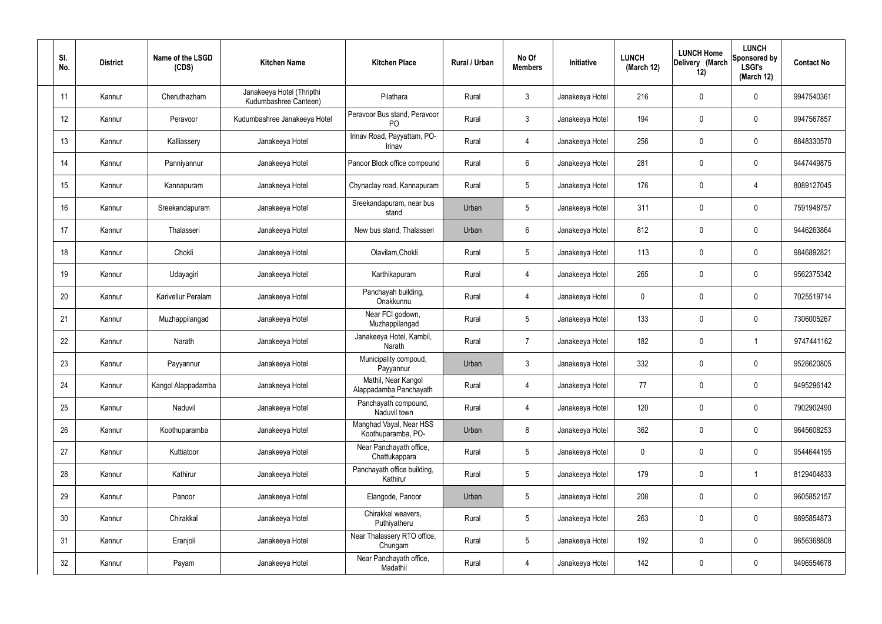| Sl. No. | District | Name of the LSGD (CDS) | Kitchen Name | Kitchen Place | Rural / Urban | No Of Members | Initiative | LUNCH (March 12) | LUNCH Home Delivery (March 12) | LUNCH Sponsored by LSGI's (March 12) | Contact No |
|---|---|---|---|---|---|---|---|---|---|---|---|
| 11 | Kannur | Cheruthazham | Janakeeya Hotel (Thripthi Kudumbashree Canteen) | Pilathara | Rural | 3 | Janakeeya Hotel | 216 | 0 | 0 | 9947540361 |
| 12 | Kannur | Peravoor | Kudumbashree Janakeeya Hotel | Peravoor Bus stand, Peravoor PO | Rural | 3 | Janakeeya Hotel | 194 | 0 | 0 | 9947567857 |
| 13 | Kannur | Kalliassery | Janakeeya Hotel | Irinav Road, Payyattam, PO-Irinav | Rural | 4 | Janakeeya Hotel | 256 | 0 | 0 | 8848330570 |
| 14 | Kannur | Panniyannur | Janakeeya Hotel | Panoor Block office compound | Rural | 6 | Janakeeya Hotel | 281 | 0 | 0 | 9447449875 |
| 15 | Kannur | Kannapuram | Janakeeya Hotel | Chynaclay road, Kannapuram | Rural | 5 | Janakeeya Hotel | 176 | 0 | 4 | 8089127045 |
| 16 | Kannur | Sreekandapuram | Janakeeya Hotel | Sreekandapuram, near bus stand | Urban | 5 | Janakeeya Hotel | 311 | 0 | 0 | 7591948757 |
| 17 | Kannur | Thalasseri | Janakeeya Hotel | New bus stand, Thalasseri | Urban | 6 | Janakeeya Hotel | 812 | 0 | 0 | 9446263864 |
| 18 | Kannur | Chokli | Janakeeya Hotel | Olavilam,Chokli | Rural | 5 | Janakeeya Hotel | 113 | 0 | 0 | 9846892821 |
| 19 | Kannur | Udayagiri | Janakeeya Hotel | Karthikapuram | Rural | 4 | Janakeeya Hotel | 265 | 0 | 0 | 9562375342 |
| 20 | Kannur | Karivellur Peralam | Janakeeya Hotel | Panchayah building, Onakkunnu | Rural | 4 | Janakeeya Hotel | 0 | 0 | 0 | 7025519714 |
| 21 | Kannur | Muzhappilangad | Janakeeya Hotel | Near FCI godown, Muzhappilangad | Rural | 5 | Janakeeya Hotel | 133 | 0 | 0 | 7306005267 |
| 22 | Kannur | Narath | Janakeeya Hotel | Janakeeya Hotel, Kambil, Narath | Rural | 7 | Janakeeya Hotel | 182 | 0 | 1 | 9747441162 |
| 23 | Kannur | Payyannur | Janakeeya Hotel | Municipality compoud, Payyannur | Urban | 3 | Janakeeya Hotel | 332 | 0 | 0 | 9526620805 |
| 24 | Kannur | Kangol Alappadamba | Janakeeya Hotel | Mathil, Near Kangol Alappadamba Panchayath office | Rural | 4 | Janakeeya Hotel | 77 | 0 | 0 | 9495296142 |
| 25 | Kannur | Naduvil | Janakeeya Hotel | Panchayath compound, Naduvil town | Rural | 4 | Janakeeya Hotel | 120 | 0 | 0 | 7902902490 |
| 26 | Kannur | Koothuparamba | Janakeeya Hotel | Manghad Vayal, Near HSS Koothuparamba, PO-Koothuparamba | Urban | 8 | Janakeeya Hotel | 362 | 0 | 0 | 9645608253 |
| 27 | Kannur | Kuttiatoor | Janakeeya Hotel | Near Panchayath office, Chattukappara | Rural | 5 | Janakeeya Hotel | 0 | 0 | 0 | 9544644195 |
| 28 | Kannur | Kathirur | Janakeeya Hotel | Panchayath office building, Kathirur | Rural | 5 | Janakeeya Hotel | 179 | 0 | 1 | 8129404833 |
| 29 | Kannur | Panoor | Janakeeya Hotel | Elangode, Panoor | Urban | 5 | Janakeeya Hotel | 208 | 0 | 0 | 9605852157 |
| 30 | Kannur | Chirakkal | Janakeeya Hotel | Chirakkal weavers, Puthiyatheru | Rural | 5 | Janakeeya Hotel | 263 | 0 | 0 | 9895854873 |
| 31 | Kannur | Eranjoli | Janakeeya Hotel | Near Thalassery RTO office, Chungam | Rural | 5 | Janakeeya Hotel | 192 | 0 | 0 | 9656368808 |
| 32 | Kannur | Payam | Janakeeya Hotel | Near Panchayath office, Madathil | Rural | 4 | Janakeeya Hotel | 142 | 0 | 0 | 9496554678 |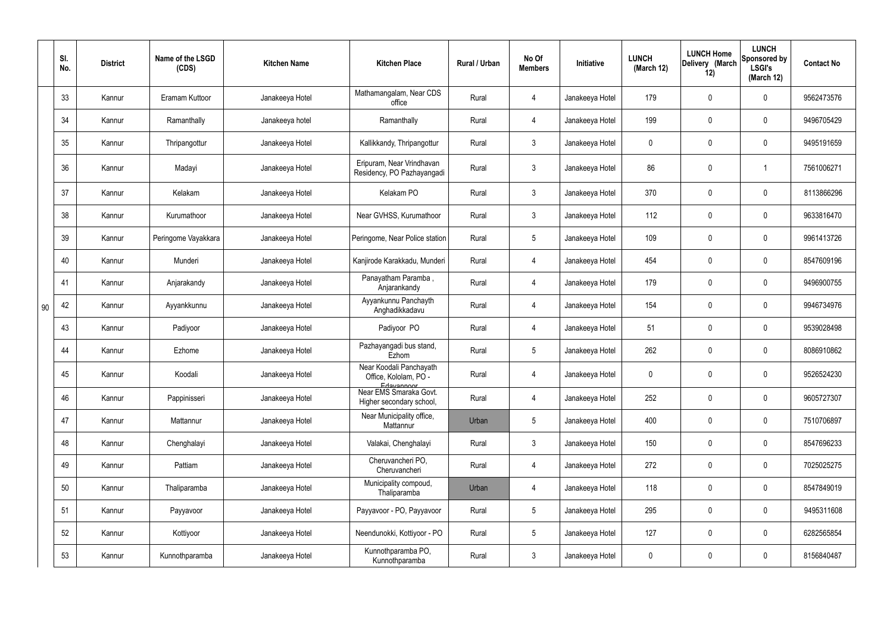|  | Sl. No. | District | Name of the LSGD (CDS) | Kitchen Name | Kitchen Place | Rural / Urban | No Of Members | Initiative | LUNCH (March 12) | LUNCH Home Delivery (March 12) | LUNCH Sponsored by LSGI's (March 12) | Contact No |
|---|---|---|---|---|---|---|---|---|---|---|---|---|
| 90 | 33 | Kannur | Eramam Kuttoor | Janakeeya Hotel | Mathamangalam, Near CDS office | Rural | 4 | Janakeeya Hotel | 179 | 0 | 0 | 9562473576 |
|  | 34 | Kannur | Ramanthally | Janakeeya hotel | Ramanthally | Rural | 4 | Janakeeya Hotel | 199 | 0 | 0 | 9496705429 |
|  | 35 | Kannur | Thripangottur | Janakeeya Hotel | Kallikkandy, Thripangottur | Rural | 3 | Janakeeya Hotel | 0 | 0 | 0 | 9495191659 |
|  | 36 | Kannur | Madayi | Janakeeya Hotel | Eripuram, Near Vrindhavan Residency, PO Pazhayangadi | Rural | 3 | Janakeeya Hotel | 86 | 0 | 1 | 7561006271 |
|  | 37 | Kannur | Kelakam | Janakeeya Hotel | Kelakam PO | Rural | 3 | Janakeeya Hotel | 370 | 0 | 0 | 8113866296 |
|  | 38 | Kannur | Kurumathoor | Janakeeya Hotel | Near GVHSS, Kurumathoor | Rural | 3 | Janakeeya Hotel | 112 | 0 | 0 | 9633816470 |
|  | 39 | Kannur | Peringome Vayakkara | Janakeeya Hotel | Peringome, Near Police station | Rural | 5 | Janakeeya Hotel | 109 | 0 | 0 | 9961413726 |
|  | 40 | Kannur | Munderi | Janakeeya Hotel | Kanjirode Karakkadu, Munderi | Rural | 4 | Janakeeya Hotel | 454 | 0 | 0 | 8547609196 |
|  | 41 | Kannur | Anjarakandy | Janakeeya Hotel | Panayatham Paramba , Anjarankandy | Rural | 4 | Janakeeya Hotel | 179 | 0 | 0 | 9496900755 |
|  | 42 | Kannur | Ayyankkunnu | Janakeeya Hotel | Ayyankunnu Panchayth Anghadikkadavu | Rural | 4 | Janakeeya Hotel | 154 | 0 | 0 | 9946734976 |
|  | 43 | Kannur | Padiyoor | Janakeeya Hotel | Padiyoor PO | Rural | 4 | Janakeeya Hotel | 51 | 0 | 0 | 9539028498 |
|  | 44 | Kannur | Ezhome | Janakeeya Hotel | Pazhayangadi bus stand, Ezhom | Rural | 5 | Janakeeya Hotel | 262 | 0 | 0 | 8086910862 |
|  | 45 | Kannur | Koodali | Janakeeya Hotel | Near Koodali Panchayath Office, Kololam, PO - Edayannoor | Rural | 4 | Janakeeya Hotel | 0 | 0 | 0 | 9526524230 |
|  | 46 | Kannur | Pappinisseri | Janakeeya Hotel | Near EMS Smaraka Govt. Higher secondary school, | Rural | 4 | Janakeeya Hotel | 252 | 0 | 0 | 9605727307 |
|  | 47 | Kannur | Mattannur | Janakeeya Hotel | Near Municipality office, Mattannur | Urban | 5 | Janakeeya Hotel | 400 | 0 | 0 | 7510706897 |
|  | 48 | Kannur | Chenghalayi | Janakeeya Hotel | Valakai, Chenghalayi | Rural | 3 | Janakeeya Hotel | 150 | 0 | 0 | 8547696233 |
|  | 49 | Kannur | Pattiam | Janakeeya Hotel | Cheruvancheri PO, Cheruvancheri | Rural | 4 | Janakeeya Hotel | 272 | 0 | 0 | 7025025275 |
|  | 50 | Kannur | Thaliparamba | Janakeeya Hotel | Municipality compoud, Thaliparamba | Urban | 4 | Janakeeya Hotel | 118 | 0 | 0 | 8547849019 |
|  | 51 | Kannur | Payyavoor | Janakeeya Hotel | Payyavoor - PO, Payyavoor | Rural | 5 | Janakeeya Hotel | 295 | 0 | 0 | 9495311608 |
|  | 52 | Kannur | Kottiyoor | Janakeeya Hotel | Neendunokki, Kottiyoor - PO | Rural | 5 | Janakeeya Hotel | 127 | 0 | 0 | 6282565854 |
|  | 53 | Kannur | Kunnothparamba | Janakeeya Hotel | Kunnothparamba PO, Kunnothparamba | Rural | 3 | Janakeeya Hotel | 0 | 0 | 0 | 8156840487 |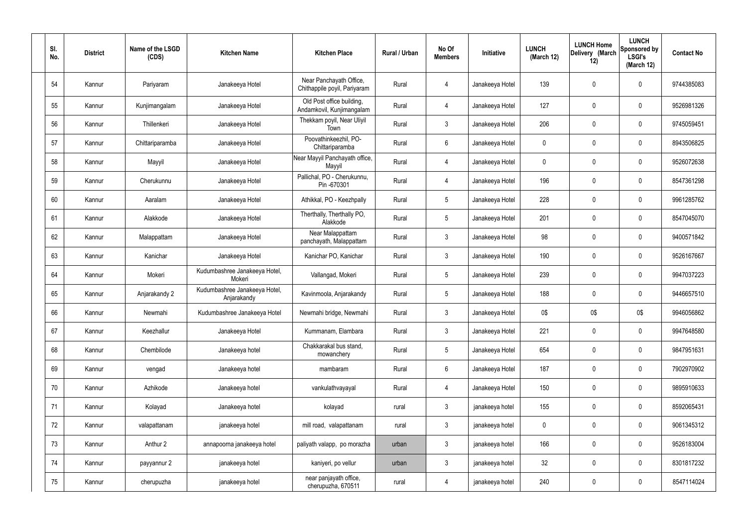| Sl. No. | District | Name of the LSGD (CDS) | Kitchen Name | Kitchen Place | Rural / Urban | No Of Members | Initiative | LUNCH (March 12) | LUNCH Home Delivery (March 12) | LUNCH Sponsored by LSGI's (March 12) | Contact No |
|---|---|---|---|---|---|---|---|---|---|---|---|
| 54 | Kannur | Pariyaram | Janakeeya Hotel | Near Panchayath Office, Chithappile poyil, Pariyaram | Rural | 4 | Janakeeya Hotel | 139 | 0 | 0 | 9744385083 |
| 55 | Kannur | Kunjimangalam | Janakeeya Hotel | Old Post office building, Andamkovil, Kunjimangalam | Rural | 4 | Janakeeya Hotel | 127 | 0 | 0 | 9526981326 |
| 56 | Kannur | Thillenkeri | Janakeeya Hotel | Thekkam poyil, Near Uliyil Town | Rural | 3 | Janakeeya Hotel | 206 | 0 | 0 | 9745059451 |
| 57 | Kannur | Chittariparamba | Janakeeya Hotel | Poovathinkeezhil, PO-Chittariparamba | Rural | 6 | Janakeeya Hotel | 0 | 0 | 0 | 8943506825 |
| 58 | Kannur | Mayyil | Janakeeya Hotel | Near Mayyil Panchayath office, Mayyil | Rural | 4 | Janakeeya Hotel | 0 | 0 | 0 | 9526072638 |
| 59 | Kannur | Cherukunnu | Janakeeya Hotel | Pallichal, PO - Cherukunnu, Pin -670301 | Rural | 4 | Janakeeya Hotel | 196 | 0 | 0 | 8547361298 |
| 60 | Kannur | Aaralam | Janakeeya Hotel | Athikkal, PO - Keezhpally | Rural | 5 | Janakeeya Hotel | 228 | 0 | 0 | 9961285762 |
| 61 | Kannur | Alakkode | Janakeeya Hotel | Therthally, Therthally PO, Alakkode | Rural | 5 | Janakeeya Hotel | 201 | 0 | 0 | 8547045070 |
| 62 | Kannur | Malappattam | Janakeeya Hotel | Near Malappattam panchayath, Malappattam | Rural | 3 | Janakeeya Hotel | 98 | 0 | 0 | 9400571842 |
| 63 | Kannur | Kanichar | Janakeeya Hotel | Kanichar PO, Kanichar | Rural | 3 | Janakeeya Hotel | 190 | 0 | 0 | 9526167667 |
| 64 | Kannur | Mokeri | Kudumbashree Janakeeya Hotel, Mokeri | Vallangad, Mokeri | Rural | 5 | Janakeeya Hotel | 239 | 0 | 0 | 9947037223 |
| 65 | Kannur | Anjarakandy 2 | Kudumbashree Janakeeya Hotel, Anjarakandy | Kavinmoola, Anjarakandy | Rural | 5 | Janakeeya Hotel | 188 | 0 | 0 | 9446657510 |
| 66 | Kannur | Newmahi | Kudumbashree Janakeeya Hotel | Newmahi bridge, Newmahi | Rural | 3 | Janakeeya Hotel | 0$ | 0$ | 0$ | 9946056862 |
| 67 | Kannur | Keezhallur | Janakeeya Hotel | Kummanam, Elambara | Rural | 3 | Janakeeya Hotel | 221 | 0 | 0 | 9947648580 |
| 68 | Kannur | Chembilode | Janakeeya hotel | Chakkarakal bus stand, mowanchery | Rural | 5 | Janakeeya Hotel | 654 | 0 | 0 | 9847951631 |
| 69 | Kannur | vengad | Janakeeya hotel | mambaram | Rural | 6 | Janakeeya Hotel | 187 | 0 | 0 | 7902970902 |
| 70 | Kannur | Azhikode | Janakeeya hotel | vankulathvayayal | Rural | 4 | Janakeeya Hotel | 150 | 0 | 0 | 9895910633 |
| 71 | Kannur | Kolayad | Janakeeya hotel | kolayad | rural | 3 | janakeeya hotel | 155 | 0 | 0 | 8592065431 |
| 72 | Kannur | valapattanam | janakeeya hotel | mill road, valapattanam | rural | 3 | janakeeya hotel | 0 | 0 | 0 | 9061345312 |
| 73 | Kannur | Anthur 2 | annapoorna janakeeya hotel | paliyath valapp, po morazha | urban | 3 | janakeeya hotel | 166 | 0 | 0 | 9526183004 |
| 74 | Kannur | payyannur 2 | janakeeya hotel | kaniyeri, po vellur | urban | 3 | janakeeya hotel | 32 | 0 | 0 | 8301817232 |
| 75 | Kannur | cherupuzha | janakeeya hotel | near panjayath office, cherupuzha, 670511 | rural | 4 | janakeeya hotel | 240 | 0 | 0 | 8547114024 |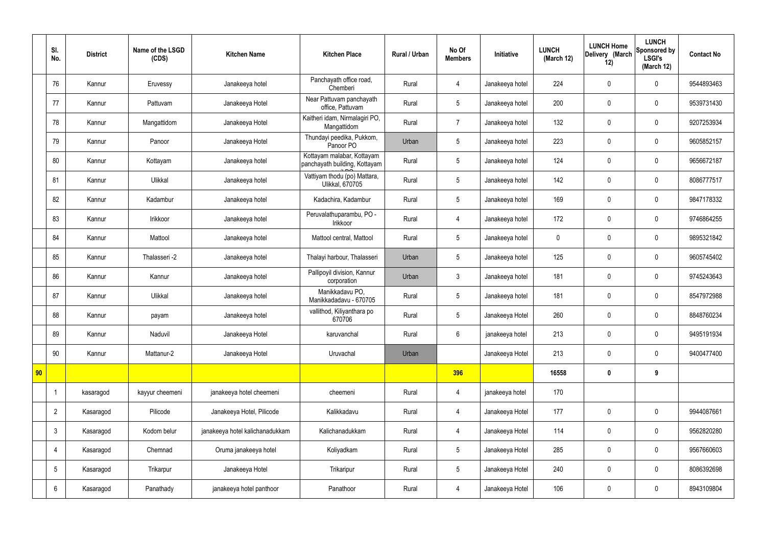|  | Sl. No. | District | Name of the LSGD (CDS) | Kitchen Name | Kitchen Place | Rural / Urban | No Of Members | Initiative | LUNCH (March 12) | LUNCH Home Delivery (March 12) | LUNCH Sponsored by LSGI's (March 12) | Contact No |
|---|---|---|---|---|---|---|---|---|---|---|---|---|
|  | 76 | Kannur | Eruvessy | Janakeeya hotel | Panchayath office road, Chemberi | Rural | 4 | Janakeeya hotel | 224 | 0 | 0 | 9544893463 |
|  | 77 | Kannur | Pattuvam | Janakeeya Hotel | Near Pattuvam panchayath office, Pattuvam | Rural | 5 | Janakeeya hotel | 200 | 0 | 0 | 9539731430 |
|  | 78 | Kannur | Mangattidom | Janakeeya Hotel | Kaitheri idam, Nirmalagiri PO, Mangattidom | Rural | 7 | Janakeeya hotel | 132 | 0 | 0 | 9207253934 |
|  | 79 | Kannur | Panoor | Janakeeya Hotel | Thundayi peedika, Pukkom, Panoor PO | Urban | 5 | Janakeeya hotel | 223 | 0 | 0 | 9605852157 |
|  | 80 | Kannur | Kottayam | Janakeeya hotel | Kottayam malabar, Kottayam panchayath building, Kottayam | Rural | 5 | Janakeeya hotel | 124 | 0 | 0 | 9656672187 |
|  | 81 | Kannur | Ulikkal | Janakeeya hotel | Vattiyam thodu (po) Mattara, Ulikkal, 670705 | Rural | 5 | Janakeeya hotel | 142 | 0 | 0 | 8086777517 |
|  | 82 | Kannur | Kadambur | Janakeeya hotel | Kadachira, Kadambur | Rural | 5 | Janakeeya hotel | 169 | 0 | 0 | 9847178332 |
|  | 83 | Kannur | Irikkoor | Janakeeya hotel | Peruvalathuparambu, PO - Irikkoor | Rural | 4 | Janakeeya hotel | 172 | 0 | 0 | 9746864255 |
|  | 84 | Kannur | Mattool | Janakeeya hotel | Mattool central, Mattool | Rural | 5 | Janakeeya hotel | 0 | 0 | 0 | 9895321842 |
|  | 85 | Kannur | Thalasseri -2 | Janakeeya hotel | Thalayi harbour, Thalasseri | Urban | 5 | Janakeeya hotel | 125 | 0 | 0 | 9605745402 |
|  | 86 | Kannur | Kannur | Janakeeya hotel | Pallipoyil division, Kannur corporation | Urban | 3 | Janakeeya hotel | 181 | 0 | 0 | 9745243643 |
|  | 87 | Kannur | Ulikkal | Janakeeya hotel | Manikkadavu PO, Manikkadadavu - 670705 | Rural | 5 | Janakeeya hotel | 181 | 0 | 0 | 8547972988 |
|  | 88 | Kannur | payam | Janakeeya hotel | vallithod, Kiliyanthara po 670706 | Rural | 5 | Janakeeya Hotel | 260 | 0 | 0 | 8848760234 |
|  | 89 | Kannur | Naduvil | Janakeeya Hotel | karuvanchal | Rural | 6 | janakeeya hotel | 213 | 0 | 0 | 9495191934 |
|  | 90 | Kannur | Mattanur-2 | Janakeeya Hotel | Uruvachal | Urban |  | Janakeeya Hotel | 213 | 0 | 0 | 9400477400 |
| 90 |  |  |  |  |  |  | 396 |  | 16558 | 0 | 9 |  |
|  | 1 | kasaragod | kayyur cheemeni | janakeeya hotel cheemeni | cheemeni | Rural | 4 | janakeeya hotel | 170 |  |  |  |
|  | 2 | Kasaragod | Pilicode | Janakeeya Hotel, Pilicode | Kalikkadavu | Rural | 4 | Janakeeya Hotel | 177 | 0 | 0 | 9944087661 |
|  | 3 | Kasaragod | Kodom belur | janakeeya hotel kalichanadukkam | Kalichanadukkam | Rural | 4 | Janakeeya Hotel | 114 | 0 | 0 | 9562820280 |
|  | 4 | Kasaragod | Chemnad | Oruma janakeeya hotel | Koliyadkam | Rural | 5 | Janakeeya Hotel | 285 | 0 | 0 | 9567660603 |
|  | 5 | Kasaragod | Trikarpur | Janakeeya Hotel | Trikaripur | Rural | 5 | Janakeeya Hotel | 240 | 0 | 0 | 8086392698 |
|  | 6 | Kasaragod | Panathady | janakeeya hotel panthoor | Panathoor | Rural | 4 | Janakeeya Hotel | 106 | 0 | 0 | 8943109804 |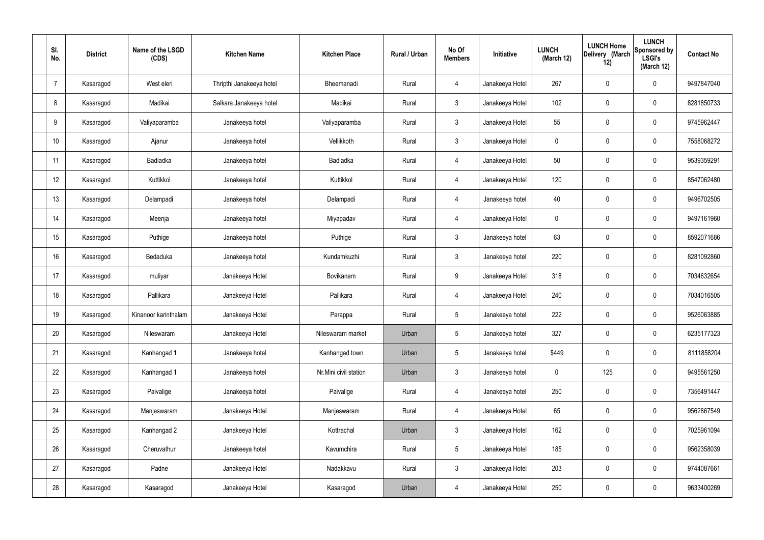| Sl. No. | District | Name of the LSGD (CDS) | Kitchen Name | Kitchen Place | Rural / Urban | No Of Members | Initiative | LUNCH (March 12) | LUNCH Home Delivery (March 12) | LUNCH Sponsored by LSGI's (March 12) | Contact No |
|---|---|---|---|---|---|---|---|---|---|---|---|
| 7 | Kasaragod | West eleri | Thripthi Janakeeya hotel | Bheemanadi | Rural | 4 | Janakeeya Hotel | 267 | 0 | 0 | 9497847040 |
| 8 | Kasaragod | Madikai | Salkara Janakeeya hotel | Madikai | Rural | 3 | Janakeeya Hotel | 102 | 0 | 0 | 8281850733 |
| 9 | Kasaragod | Valiyaparamba | Janakeeya hotel | Valiyaparamba | Rural | 3 | Janakeeya Hotel | 55 | 0 | 0 | 9745962447 |
| 10 | Kasaragod | Ajanur | Janakeeya hotel | Vellikkoth | Rural | 3 | Janakeeya Hotel | 0 | 0 | 0 | 7558068272 |
| 11 | Kasaragod | Badiadka | Janakeeya hotel | Badiadka | Rural | 4 | Janakeeya Hotel | 50 | 0 | 0 | 9539359291 |
| 12 | Kasaragod | Kuttikkol | Janakeeya hotel | Kuttikkol | Rural | 4 | Janakeeya Hotel | 120 | 0 | 0 | 8547062480 |
| 13 | Kasaragod | Delampadi | Janakeeya hotel | Delampadi | Rural | 4 | Janakeeya hotel | 40 | 0 | 0 | 9496702505 |
| 14 | Kasaragod | Meenja | Janakeeya hotel | Miyapadav | Rural | 4 | Janakeeya Hotel | 0 | 0 | 0 | 9497161960 |
| 15 | Kasaragod | Puthige | Janakeeya hotel | Puthige | Rural | 3 | Janakeeya hotel | 63 | 0 | 0 | 8592071686 |
| 16 | Kasaragod | Bedaduka | Janakeeya hotel | Kundamkuzhi | Rural | 3 | Janakeeya hotel | 220 | 0 | 0 | 8281092860 |
| 17 | Kasaragod | muliyar | Janakeeya Hotel | Bovikanam | Rural | 9 | Janakeeya Hotel | 318 | 0 | 0 | 7034632654 |
| 18 | Kasaragod | Pallikara | Janakeeya Hotel | Pallikara | Rural | 4 | Janakeeya Hotel | 240 | 0 | 0 | 7034016505 |
| 19 | Kasaragod | Kinanoor karinthalam | Janakeeya Hotel | Parappa | Rural | 5 | Janakeeya hotel | 222 | 0 | 0 | 9526063885 |
| 20 | Kasaragod | Nileswaram | Janakeeya Hotel | Nileswaram market | Urban | 5 | Janakeeya hotel | 327 | 0 | 0 | 6235177323 |
| 21 | Kasaragod | Kanhangad 1 | Janakeeya hotel | Kanhangad town | Urban | 5 | Janakeeya hotel | $449 | 0 | 0 | 8111858204 |
| 22 | Kasaragod | Kanhangad 1 | Janakeeya hotel | Nr.Mini civil station | Urban | 3 | Janakeeya hotel | 0 | 125 | 0 | 9495561250 |
| 23 | Kasaragod | Paivalige | Janakeeya hotel | Paivalige | Rural | 4 | Janakeeya hotel | 250 | 0 | 0 | 7356491447 |
| 24 | Kasaragod | Manjeswaram | Janakeeya Hotel | Manjeswaram | Rural | 4 | Janakeeya Hotel | 65 | 0 | 0 | 9562867549 |
| 25 | Kasaragod | Kanhangad 2 | Janakeeya Hotel | Kottrachal | Urban | 3 | Janakeeya Hotel | 162 | 0 | 0 | 7025961094 |
| 26 | Kasaragod | Cheruvathur | Janakeeya hotel | Kavumchira | Rural | 5 | Janakeeya Hotel | 185 | 0 | 0 | 9562358039 |
| 27 | Kasaragod | Padne | Janakeeya Hotel | Nadakkavu | Rural | 3 | Janakeeya Hotel | 203 | 0 | 0 | 9744087661 |
| 28 | Kasaragod | Kasaragod | Janakeeya Hotel | Kasaragod | Urban | 4 | Janakeeya Hotel | 250 | 0 | 0 | 9633400269 |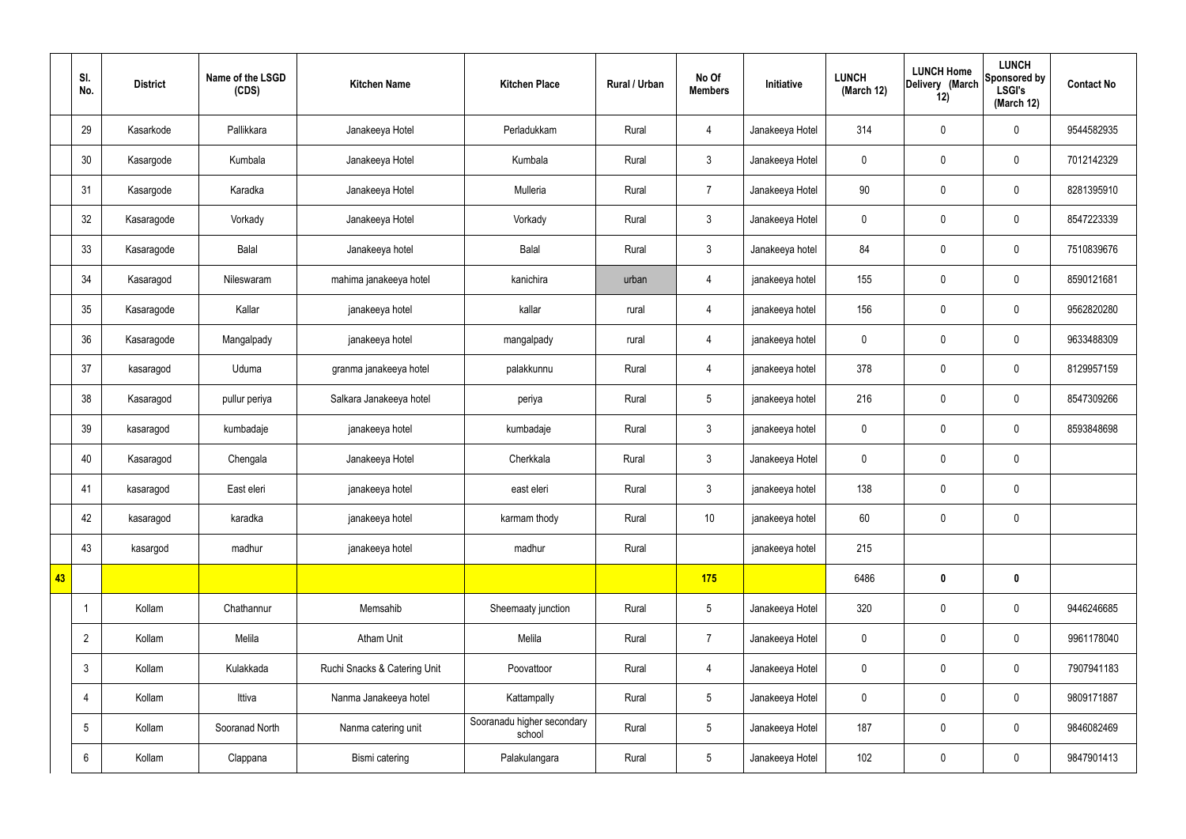| | Sl. No. | District | Name of the LSGD (CDS) | Kitchen Name | Kitchen Place | Rural / Urban | No Of Members | Initiative | LUNCH (March 12) | LUNCH Home Delivery (March 12) | LUNCH Sponsored by LSGI's (March 12) | Contact No |
|---|---|---|---|---|---|---|---|---|---|---|---|---|
| | 29 | Kasarkode | Pallikkara | Janakeeya Hotel | Perladukkam | Rural | 4 | Janakeeya Hotel | 314 | 0 | 0 | 9544582935 |
| | 30 | Kasargode | Kumbala | Janakeeya Hotel | Kumbala | Rural | 3 | Janakeeya Hotel | 0 | 0 | 0 | 7012142329 |
| | 31 | Kasargode | Karadka | Janakeeya Hotel | Mulleria | Rural | 7 | Janakeeya Hotel | 90 | 0 | 0 | 8281395910 |
| | 32 | Kasaragode | Vorkady | Janakeeya Hotel | Vorkady | Rural | 3 | Janakeeya Hotel | 0 | 0 | 0 | 8547223339 |
| | 33 | Kasaragode | Balal | Janakeeya hotel | Balal | Rural | 3 | Janakeeya hotel | 84 | 0 | 0 | 7510839676 |
| | 34 | Kasaragod | Nileswaram | mahima janakeeya hotel | kanichira | urban | 4 | janakeeya hotel | 155 | 0 | 0 | 8590121681 |
| | 35 | Kasaragode | Kallar | janakeeya hotel | kallar | rural | 4 | janakeeya hotel | 156 | 0 | 0 | 9562820280 |
| | 36 | Kasaragode | Mangalpady | janakeeya hotel | mangalpady | rural | 4 | janakeeya hotel | 0 | 0 | 0 | 9633488309 |
| | 37 | kasaragod | Uduma | granma janakeeya hotel | palakkunnu | Rural | 4 | janakeeya hotel | 378 | 0 | 0 | 8129957159 |
| | 38 | Kasaragod | pullur periya | Salkara Janakeeya hotel | periya | Rural | 5 | janakeeya hotel | 216 | 0 | 0 | 8547309266 |
| | 39 | kasaragod | kumbadaje | janakeeya hotel | kumbadaje | Rural | 3 | janakeeya hotel | 0 | 0 | 0 | 8593848698 |
| | 40 | Kasaragod | Chengala | Janakeeya Hotel | Cherkkala | Rural | 3 | Janakeeya Hotel | 0 | 0 | 0 | |
| | 41 | kasaragod | East eleri | janakeeya hotel | east eleri | Rural | 3 | janakeeya hotel | 138 | 0 | 0 | |
| | 42 | kasaragod | karadka | janakeeya hotel | karmam thody | Rural | 10 | janakeeya hotel | 60 | 0 | 0 | |
| | 43 | kasargod | madhur | janakeeya hotel | madhur | Rural | | janakeeya hotel | 215 | | | |
| **43** | | | | | | | **175** | | 6486 | **0** | **0** | |
| | 1 | Kollam | Chathannur | Memsahib | Sheemaaty junction | Rural | 5 | Janakeeya Hotel | 320 | 0 | 0 | 9446246685 |
| | 2 | Kollam | Melila | Atham Unit | Melila | Rural | 7 | Janakeeya Hotel | 0 | 0 | 0 | 9961178040 |
| | 3 | Kollam | Kulakkada | Ruchi Snacks & Catering Unit | Poovattoor | Rural | 4 | Janakeeya Hotel | 0 | 0 | 0 | 7907941183 |
| | 4 | Kollam | Ittiva | Nanma Janakeeya hotel | Kattampally | Rural | 5 | Janakeeya Hotel | 0 | 0 | 0 | 9809171887 |
| | 5 | Kollam | Sooranad North | Nanma catering unit | Sooranadu higher secondary school | Rural | 5 | Janakeeya Hotel | 187 | 0 | 0 | 9846082469 |
| | 6 | Kollam | Clappana | Bismi catering | Palakulangara | Rural | 5 | Janakeeya Hotel | 102 | 0 | 0 | 9847901413 |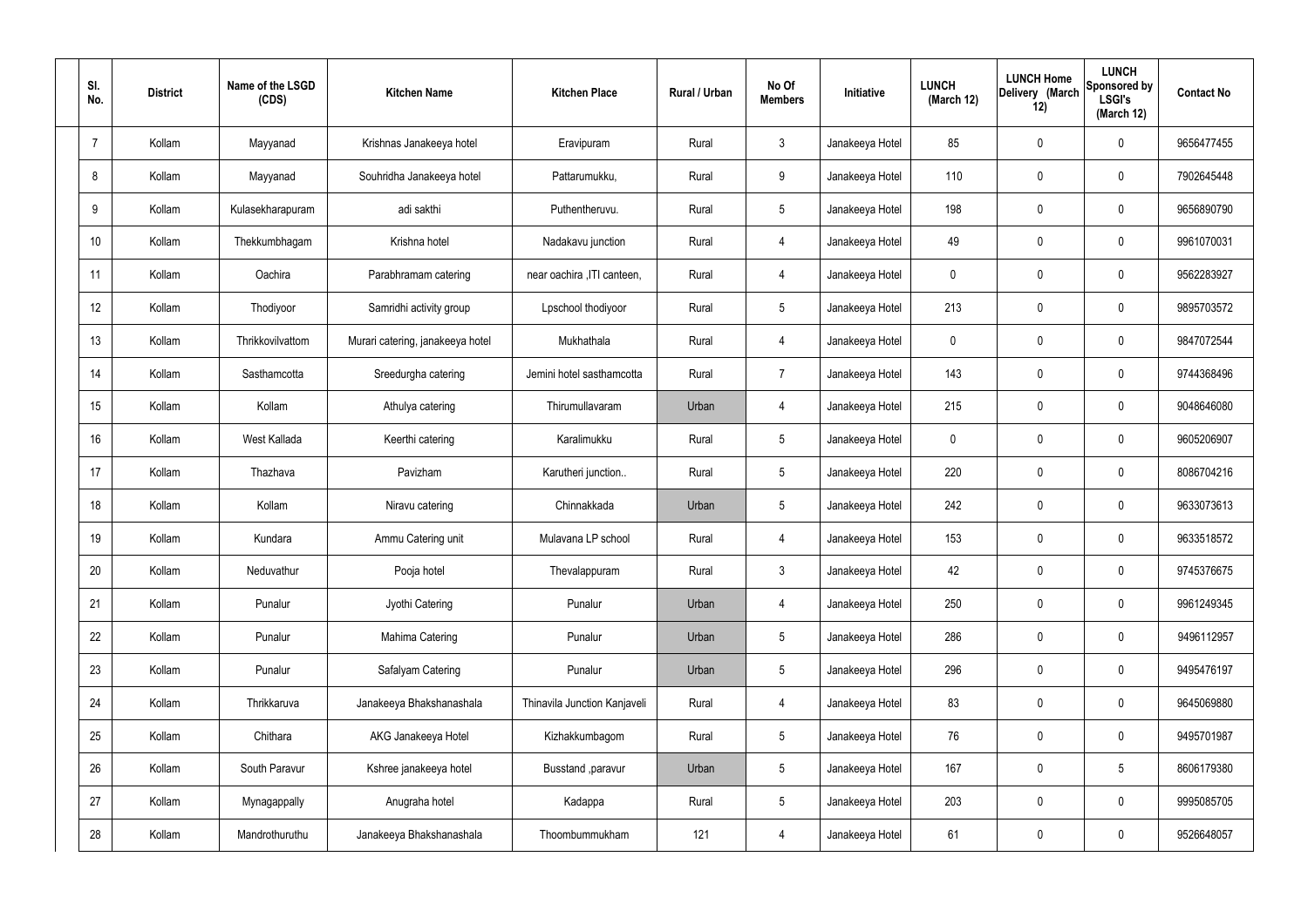| Sl. No. | District | Name of the LSGD (CDS) | Kitchen Name | Kitchen Place | Rural / Urban | No Of Members | Initiative | LUNCH (March 12) | LUNCH Home Delivery (March 12) | LUNCH Sponsored by LSGI's (March 12) | Contact No |
|---|---|---|---|---|---|---|---|---|---|---|---|
| 7 | Kollam | Mayyanad | Krishnas Janakeeya hotel | Eravipuram | Rural | 3 | Janakeeya Hotel | 85 | 0 | 0 | 9656477455 |
| 8 | Kollam | Mayyanad | Souhridha Janakeeya hotel | Pattarumukku, | Rural | 9 | Janakeeya Hotel | 110 | 0 | 0 | 7902645448 |
| 9 | Kollam | Kulasekharapuram | adi sakthi | Puthentheruvu. | Rural | 5 | Janakeeya Hotel | 198 | 0 | 0 | 9656890790 |
| 10 | Kollam | Thekkumbhagam | Krishna hotel | Nadakavu junction | Rural | 4 | Janakeeya Hotel | 49 | 0 | 0 | 9961070031 |
| 11 | Kollam | Oachira | Parabhramam catering | near oachira ,ITI canteen, | Rural | 4 | Janakeeya Hotel | 0 | 0 | 0 | 9562283927 |
| 12 | Kollam | Thodiyoor | Samridhi activity group | Lpschool thodiyoor | Rural | 5 | Janakeeya Hotel | 213 | 0 | 0 | 9895703572 |
| 13 | Kollam | Thrikkovilvattom | Murari catering, janakeeya hotel | Mukhathala | Rural | 4 | Janakeeya Hotel | 0 | 0 | 0 | 9847072544 |
| 14 | Kollam | Sasthamcotta | Sreedurgha catering | Jemini hotel sasthamcotta | Rural | 7 | Janakeeya Hotel | 143 | 0 | 0 | 9744368496 |
| 15 | Kollam | Kollam | Athulya catering | Thirumullavaram | Urban | 4 | Janakeeya Hotel | 215 | 0 | 0 | 9048646080 |
| 16 | Kollam | West Kallada | Keerthi catering | Karalimukku | Rural | 5 | Janakeeya Hotel | 0 | 0 | 0 | 9605206907 |
| 17 | Kollam | Thazhava | Pavizham | Karutheri junction.. | Rural | 5 | Janakeeya Hotel | 220 | 0 | 0 | 8086704216 |
| 18 | Kollam | Kollam | Niravu catering | Chinnakkada | Urban | 5 | Janakeeya Hotel | 242 | 0 | 0 | 9633073613 |
| 19 | Kollam | Kundara | Ammu Catering unit | Mulavana LP school | Rural | 4 | Janakeeya Hotel | 153 | 0 | 0 | 9633518572 |
| 20 | Kollam | Neduvathur | Pooja hotel | Thevalappuram | Rural | 3 | Janakeeya Hotel | 42 | 0 | 0 | 9745376675 |
| 21 | Kollam | Punalur | Jyothi Catering | Punalur | Urban | 4 | Janakeeya Hotel | 250 | 0 | 0 | 9961249345 |
| 22 | Kollam | Punalur | Mahima Catering | Punalur | Urban | 5 | Janakeeya Hotel | 286 | 0 | 0 | 9496112957 |
| 23 | Kollam | Punalur | Safalyam Catering | Punalur | Urban | 5 | Janakeeya Hotel | 296 | 0 | 0 | 9495476197 |
| 24 | Kollam | Thrikkaruva | Janakeeya Bhakshanashala | Thinavila Junction Kanjaveli | Rural | 4 | Janakeeya Hotel | 83 | 0 | 0 | 9645069880 |
| 25 | Kollam | Chithara | AKG Janakeeya Hotel | Kizhakkumbagom | Rural | 5 | Janakeeya Hotel | 76 | 0 | 0 | 9495701987 |
| 26 | Kollam | South Paravur | Kshree janakeeya hotel | Busstand ,paravur | Urban | 5 | Janakeeya Hotel | 167 | 0 | 5 | 8606179380 |
| 27 | Kollam | Mynagappally | Anugraha hotel | Kadappa | Rural | 5 | Janakeeya Hotel | 203 | 0 | 0 | 9995085705 |
| 28 | Kollam | Mandrothuruthu | Janakeeya Bhakshanashala | Thoombummukham | 121 | 4 | Janakeeya Hotel | 61 | 0 | 0 | 9526648057 |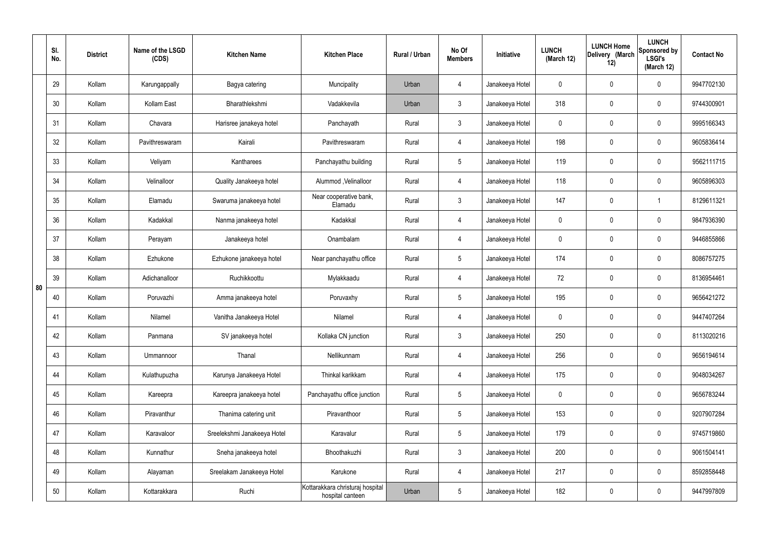|  | Sl. No. | District | Name of the LSGD (CDS) | Kitchen Name | Kitchen Place | Rural / Urban | No Of Members | Initiative | LUNCH (March 12) | LUNCH Home Delivery (March 12) | LUNCH Sponsored by LSGI's (March 12) | Contact No |
|---|---|---|---|---|---|---|---|---|---|---|---|---|
| 80 | 29 | Kollam | Karungappally | Bagya catering | Muncipality | Urban | 4 | Janakeeya Hotel | 0 | 0 | 0 | 9947702130 |
|  | 30 | Kollam | Kollam East | Bharathlekshmi | Vadakkevila | Urban | 3 | Janakeeya Hotel | 318 | 0 | 0 | 9744300901 |
|  | 31 | Kollam | Chavara | Harisree janakeya hotel | Panchayath | Rural | 3 | Janakeeya Hotel | 0 | 0 | 0 | 9995166343 |
|  | 32 | Kollam | Pavithreswaram | Kairali | Pavithreswaram | Rural | 4 | Janakeeya Hotel | 198 | 0 | 0 | 9605836414 |
|  | 33 | Kollam | Veliyam | Kantharees | Panchayathu building | Rural | 5 | Janakeeya Hotel | 119 | 0 | 0 | 9562111715 |
|  | 34 | Kollam | Velinalloor | Quality Janakeeya hotel | Alummod ,Velinalloor | Rural | 4 | Janakeeya Hotel | 118 | 0 | 0 | 9605896303 |
|  | 35 | Kollam | Elamadu | Swaruma janakeeya hotel | Near cooperative bank, Elamadu | Rural | 3 | Janakeeya Hotel | 147 | 0 | 1 | 8129611321 |
|  | 36 | Kollam | Kadakkal | Nanma janakeeya hotel | Kadakkal | Rural | 4 | Janakeeya Hotel | 0 | 0 | 0 | 9847936390 |
|  | 37 | Kollam | Perayam | Janakeeya hotel | Onambalam | Rural | 4 | Janakeeya Hotel | 0 | 0 | 0 | 9446855866 |
|  | 38 | Kollam | Ezhukone | Ezhukone janakeeya hotel | Near panchayathu office | Rural | 5 | Janakeeya Hotel | 174 | 0 | 0 | 8086757275 |
|  | 39 | Kollam | Adichanalloor | Ruchikkoottu | Mylakkaadu | Rural | 4 | Janakeeya Hotel | 72 | 0 | 0 | 8136954461 |
|  | 40 | Kollam | Poruvazhi | Amma janakeeya hotel | Poruvaxhy | Rural | 5 | Janakeeya Hotel | 195 | 0 | 0 | 9656421272 |
|  | 41 | Kollam | Nilamel | Vanitha Janakeeya Hotel | Nilamel | Rural | 4 | Janakeeya Hotel | 0 | 0 | 0 | 9447407264 |
|  | 42 | Kollam | Panmana | SV janakeeya hotel | Kollaka CN junction | Rural | 3 | Janakeeya Hotel | 250 | 0 | 0 | 8113020216 |
|  | 43 | Kollam | Ummannoor | Thanal | Nellikunnam | Rural | 4 | Janakeeya Hotel | 256 | 0 | 0 | 9656194614 |
|  | 44 | Kollam | Kulathupuzha | Karunya Janakeeya Hotel | Thinkal karikkam | Rural | 4 | Janakeeya Hotel | 175 | 0 | 0 | 9048034267 |
|  | 45 | Kollam | Kareepra | Kareepra janakeeya hotel | Panchayathu office junction | Rural | 5 | Janakeeya Hotel | 0 | 0 | 0 | 9656783244 |
|  | 46 | Kollam | Piravanthur | Thanima catering unit | Piravanthoor | Rural | 5 | Janakeeya Hotel | 153 | 0 | 0 | 9207907284 |
|  | 47 | Kollam | Karavaloor | Sreelekshmi Janakeeya Hotel | Karavalur | Rural | 5 | Janakeeya Hotel | 179 | 0 | 0 | 9745719860 |
|  | 48 | Kollam | Kunnathur | Sneha janakeeya hotel | Bhoothakuzhi | Rural | 3 | Janakeeya Hotel | 200 | 0 | 0 | 9061504141 |
|  | 49 | Kollam | Alayaman | Sreelakam Janakeeya Hotel | Karukone | Rural | 4 | Janakeeya Hotel | 217 | 0 | 0 | 8592858448 |
|  | 50 | Kollam | Kottarakkara | Ruchi | Kottarakkara christuraj hospital hospital canteen | Urban | 5 | Janakeeya Hotel | 182 | 0 | 0 | 9447997809 |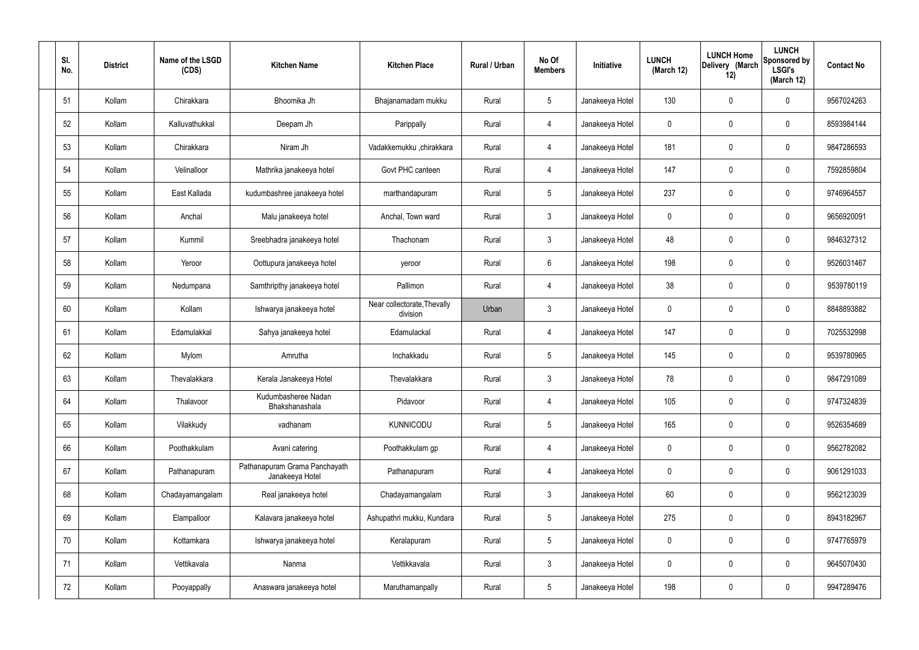| Sl. No. | District | Name of the LSGD (CDS) | Kitchen Name | Kitchen Place | Rural / Urban | No Of Members | Initiative | LUNCH (March 12) | LUNCH Home Delivery (March 12) | LUNCH Sponsored by LSGI's (March 12) | Contact No |
|---|---|---|---|---|---|---|---|---|---|---|---|
| 51 | Kollam | Chirakkara | Bhoomika Jh | Bhajanamadam mukku | Rural | 5 | Janakeeya Hotel | 130 | 0 | 0 | 9567024263 |
| 52 | Kollam | Kalluvathukkal | Deepam Jh | Parippally | Rural | 4 | Janakeeya Hotel | 0 | 0 | 0 | 8593984144 |
| 53 | Kollam | Chirakkara | Niram Jh | Vadakkemukku ,chirakkara | Rural | 4 | Janakeeya Hotel | 181 | 0 | 0 | 9847286593 |
| 54 | Kollam | Velinalloor | Mathrika janakeeya hotel | Govt PHC canteen | Rural | 4 | Janakeeya Hotel | 147 | 0 | 0 | 7592859804 |
| 55 | Kollam | East Kallada | kudumbashree janakeeya hotel | marthandapuram | Rural | 5 | Janakeeya Hotel | 237 | 0 | 0 | 9746964557 |
| 56 | Kollam | Anchal | Malu janakeeya hotel | Anchal, Town ward | Rural | 3 | Janakeeya Hotel | 0 | 0 | 0 | 9656920091 |
| 57 | Kollam | Kummil | Sreebhadra janakeeya hotel | Thachonam | Rural | 3 | Janakeeya Hotel | 48 | 0 | 0 | 9846327312 |
| 58 | Kollam | Yeroor | Oottupura janakeeya hotel | yeroor | Rural | 6 | Janakeeya Hotel | 198 | 0 | 0 | 9526031467 |
| 59 | Kollam | Nedumpana | Samthripthy janakeeya hotel | Pallimon | Rural | 4 | Janakeeya Hotel | 38 | 0 | 0 | 9539780119 |
| 60 | Kollam | Kollam | Ishwarya janakeeya hotel | Near collectorate,Thevally division | Urban | 3 | Janakeeya Hotel | 0 | 0 | 0 | 8848893882 |
| 61 | Kollam | Edamulakkal | Sahya janakeeya hotel | Edamulackal | Rural | 4 | Janakeeya Hotel | 147 | 0 | 0 | 7025532998 |
| 62 | Kollam | Mylom | Amrutha | Inchakkadu | Rural | 5 | Janakeeya Hotel | 145 | 0 | 0 | 9539780965 |
| 63 | Kollam | Thevalakkara | Kerala Janakeeya Hotel | Thevalakkara | Rural | 3 | Janakeeya Hotel | 78 | 0 | 0 | 9847291089 |
| 64 | Kollam | Thalavoor | Kudumbasheree Nadan Bhakshanashala | Pidavoor | Rural | 4 | Janakeeya Hotel | 105 | 0 | 0 | 9747324839 |
| 65 | Kollam | Vilakkudy | vadhanam | KUNNICODU | Rural | 5 | Janakeeya Hotel | 165 | 0 | 0 | 9526354689 |
| 66 | Kollam | Poothakkulam | Avani catering | Poothakkulam gp | Rural | 4 | Janakeeya Hotel | 0 | 0 | 0 | 9562782082 |
| 67 | Kollam | Pathanapuram | Pathanapuram Grama Panchayath Janakeeya Hotel | Pathanapuram | Rural | 4 | Janakeeya Hotel | 0 | 0 | 0 | 9061291033 |
| 68 | Kollam | Chadayamangalam | Real janakeeya hotel | Chadayamangalam | Rural | 3 | Janakeeya Hotel | 60 | 0 | 0 | 9562123039 |
| 69 | Kollam | Elampalloor | Kalavara janakeeya hotel | Ashupathri mukku, Kundara | Rural | 5 | Janakeeya Hotel | 275 | 0 | 0 | 8943182967 |
| 70 | Kollam | Kottamkara | Ishwarya janakeeya hotel | Keralapuram | Rural | 5 | Janakeeya Hotel | 0 | 0 | 0 | 9747765979 |
| 71 | Kollam | Vettikavala | Nanma | Vettikkavala | Rural | 3 | Janakeeya Hotel | 0 | 0 | 0 | 9645070430 |
| 72 | Kollam | Pooyappally | Anaswara janakeeya hotel | Maruthamanpally | Rural | 5 | Janakeeya Hotel | 198 | 0 | 0 | 9947289476 |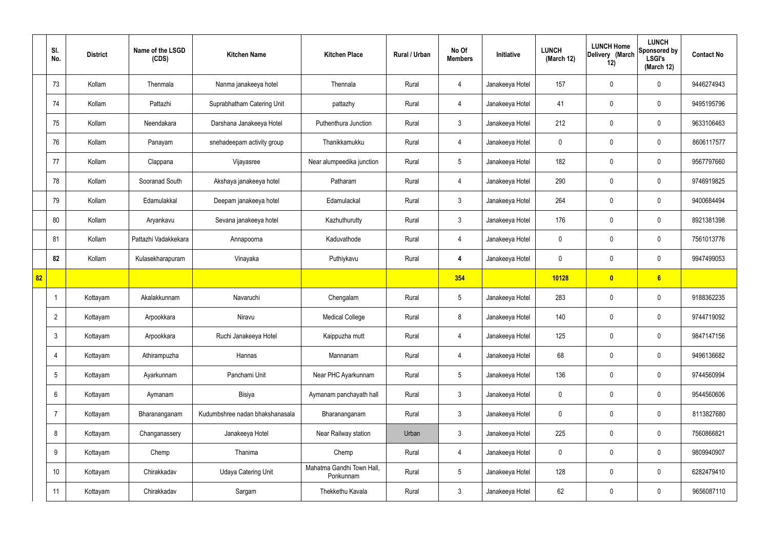| | Sl. No. | District | Name of the LSGD (CDS) | Kitchen Name | Kitchen Place | Rural / Urban | No Of Members | Initiative | LUNCH (March 12) | LUNCH Home Delivery (March 12) | LUNCH Sponsored by LSGI's (March 12) | Contact No |
|---|---|---|---|---|---|---|---|---|---|---|---|---|
| | 73 | Kollam | Thenmala | Nanma janakeeya hotel | Thennala | Rural | 4 | Janakeeya Hotel | 157 | 0 | 0 | 9446274943 |
| | 74 | Kollam | Pattazhi | Suprabhatham Catering Unit | pattazhy | Rural | 4 | Janakeeya Hotel | 41 | 0 | 0 | 9495195796 |
| | 75 | Kollam | Neendakara | Darshana Janakeeya Hotel | Puthenthura Junction | Rural | 3 | Janakeeya Hotel | 212 | 0 | 0 | 9633106463 |
| | 76 | Kollam | Panayam | snehadeepam activity group | Thanikkamukku | Rural | 4 | Janakeeya Hotel | 0 | 0 | 0 | 8606117577 |
| | 77 | Kollam | Clappana | Vijayasree | Near alumpeedika junction | Rural | 5 | Janakeeya Hotel | 182 | 0 | 0 | 9567797660 |
| | 78 | Kollam | Sooranad South | Akshaya janakeeya hotel | Patharam | Rural | 4 | Janakeeya Hotel | 290 | 0 | 0 | 9746919825 |
| | 79 | Kollam | Edamulakkal | Deepam janakeeya hotel | Edamulackal | Rural | 3 | Janakeeya Hotel | 264 | 0 | 0 | 9400684494 |
| | 80 | Kollam | Aryankavu | Sevana janakeeya hotel | Kazhuthurutty | Rural | 3 | Janakeeya Hotel | 176 | 0 | 0 | 8921381398 |
| | 81 | Kollam | Pattazhi Vadakkekara | Annapoorna | Kaduvathode | Rural | 4 | Janakeeya Hotel | 0 | 0 | 0 | 7561013776 |
| | **82** | Kollam | Kulasekharapuram | Vinayaka | Puthiykavu | Rural | **4** | Janakeeya Hotel | 0 | 0 | 0 | 9947499053 |
| **82** | | | | | | | **354** | | **10128** | **0** | **6** | |
| | 1 | Kottayam | Akalakkunnam | Navaruchi | Chengalam | Rural | 5 | Janakeeya Hotel | 283 | 0 | 0 | 9188362235 |
| | 2 | Kottayam | Arpookkara | Niravu | Medical College | Rural | 8 | Janakeeya Hotel | 140 | 0 | 0 | 9744719092 |
| | 3 | Kottayam | Arpookkara | Ruchi Janakeeya Hotel | Kaippuzha mutt | Rural | 4 | Janakeeya Hotel | 125 | 0 | 0 | 9847147156 |
| | 4 | Kottayam | Athirampuzha | Hannas | Mannanam | Rural | 4 | Janakeeya Hotel | 68 | 0 | 0 | 9496136682 |
| | 5 | Kottayam | Ayarkunnam | Panchami Unit | Near PHC Ayarkunnam | Rural | 5 | Janakeeya Hotel | 136 | 0 | 0 | 9744560994 |
| | 6 | Kottayam | Aymanam | Bisiya | Aymanam panchayath hall | Rural | 3 | Janakeeya Hotel | 0 | 0 | 0 | 9544560606 |
| | 7 | Kottayam | Bharananganam | Kudumbshree nadan bhakshanasala | Bharananganam | Rural | 3 | Janakeeya Hotel | 0 | 0 | 0 | 8113827680 |
| | 8 | Kottayam | Changanassery | Janakeeya Hotel | Near Railway station | Urban | 3 | Janakeeya Hotel | 225 | 0 | 0 | 7560866821 |
| | 9 | Kottayam | Chemp | Thanima | Chemp | Rural | 4 | Janakeeya Hotel | 0 | 0 | 0 | 9809940907 |
| | 10 | Kottayam | Chirakkadav | Udaya Catering Unit | Mahatma Gandhi Town Hall, Ponkunnam | Rural | 5 | Janakeeya Hotel | 128 | 0 | 0 | 6282479410 |
| | 11 | Kottayam | Chirakkadav | Sargam | Thekkethu Kavala | Rural | 3 | Janakeeya Hotel | 62 | 0 | 0 | 9656087110 |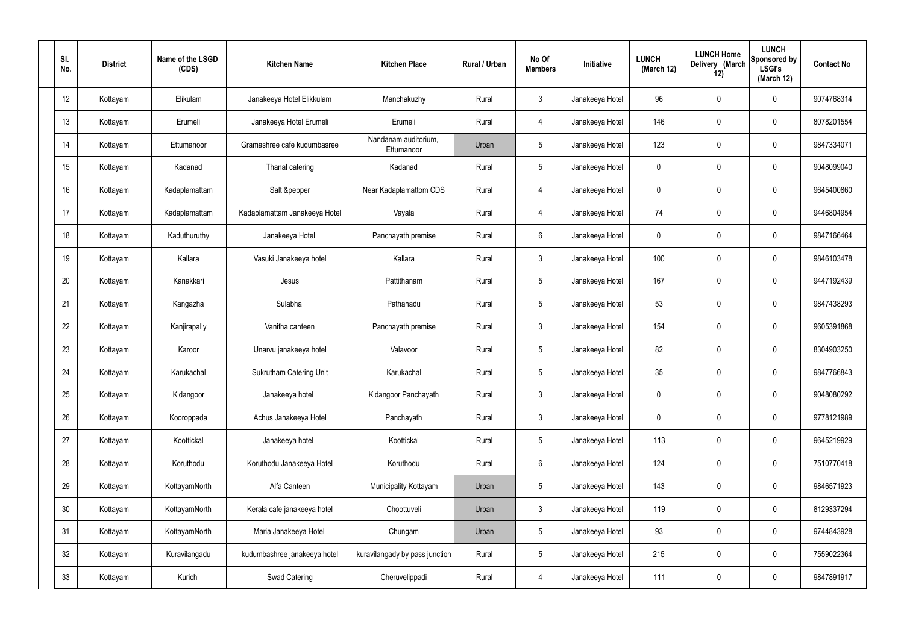| Sl. No. | District | Name of the LSGD (CDS) | Kitchen Name | Kitchen Place | Rural / Urban | No Of Members | Initiative | LUNCH (March 12) | LUNCH Home Delivery (March 12) | LUNCH Sponsored by LSGI's (March 12) | Contact No |
|---|---|---|---|---|---|---|---|---|---|---|---|
| 12 | Kottayam | Elikulam | Janakeeya Hotel Elikkulam | Manchakuzhy | Rural | 3 | Janakeeya Hotel | 96 | 0 | 0 | 9074768314 |
| 13 | Kottayam | Erumeli | Janakeeya Hotel Erumeli | Erumeli | Rural | 4 | Janakeeya Hotel | 146 | 0 | 0 | 8078201554 |
| 14 | Kottayam | Ettumanoor | Gramashree cafe kudumbasree | Nandanam auditorium, Ettumanoor | Urban | 5 | Janakeeya Hotel | 123 | 0 | 0 | 9847334071 |
| 15 | Kottayam | Kadanad | Thanal catering | Kadanad | Rural | 5 | Janakeeya Hotel | 0 | 0 | 0 | 9048099040 |
| 16 | Kottayam | Kadaplamattam | Salt &pepper | Near Kadaplamattom CDS | Rural | 4 | Janakeeya Hotel | 0 | 0 | 0 | 9645400860 |
| 17 | Kottayam | Kadaplamattam | Kadaplamattam Janakeeya Hotel | Vayala | Rural | 4 | Janakeeya Hotel | 74 | 0 | 0 | 9446804954 |
| 18 | Kottayam | Kaduthuruthy | Janakeeya Hotel | Panchayath premise | Rural | 6 | Janakeeya Hotel | 0 | 0 | 0 | 9847166464 |
| 19 | Kottayam | Kallara | Vasuki Janakeeya hotel | Kallara | Rural | 3 | Janakeeya Hotel | 100 | 0 | 0 | 9846103478 |
| 20 | Kottayam | Kanakkari | Jesus | Pattithanam | Rural | 5 | Janakeeya Hotel | 167 | 0 | 0 | 9447192439 |
| 21 | Kottayam | Kangazha | Sulabha | Pathanadu | Rural | 5 | Janakeeya Hotel | 53 | 0 | 0 | 9847438293 |
| 22 | Kottayam | Kanjirapally | Vanitha canteen | Panchayath premise | Rural | 3 | Janakeeya Hotel | 154 | 0 | 0 | 9605391868 |
| 23 | Kottayam | Karoor | Unarvu janakeeya hotel | Valavoor | Rural | 5 | Janakeeya Hotel | 82 | 0 | 0 | 8304903250 |
| 24 | Kottayam | Karukachal | Sukrutham Catering Unit | Karukachal | Rural | 5 | Janakeeya Hotel | 35 | 0 | 0 | 9847766843 |
| 25 | Kottayam | Kidangoor | Janakeeya hotel | Kidangoor Panchayath | Rural | 3 | Janakeeya Hotel | 0 | 0 | 0 | 9048080292 |
| 26 | Kottayam | Kooroppada | Achus Janakeeya Hotel | Panchayath | Rural | 3 | Janakeeya Hotel | 0 | 0 | 0 | 9778121989 |
| 27 | Kottayam | Koottickal | Janakeeya hotel | Koottickal | Rural | 5 | Janakeeya Hotel | 113 | 0 | 0 | 9645219929 |
| 28 | Kottayam | Koruthodu | Koruthodu Janakeeya Hotel | Koruthodu | Rural | 6 | Janakeeya Hotel | 124 | 0 | 0 | 7510770418 |
| 29 | Kottayam | KottayamNorth | Alfa Canteen | Municipality Kottayam | Urban | 5 | Janakeeya Hotel | 143 | 0 | 0 | 9846571923 |
| 30 | Kottayam | KottayamNorth | Kerala cafe janakeeya hotel | Choottuveli | Urban | 3 | Janakeeya Hotel | 119 | 0 | 0 | 8129337294 |
| 31 | Kottayam | KottayamNorth | Maria Janakeeya Hotel | Chungam | Urban | 5 | Janakeeya Hotel | 93 | 0 | 0 | 9744843928 |
| 32 | Kottayam | Kuravilangadu | kudumbashree janakeeya hotel | kuravilangady by pass junction | Rural | 5 | Janakeeya Hotel | 215 | 0 | 0 | 7559022364 |
| 33 | Kottayam | Kurichi | Swad Catering | Cheruvelippadi | Rural | 4 | Janakeeya Hotel | 111 | 0 | 0 | 9847891917 |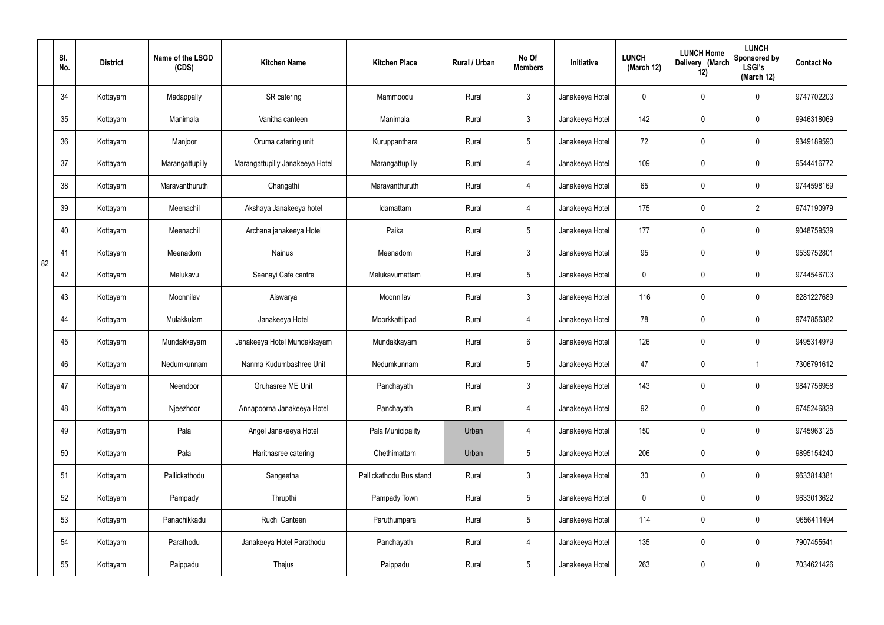| | Sl. No. | District | Name of the LSGD (CDS) | Kitchen Name | Kitchen Place | Rural / Urban | No Of Members | Initiative | LUNCH (March 12) | LUNCH Home Delivery (March 12) | LUNCH Sponsored by LSGI's (March 12) | Contact No |
|---|---|---|---|---|---|---|---|---|---|---|---|---|
| 82 | 34 | Kottayam | Madappally | SR catering | Mammoodu | Rural | 3 | Janakeeya Hotel | 0 | 0 | 0 | 9747702203 |
| | 35 | Kottayam | Manimala | Vanitha canteen | Manimala | Rural | 3 | Janakeeya Hotel | 142 | 0 | 0 | 9946318069 |
| | 36 | Kottayam | Manjoor | Oruma catering unit | Kuruppanthara | Rural | 5 | Janakeeya Hotel | 72 | 0 | 0 | 9349189590 |
| | 37 | Kottayam | Marangattupilly | Marangattupilly Janakeeya Hotel | Marangattupilly | Rural | 4 | Janakeeya Hotel | 109 | 0 | 0 | 9544416772 |
| | 38 | Kottayam | Maravanthuruth | Changathi | Maravanthuruth | Rural | 4 | Janakeeya Hotel | 65 | 0 | 0 | 9744598169 |
| | 39 | Kottayam | Meenachil | Akshaya Janakeeya hotel | Idamattam | Rural | 4 | Janakeeya Hotel | 175 | 0 | 2 | 9747190979 |
| | 40 | Kottayam | Meenachil | Archana janakeeya Hotel | Paika | Rural | 5 | Janakeeya Hotel | 177 | 0 | 0 | 9048759539 |
| | 41 | Kottayam | Meenadom | Nainus | Meenadom | Rural | 3 | Janakeeya Hotel | 95 | 0 | 0 | 9539752801 |
| | 42 | Kottayam | Melukavu | Seenayi Cafe centre | Melukavumattam | Rural | 5 | Janakeeya Hotel | 0 | 0 | 0 | 9744546703 |
| | 43 | Kottayam | Moonnilav | Aiswarya | Moonnilav | Rural | 3 | Janakeeya Hotel | 116 | 0 | 0 | 8281227689 |
| | 44 | Kottayam | Mulakkulam | Janakeeya Hotel | Moorkkattilpadi | Rural | 4 | Janakeeya Hotel | 78 | 0 | 0 | 9747856382 |
| | 45 | Kottayam | Mundakkayam | Janakeeya Hotel Mundakkayam | Mundakkayam | Rural | 6 | Janakeeya Hotel | 126 | 0 | 0 | 9495314979 |
| | 46 | Kottayam | Nedumkunnam | Nanma Kudumbashree Unit | Nedumkunnam | Rural | 5 | Janakeeya Hotel | 47 | 0 | 1 | 7306791612 |
| | 47 | Kottayam | Neendoor | Gruhasree ME Unit | Panchayath | Rural | 3 | Janakeeya Hotel | 143 | 0 | 0 | 9847756958 |
| | 48 | Kottayam | Njeezhoor | Annapoorna Janakeeya Hotel | Panchayath | Rural | 4 | Janakeeya Hotel | 92 | 0 | 0 | 9745246839 |
| | 49 | Kottayam | Pala | Angel Janakeeya Hotel | Pala Municipality | Urban | 4 | Janakeeya Hotel | 150 | 0 | 0 | 9745963125 |
| | 50 | Kottayam | Pala | Harithasree catering | Chethimattam | Urban | 5 | Janakeeya Hotel | 206 | 0 | 0 | 9895154240 |
| | 51 | Kottayam | Pallickathodu | Sangeetha | Pallickathodu Bus stand | Rural | 3 | Janakeeya Hotel | 30 | 0 | 0 | 9633814381 |
| | 52 | Kottayam | Pampady | Thrupthi | Pampady Town | Rural | 5 | Janakeeya Hotel | 0 | 0 | 0 | 9633013622 |
| | 53 | Kottayam | Panachikkadu | Ruchi Canteen | Paruthumpara | Rural | 5 | Janakeeya Hotel | 114 | 0 | 0 | 9656411494 |
| | 54 | Kottayam | Parathodu | Janakeeya Hotel Parathodu | Panchayath | Rural | 4 | Janakeeya Hotel | 135 | 0 | 0 | 7907455541 |
| | 55 | Kottayam | Paippadu | Thejus | Paippadu | Rural | 5 | Janakeeya Hotel | 263 | 0 | 0 | 7034621426 |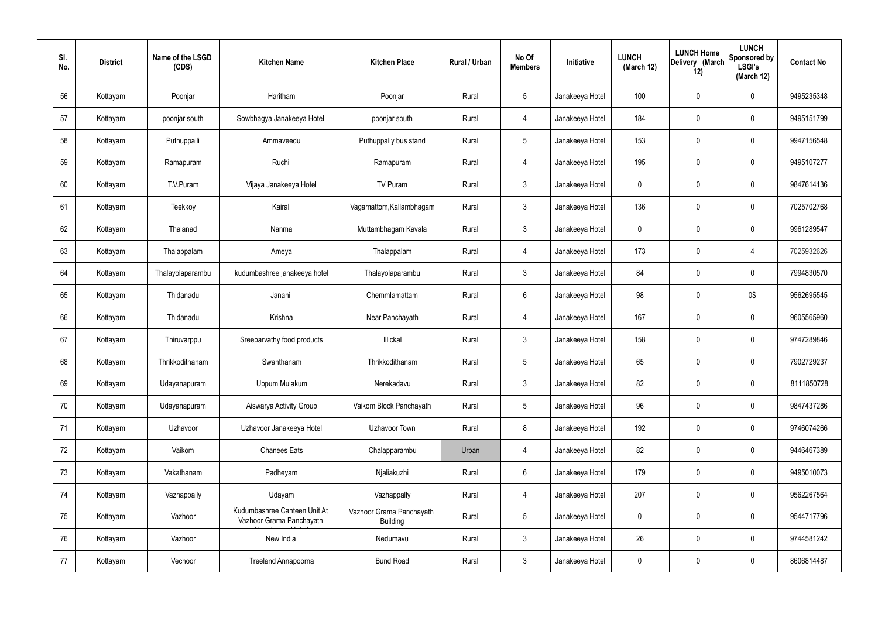| Sl. No. | District | Name of the LSGD (CDS) | Kitchen Name | Kitchen Place | Rural / Urban | No Of Members | Initiative | LUNCH (March 12) | LUNCH Home Delivery (March 12) | LUNCH Sponsored by LSGI's (March 12) | Contact No |
|---|---|---|---|---|---|---|---|---|---|---|---|
| 56 | Kottayam | Poonjar | Haritham | Poonjar | Rural | 5 | Janakeeya Hotel | 100 | 0 | 0 | 9495235348 |
| 57 | Kottayam | poonjar south | Sowbhagya Janakeeya Hotel | poonjar south | Rural | 4 | Janakeeya Hotel | 184 | 0 | 0 | 9495151799 |
| 58 | Kottayam | Puthuppalli | Ammaveedu | Puthuppally bus stand | Rural | 5 | Janakeeya Hotel | 153 | 0 | 0 | 9947156548 |
| 59 | Kottayam | Ramapuram | Ruchi | Ramapuram | Rural | 4 | Janakeeya Hotel | 195 | 0 | 0 | 9495107277 |
| 60 | Kottayam | T.V.Puram | Vijaya Janakeeya Hotel | TV Puram | Rural | 3 | Janakeeya Hotel | 0 | 0 | 0 | 9847614136 |
| 61 | Kottayam | Teekkoy | Kairali | Vagamattom,Kallambhagam | Rural | 3 | Janakeeya Hotel | 136 | 0 | 0 | 7025702768 |
| 62 | Kottayam | Thalanad | Nanma | Muttambhagam Kavala | Rural | 3 | Janakeeya Hotel | 0 | 0 | 0 | 9961289547 |
| 63 | Kottayam | Thalappalam | Ameya | Thalappalam | Rural | 4 | Janakeeya Hotel | 173 | 0 | 4 | 7025932626 |
| 64 | Kottayam | Thalayolaparambu | kudumbashree janakeeya hotel | Thalayolaparambu | Rural | 3 | Janakeeya Hotel | 84 | 0 | 0 | 7994830570 |
| 65 | Kottayam | Thidanadu | Janani | Chemmlamattam | Rural | 6 | Janakeeya Hotel | 98 | 0 | 0$ | 9562695545 |
| 66 | Kottayam | Thidanadu | Krishna | Near Panchayath | Rural | 4 | Janakeeya Hotel | 167 | 0 | 0 | 9605565960 |
| 67 | Kottayam | Thiruvarppu | Sreeparvathy food products | Illickal | Rural | 3 | Janakeeya Hotel | 158 | 0 | 0 | 9747289846 |
| 68 | Kottayam | Thrikkodithanam | Swanthanam | Thrikkodithanam | Rural | 5 | Janakeeya Hotel | 65 | 0 | 0 | 7902729237 |
| 69 | Kottayam | Udayanapuram | Uppum Mulakum | Nerekadavu | Rural | 3 | Janakeeya Hotel | 82 | 0 | 0 | 8111850728 |
| 70 | Kottayam | Udayanapuram | Aiswarya Activity Group | Vaikom Block Panchayath | Rural | 5 | Janakeeya Hotel | 96 | 0 | 0 | 9847437286 |
| 71 | Kottayam | Uzhavoor | Uzhavoor Janakeeya Hotel | Uzhavoor Town | Rural | 8 | Janakeeya Hotel | 192 | 0 | 0 | 9746074266 |
| 72 | Kottayam | Vaikom | Chanees Eats | Chalapparambu | Urban | 4 | Janakeeya Hotel | 82 | 0 | 0 | 9446467389 |
| 73 | Kottayam | Vakathanam | Padheyam | Njaliakuzhi | Rural | 6 | Janakeeya Hotel | 179 | 0 | 0 | 9495010073 |
| 74 | Kottayam | Vazhappally | Udayam | Vazhappally | Rural | 4 | Janakeeya Hotel | 207 | 0 | 0 | 9562267564 |
| 75 | Kottayam | Vazhoor | Kudumbashree Canteen Unit At Vazhoor Grama Panchayath | Vazhoor Grama Panchayath Building | Rural | 5 | Janakeeya Hotel | 0 | 0 | 0 | 9544717796 |
| 76 | Kottayam | Vazhoor | New India | Nedumavu | Rural | 3 | Janakeeya Hotel | 26 | 0 | 0 | 9744581242 |
| 77 | Kottayam | Vechoor | Treeland Annapoorna | Bund Road | Rural | 3 | Janakeeya Hotel | 0 | 0 | 0 | 8606814487 |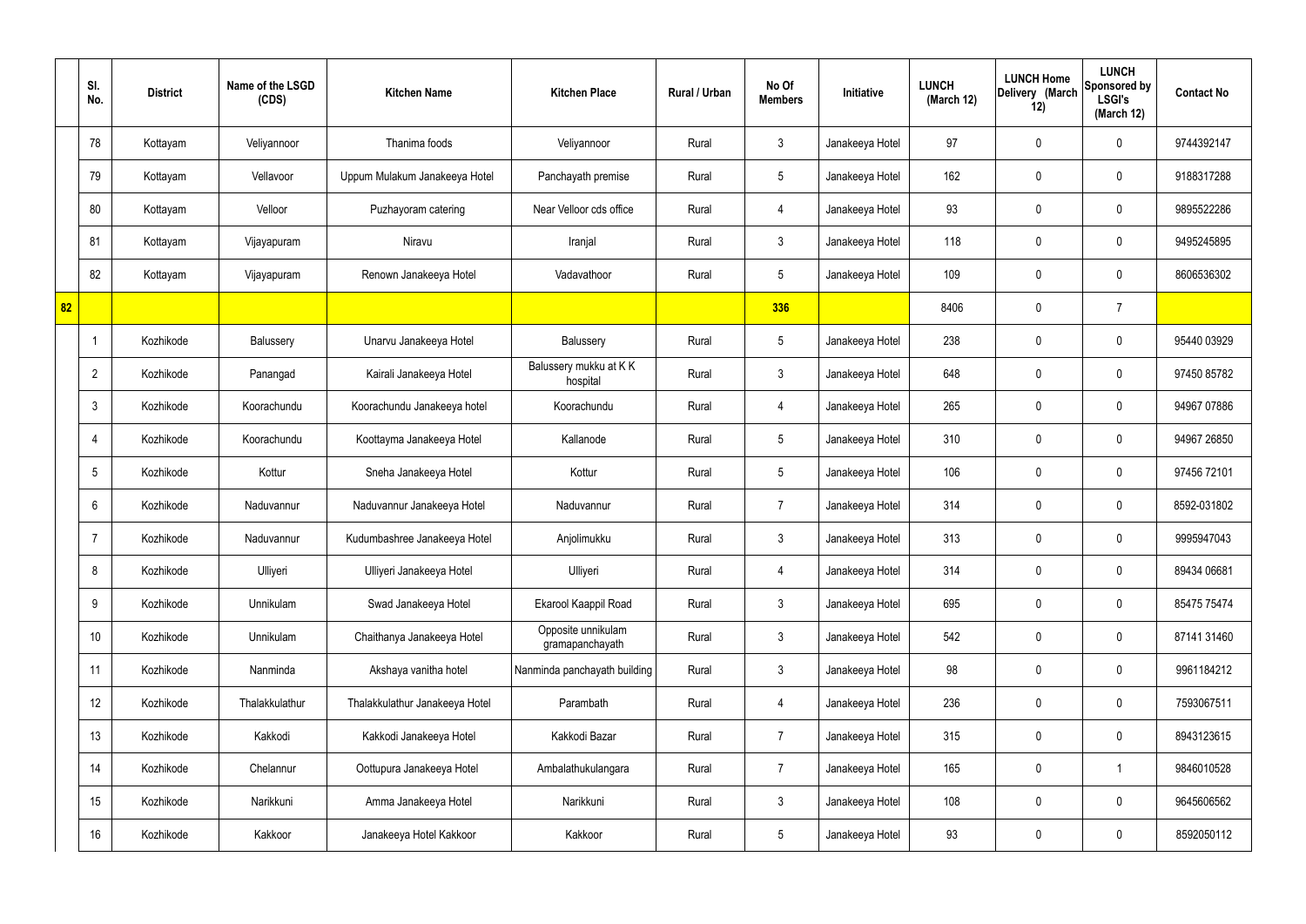| | Sl. No. | District | Name of the LSGD (CDS) | Kitchen Name | Kitchen Place | Rural / Urban | No Of Members | Initiative | LUNCH (March 12) | LUNCH Home Delivery (March 12) | LUNCH Sponsored by LSGI's (March 12) | Contact No |
|---|---|---|---|---|---|---|---|---|---|---|---|---|
| | 78 | Kottayam | Veliyannoor | Thanima foods | Veliyannoor | Rural | 3 | Janakeeya Hotel | 97 | 0 | 0 | 9744392147 |
| | 79 | Kottayam | Vellavoor | Uppum Mulakum Janakeeya Hotel | Panchayath premise | Rural | 5 | Janakeeya Hotel | 162 | 0 | 0 | 9188317288 |
| | 80 | Kottayam | Velloor | Puzhayoram catering | Near Velloor cds office | Rural | 4 | Janakeeya Hotel | 93 | 0 | 0 | 9895522286 |
| | 81 | Kottayam | Vijayapuram | Niravu | Iranjal | Rural | 3 | Janakeeya Hotel | 118 | 0 | 0 | 9495245895 |
| | 82 | Kottayam | Vijayapuram | Renown Janakeeya Hotel | Vadavathoor | Rural | 5 | Janakeeya Hotel | 109 | 0 | 0 | 8606536302 |
| 82 | | | | | | | 336 | | 8406 | 0 | 7 | |
| | 1 | Kozhikode | Balussery | Unarvu Janakeeya Hotel | Balussery | Rural | 5 | Janakeeya Hotel | 238 | 0 | 0 | 95440 03929 |
| | 2 | Kozhikode | Panangad | Kairali Janakeeya Hotel | Balussery mukku at K K hospital | Rural | 3 | Janakeeya Hotel | 648 | 0 | 0 | 97450 85782 |
| | 3 | Kozhikode | Koorachundu | Koorachundu Janakeeya hotel | Koorachundu | Rural | 4 | Janakeeya Hotel | 265 | 0 | 0 | 94967 07886 |
| | 4 | Kozhikode | Koorachundu | Koottayma Janakeeya Hotel | Kallanode | Rural | 5 | Janakeeya Hotel | 310 | 0 | 0 | 94967 26850 |
| | 5 | Kozhikode | Kottur | Sneha Janakeeya Hotel | Kottur | Rural | 5 | Janakeeya Hotel | 106 | 0 | 0 | 97456 72101 |
| | 6 | Kozhikode | Naduvannur | Naduvannur Janakeeya Hotel | Naduvannur | Rural | 7 | Janakeeya Hotel | 314 | 0 | 0 | 8592-031802 |
| | 7 | Kozhikode | Naduvannur | Kudumbashree Janakeeya Hotel | Anjolimukku | Rural | 3 | Janakeeya Hotel | 313 | 0 | 0 | 9995947043 |
| | 8 | Kozhikode | Ulliyeri | Ulliyeri Janakeeya Hotel | Ulliyeri | Rural | 4 | Janakeeya Hotel | 314 | 0 | 0 | 89434 06681 |
| | 9 | Kozhikode | Unnikulam | Swad Janakeeya Hotel | Ekarool Kaappil Road | Rural | 3 | Janakeeya Hotel | 695 | 0 | 0 | 85475 75474 |
| | 10 | Kozhikode | Unnikulam | Chaithanya Janakeeya Hotel | Opposite unnikulam gramapanchayath | Rural | 3 | Janakeeya Hotel | 542 | 0 | 0 | 87141 31460 |
| | 11 | Kozhikode | Nanminda | Akshaya vanitha hotel | Nanminda panchayath building | Rural | 3 | Janakeeya Hotel | 98 | 0 | 0 | 9961184212 |
| | 12 | Kozhikode | Thalakkulathur | Thalakkulathur Janakeeya Hotel | Parambath | Rural | 4 | Janakeeya Hotel | 236 | 0 | 0 | 7593067511 |
| | 13 | Kozhikode | Kakkodi | Kakkodi Janakeeya Hotel | Kakkodi Bazar | Rural | 7 | Janakeeya Hotel | 315 | 0 | 0 | 8943123615 |
| | 14 | Kozhikode | Chelannur | Oottupura Janakeeya Hotel | Ambalathukulangara | Rural | 7 | Janakeeya Hotel | 165 | 0 | 1 | 9846010528 |
| | 15 | Kozhikode | Narikkuni | Amma Janakeeya Hotel | Narikkuni | Rural | 3 | Janakeeya Hotel | 108 | 0 | 0 | 9645606562 |
| | 16 | Kozhikode | Kakkoor | Janakeeya Hotel Kakkoor | Kakkoor | Rural | 5 | Janakeeya Hotel | 93 | 0 | 0 | 8592050112 |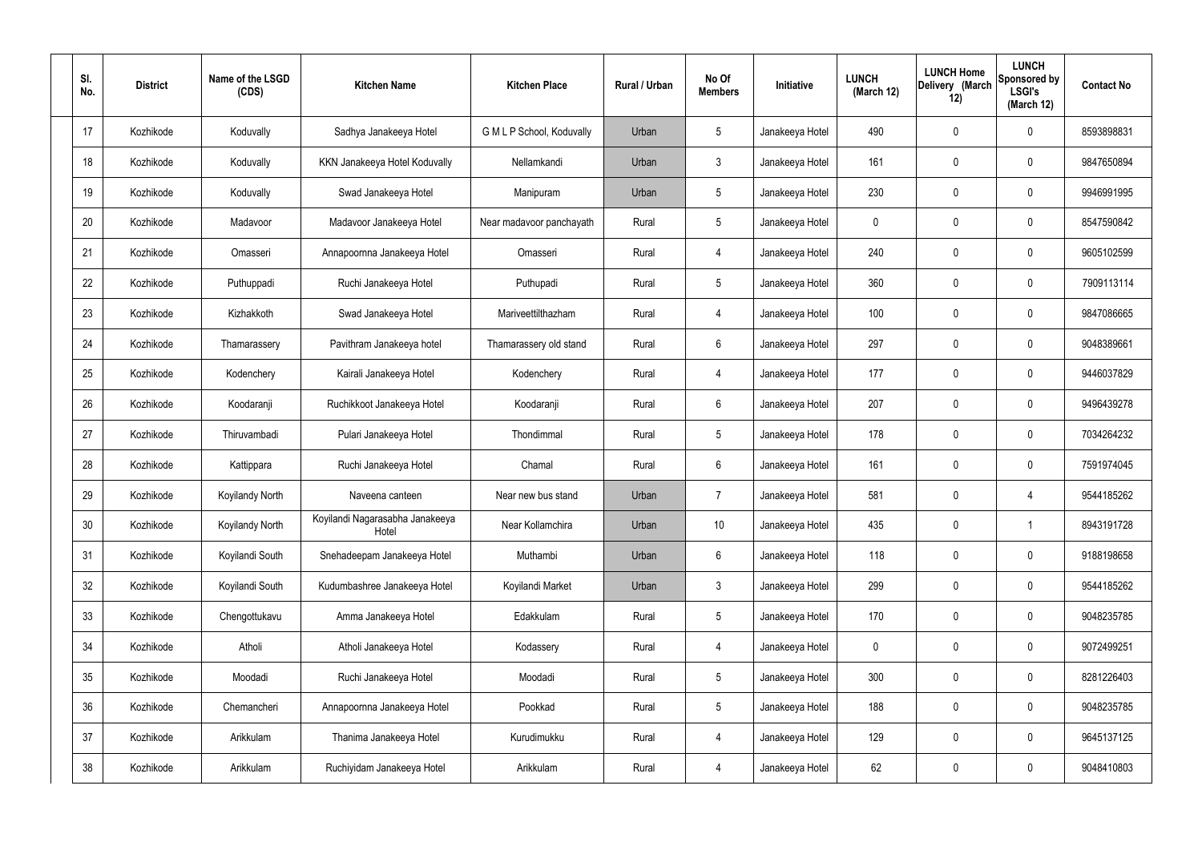| Sl. No. | District | Name of the LSGD (CDS) | Kitchen Name | Kitchen Place | Rural / Urban | No Of Members | Initiative | LUNCH (March 12) | LUNCH Home Delivery (March 12) | LUNCH Sponsored by LSGI's (March 12) | Contact No |
|---|---|---|---|---|---|---|---|---|---|---|---|
| 17 | Kozhikode | Koduvally | Sadhya Janakeeya Hotel | G M L P School, Koduvally | Urban | 5 | Janakeeya Hotel | 490 | 0 | 0 | 8593898831 |
| 18 | Kozhikode | Koduvally | KKN Janakeeya Hotel Koduvally | Nellamkandi | Urban | 3 | Janakeeya Hotel | 161 | 0 | 0 | 9847650894 |
| 19 | Kozhikode | Koduvally | Swad Janakeeya Hotel | Manipuram | Urban | 5 | Janakeeya Hotel | 230 | 0 | 0 | 9946991995 |
| 20 | Kozhikode | Madavoor | Madavoor Janakeeya Hotel | Near madavoor panchayath | Rural | 5 | Janakeeya Hotel | 0 | 0 | 0 | 8547590842 |
| 21 | Kozhikode | Omasseri | Annapoornna Janakeeya Hotel | Omasseri | Rural | 4 | Janakeeya Hotel | 240 | 0 | 0 | 9605102599 |
| 22 | Kozhikode | Puthuppadi | Ruchi Janakeeya Hotel | Puthupadi | Rural | 5 | Janakeeya Hotel | 360 | 0 | 0 | 7909113114 |
| 23 | Kozhikode | Kizhakkoth | Swad Janakeeya Hotel | Mariveettilthazham | Rural | 4 | Janakeeya Hotel | 100 | 0 | 0 | 9847086665 |
| 24 | Kozhikode | Thamarassery | Pavithram Janakeeya hotel | Thamarassery old stand | Rural | 6 | Janakeeya Hotel | 297 | 0 | 0 | 9048389661 |
| 25 | Kozhikode | Kodenchery | Kairali Janakeeya Hotel | Kodenchery | Rural | 4 | Janakeeya Hotel | 177 | 0 | 0 | 9446037829 |
| 26 | Kozhikode | Koodaranji | Ruchikkoot Janakeeya Hotel | Koodaranji | Rural | 6 | Janakeeya Hotel | 207 | 0 | 0 | 9496439278 |
| 27 | Kozhikode | Thiruvambadi | Pulari Janakeeya Hotel | Thondimmal | Rural | 5 | Janakeeya Hotel | 178 | 0 | 0 | 7034264232 |
| 28 | Kozhikode | Kattippara | Ruchi Janakeeya Hotel | Chamal | Rural | 6 | Janakeeya Hotel | 161 | 0 | 0 | 7591974045 |
| 29 | Kozhikode | Koyilandy North | Naveena canteen | Near new bus stand | Urban | 7 | Janakeeya Hotel | 581 | 0 | 4 | 9544185262 |
| 30 | Kozhikode | Koyilandy North | Koyilandi Nagarasabha Janakeeya Hotel | Near Kollamchira | Urban | 10 | Janakeeya Hotel | 435 | 0 | 1 | 8943191728 |
| 31 | Kozhikode | Koyilandi South | Snehadeepam Janakeeya Hotel | Muthambi | Urban | 6 | Janakeeya Hotel | 118 | 0 | 0 | 9188198658 |
| 32 | Kozhikode | Koyilandi South | Kudumbashree Janakeeya Hotel | Koyilandi Market | Urban | 3 | Janakeeya Hotel | 299 | 0 | 0 | 9544185262 |
| 33 | Kozhikode | Chengottukavu | Amma Janakeeya Hotel | Edakkulam | Rural | 5 | Janakeeya Hotel | 170 | 0 | 0 | 9048235785 |
| 34 | Kozhikode | Atholi | Atholi Janakeeya Hotel | Kodassery | Rural | 4 | Janakeeya Hotel | 0 | 0 | 0 | 9072499251 |
| 35 | Kozhikode | Moodadi | Ruchi Janakeeya Hotel | Moodadi | Rural | 5 | Janakeeya Hotel | 300 | 0 | 0 | 8281226403 |
| 36 | Kozhikode | Chemancheri | Annapoornna Janakeeya Hotel | Pookkad | Rural | 5 | Janakeeya Hotel | 188 | 0 | 0 | 9048235785 |
| 37 | Kozhikode | Arikkulam | Thanima Janakeeya Hotel | Kurudimukku | Rural | 4 | Janakeeya Hotel | 129 | 0 | 0 | 9645137125 |
| 38 | Kozhikode | Arikkulam | Ruchiyidam Janakeeya Hotel | Arikkulam | Rural | 4 | Janakeeya Hotel | 62 | 0 | 0 | 9048410803 |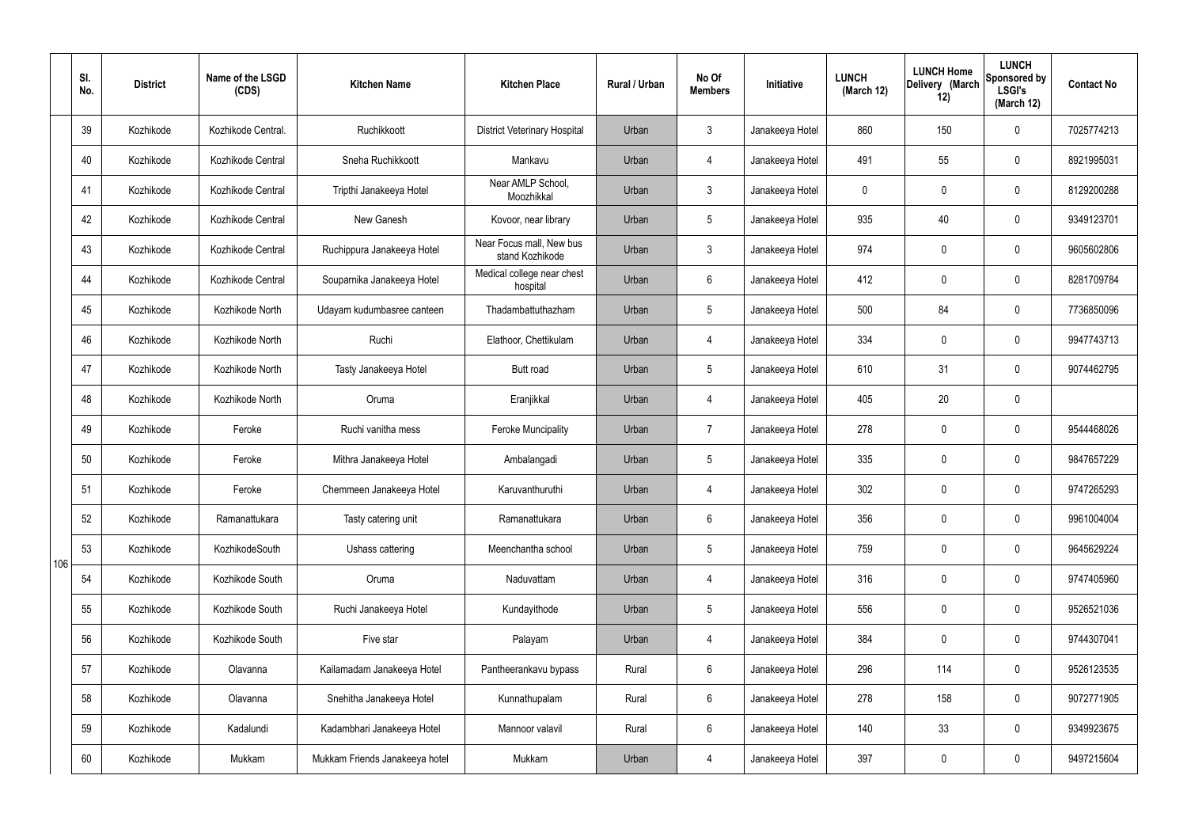| | Sl. No. | District | Name of the LSGD (CDS) | Kitchen Name | Kitchen Place | Rural / Urban | No Of Members | Initiative | LUNCH (March 12) | LUNCH Home Delivery (March 12) | LUNCH Sponsored by LSGI's (March 12) | Contact No |
|---|---|---|---|---|---|---|---|---|---|---|---|---|
| 106 | 39 | Kozhikode | Kozhikode Central. | Ruchikkoott | District Veterinary Hospital | Urban | 3 | Janakeeya Hotel | 860 | 150 | 0 | 7025774213 |
| | 40 | Kozhikode | Kozhikode Central | Sneha Ruchikkoott | Mankavu | Urban | 4 | Janakeeya Hotel | 491 | 55 | 0 | 8921995031 |
| | 41 | Kozhikode | Kozhikode Central | Tripthi Janakeeya Hotel | Near AMLP School, Moozhikkal | Urban | 3 | Janakeeya Hotel | 0 | 0 | 0 | 8129200288 |
| | 42 | Kozhikode | Kozhikode Central | New Ganesh | Kovoor, near library | Urban | 5 | Janakeeya Hotel | 935 | 40 | 0 | 9349123701 |
| | 43 | Kozhikode | Kozhikode Central | Ruchippura Janakeeya Hotel | Near Focus mall, New bus stand Kozhikode | Urban | 3 | Janakeeya Hotel | 974 | 0 | 0 | 9605602806 |
| | 44 | Kozhikode | Kozhikode Central | Souparnika Janakeeya Hotel | Medical college near chest hospital | Urban | 6 | Janakeeya Hotel | 412 | 0 | 0 | 8281709784 |
| | 45 | Kozhikode | Kozhikode North | Udayam kudumbasree canteen | Thadambattuthazham | Urban | 5 | Janakeeya Hotel | 500 | 84 | 0 | 7736850096 |
| | 46 | Kozhikode | Kozhikode North | Ruchi | Elathoor, Chettikulam | Urban | 4 | Janakeeya Hotel | 334 | 0 | 0 | 9947743713 |
| | 47 | Kozhikode | Kozhikode North | Tasty Janakeeya Hotel | Butt road | Urban | 5 | Janakeeya Hotel | 610 | 31 | 0 | 9074462795 |
| | 48 | Kozhikode | Kozhikode North | Oruma | Eranjikkal | Urban | 4 | Janakeeya Hotel | 405 | 20 | 0 | |
| | 49 | Kozhikode | Feroke | Ruchi vanitha mess | Feroke Muncipality | Urban | 7 | Janakeeya Hotel | 278 | 0 | 0 | 9544468026 |
| | 50 | Kozhikode | Feroke | Mithra Janakeeya Hotel | Ambalangadi | Urban | 5 | Janakeeya Hotel | 335 | 0 | 0 | 9847657229 |
| | 51 | Kozhikode | Feroke | Chemmeen Janakeeya Hotel | Karuvanthuruthi | Urban | 4 | Janakeeya Hotel | 302 | 0 | 0 | 9747265293 |
| | 52 | Kozhikode | Ramanattukara | Tasty catering unit | Ramanattukara | Urban | 6 | Janakeeya Hotel | 356 | 0 | 0 | 9961004004 |
| | 53 | Kozhikode | KozhikodeSouth | Ushass cattering | Meenchantha school | Urban | 5 | Janakeeya Hotel | 759 | 0 | 0 | 9645629224 |
| | 54 | Kozhikode | Kozhikode South | Oruma | Naduvattam | Urban | 4 | Janakeeya Hotel | 316 | 0 | 0 | 9747405960 |
| | 55 | Kozhikode | Kozhikode South | Ruchi Janakeeya Hotel | Kundayithode | Urban | 5 | Janakeeya Hotel | 556 | 0 | 0 | 9526521036 |
| | 56 | Kozhikode | Kozhikode South | Five star | Palayam | Urban | 4 | Janakeeya Hotel | 384 | 0 | 0 | 9744307041 |
| | 57 | Kozhikode | Olavanna | Kailamadam Janakeeya Hotel | Pantheerankavu bypass | Rural | 6 | Janakeeya Hotel | 296 | 114 | 0 | 9526123535 |
| | 58 | Kozhikode | Olavanna | Snehitha Janakeeya Hotel | Kunnathupalam | Rural | 6 | Janakeeya Hotel | 278 | 158 | 0 | 9072771905 |
| | 59 | Kozhikode | Kadalundi | Kadambhari Janakeeya Hotel | Mannoor valavil | Rural | 6 | Janakeeya Hotel | 140 | 33 | 0 | 9349923675 |
| | 60 | Kozhikode | Mukkam | Mukkam Friends Janakeeya hotel | Mukkam | Urban | 4 | Janakeeya Hotel | 397 | 0 | 0 | 9497215604 |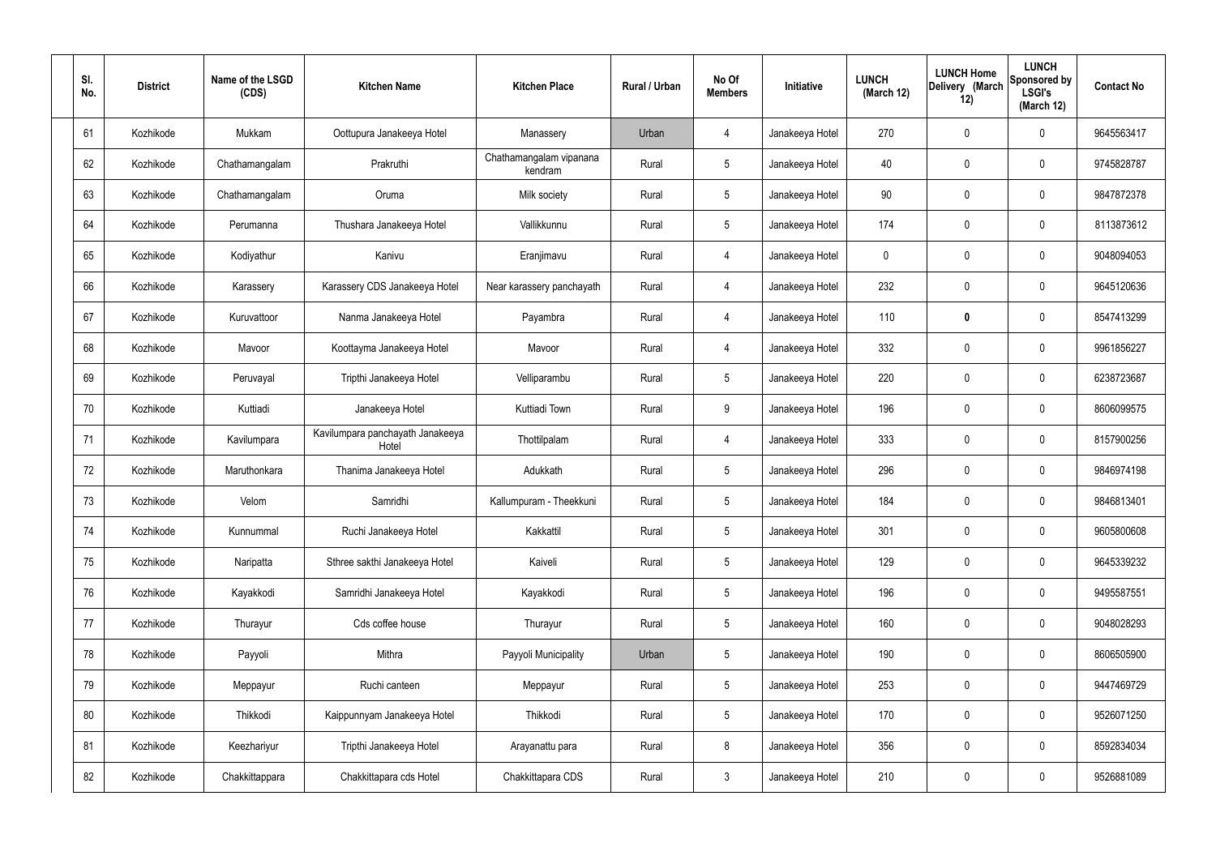| Sl. No. | District | Name of the LSGD (CDS) | Kitchen Name | Kitchen Place | Rural / Urban | No Of Members | Initiative | LUNCH (March 12) | LUNCH Home Delivery (March 12) | LUNCH Sponsored by LSGI's (March 12) | Contact No |
|---|---|---|---|---|---|---|---|---|---|---|---|
| 61 | Kozhikode | Mukkam | Oottupura Janakeeya Hotel | Manassery | Urban | 4 | Janakeeya Hotel | 270 | 0 | 0 | 9645563417 |
| 62 | Kozhikode | Chathamangalam | Prakruthi | Chathamangalam vipanana kendram | Rural | 5 | Janakeeya Hotel | 40 | 0 | 0 | 9745828787 |
| 63 | Kozhikode | Chathamangalam | Oruma | Milk society | Rural | 5 | Janakeeya Hotel | 90 | 0 | 0 | 9847872378 |
| 64 | Kozhikode | Perumanna | Thushara Janakeeya Hotel | Vallikkunnu | Rural | 5 | Janakeeya Hotel | 174 | 0 | 0 | 8113873612 |
| 65 | Kozhikode | Kodiyathur | Kanivu | Eranjimavu | Rural | 4 | Janakeeya Hotel | 0 | 0 | 0 | 9048094053 |
| 66 | Kozhikode | Karassery | Karassery CDS Janakeeya Hotel | Near karassery panchayath | Rural | 4 | Janakeeya Hotel | 232 | 0 | 0 | 9645120636 |
| 67 | Kozhikode | Kuruvattoor | Nanma Janakeeya Hotel | Payambra | Rural | 4 | Janakeeya Hotel | 110 | **0** | 0 | 8547413299 |
| 68 | Kozhikode | Mavoor | Koottayma Janakeeya Hotel | Mavoor | Rural | 4 | Janakeeya Hotel | 332 | 0 | 0 | 9961856227 |
| 69 | Kozhikode | Peruvayal | Tripthi Janakeeya Hotel | Velliparambu | Rural | 5 | Janakeeya Hotel | 220 | 0 | 0 | 6238723687 |
| 70 | Kozhikode | Kuttiadi | Janakeeya Hotel | Kuttiadi Town | Rural | 9 | Janakeeya Hotel | 196 | 0 | 0 | 8606099575 |
| 71 | Kozhikode | Kavilumpara | Kavilumpara panchayath Janakeeya Hotel | Thottilpalam | Rural | 4 | Janakeeya Hotel | 333 | 0 | 0 | 8157900256 |
| 72 | Kozhikode | Maruthonkara | Thanima Janakeeya Hotel | Adukkath | Rural | 5 | Janakeeya Hotel | 296 | 0 | 0 | 9846974198 |
| 73 | Kozhikode | Velom | Samridhi | Kallumpuram - Theekkuni | Rural | 5 | Janakeeya Hotel | 184 | 0 | 0 | 9846813401 |
| 74 | Kozhikode | Kunnummal | Ruchi Janakeeya Hotel | Kakkattil | Rural | 5 | Janakeeya Hotel | 301 | 0 | 0 | 9605800608 |
| 75 | Kozhikode | Naripatta | Sthree sakthi Janakeeya Hotel | Kaiveli | Rural | 5 | Janakeeya Hotel | 129 | 0 | 0 | 9645339232 |
| 76 | Kozhikode | Kayakkodi | Samridhi Janakeeya Hotel | Kayakkodi | Rural | 5 | Janakeeya Hotel | 196 | 0 | 0 | 9495587551 |
| 77 | Kozhikode | Thurayur | Cds coffee house | Thurayur | Rural | 5 | Janakeeya Hotel | 160 | 0 | 0 | 9048028293 |
| 78 | Kozhikode | Payyoli | Mithra | Payyoli Municipality | Urban | 5 | Janakeeya Hotel | 190 | 0 | 0 | 8606505900 |
| 79 | Kozhikode | Meppayur | Ruchi canteen | Meppayur | Rural | 5 | Janakeeya Hotel | 253 | 0 | 0 | 9447469729 |
| 80 | Kozhikode | Thikkodi | Kaippunnyam Janakeeya Hotel | Thikkodi | Rural | 5 | Janakeeya Hotel | 170 | 0 | 0 | 9526071250 |
| 81 | Kozhikode | Keezhariyur | Tripthi Janakeeya Hotel | Arayanattu para | Rural | 8 | Janakeeya Hotel | 356 | 0 | 0 | 8592834034 |
| 82 | Kozhikode | Chakkittappara | Chakkittapara cds Hotel | Chakkittapara CDS | Rural | 3 | Janakeeya Hotel | 210 | 0 | 0 | 9526881089 |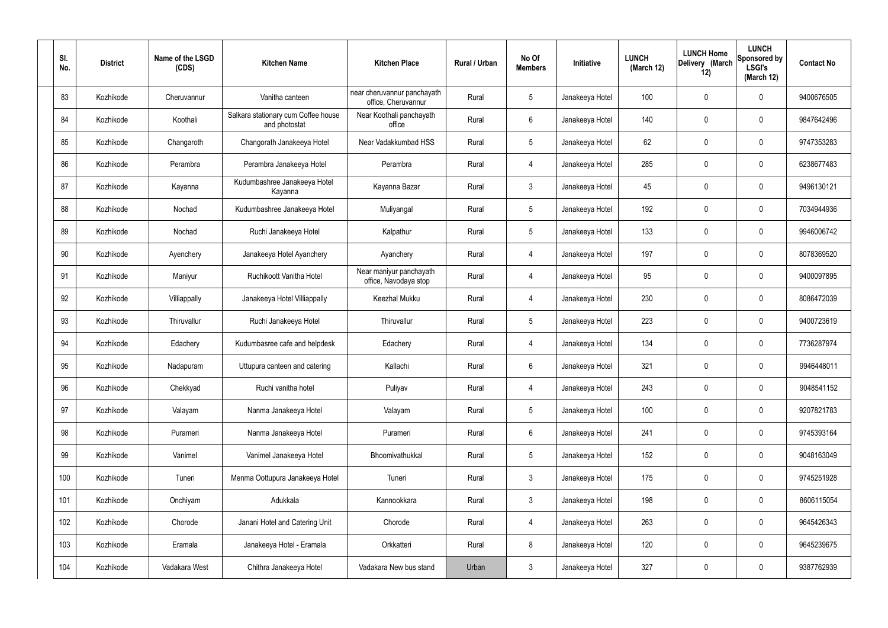| Sl. No. | District | Name of the LSGD (CDS) | Kitchen Name | Kitchen Place | Rural / Urban | No Of Members | Initiative | LUNCH (March 12) | LUNCH Home Delivery (March 12) | LUNCH Sponsored by LSGI's (March 12) | Contact No |
|---|---|---|---|---|---|---|---|---|---|---|---|
| 83 | Kozhikode | Cheruvannur | Vanitha canteen | near cheruvannur panchayath office, Cheruvannur | Rural | 5 | Janakeeya Hotel | 100 | 0 | 0 | 9400676505 |
| 84 | Kozhikode | Koothali | Salkara stationary cum Coffee house and photostat | Near Koothali panchayath office | Rural | 6 | Janakeeya Hotel | 140 | 0 | 0 | 9847642496 |
| 85 | Kozhikode | Changaroth | Changorath Janakeeya Hotel | Near Vadakkumbad HSS | Rural | 5 | Janakeeya Hotel | 62 | 0 | 0 | 9747353283 |
| 86 | Kozhikode | Perambra | Perambra Janakeeya Hotel | Perambra | Rural | 4 | Janakeeya Hotel | 285 | 0 | 0 | 6238677483 |
| 87 | Kozhikode | Kayanna | Kudumbashree Janakeeya Hotel Kayanna | Kayanna Bazar | Rural | 3 | Janakeeya Hotel | 45 | 0 | 0 | 9496130121 |
| 88 | Kozhikode | Nochad | Kudumbashree Janakeeya Hotel | Muliyangal | Rural | 5 | Janakeeya Hotel | 192 | 0 | 0 | 7034944936 |
| 89 | Kozhikode | Nochad | Ruchi Janakeeya Hotel | Kalpathur | Rural | 5 | Janakeeya Hotel | 133 | 0 | 0 | 9946006742 |
| 90 | Kozhikode | Ayenchery | Janakeeya Hotel Ayanchery | Ayanchery | Rural | 4 | Janakeeya Hotel | 197 | 0 | 0 | 8078369520 |
| 91 | Kozhikode | Maniyur | Ruchikoott Vanitha Hotel | Near maniyur panchayath office, Navodaya stop | Rural | 4 | Janakeeya Hotel | 95 | 0 | 0 | 9400097895 |
| 92 | Kozhikode | Villiappally | Janakeeya Hotel Villiappally | Keezhal Mukku | Rural | 4 | Janakeeya Hotel | 230 | 0 | 0 | 8086472039 |
| 93 | Kozhikode | Thiruvallur | Ruchi Janakeeya Hotel | Thiruvallur | Rural | 5 | Janakeeya Hotel | 223 | 0 | 0 | 9400723619 |
| 94 | Kozhikode | Edachery | Kudumbasree cafe and helpdesk | Edachery | Rural | 4 | Janakeeya Hotel | 134 | 0 | 0 | 7736287974 |
| 95 | Kozhikode | Nadapuram | Uttupura canteen and catering | Kallachi | Rural | 6 | Janakeeya Hotel | 321 | 0 | 0 | 9946448011 |
| 96 | Kozhikode | Chekkyad | Ruchi vanitha hotel | Puliyav | Rural | 4 | Janakeeya Hotel | 243 | 0 | 0 | 9048541152 |
| 97 | Kozhikode | Valayam | Nanma Janakeeya Hotel | Valayam | Rural | 5 | Janakeeya Hotel | 100 | 0 | 0 | 9207821783 |
| 98 | Kozhikode | Purameri | Nanma Janakeeya Hotel | Purameri | Rural | 6 | Janakeeya Hotel | 241 | 0 | 0 | 9745393164 |
| 99 | Kozhikode | Vanimel | Vanimel Janakeeya Hotel | Bhoomivathukkal | Rural | 5 | Janakeeya Hotel | 152 | 0 | 0 | 9048163049 |
| 100 | Kozhikode | Tuneri | Menma Oottupura Janakeeya Hotel | Tuneri | Rural | 3 | Janakeeya Hotel | 175 | 0 | 0 | 9745251928 |
| 101 | Kozhikode | Onchiyam | Adukkala | Kannookkara | Rural | 3 | Janakeeya Hotel | 198 | 0 | 0 | 8606115054 |
| 102 | Kozhikode | Chorode | Janani Hotel and Catering Unit | Chorode | Rural | 4 | Janakeeya Hotel | 263 | 0 | 0 | 9645426343 |
| 103 | Kozhikode | Eramala | Janakeeya Hotel - Eramala | Orkkatteri | Rural | 8 | Janakeeya Hotel | 120 | 0 | 0 | 9645239675 |
| 104 | Kozhikode | Vadakara West | Chithra Janakeeya Hotel | Vadakara New bus stand | Urban | 3 | Janakeeya Hotel | 327 | 0 | 0 | 9387762939 |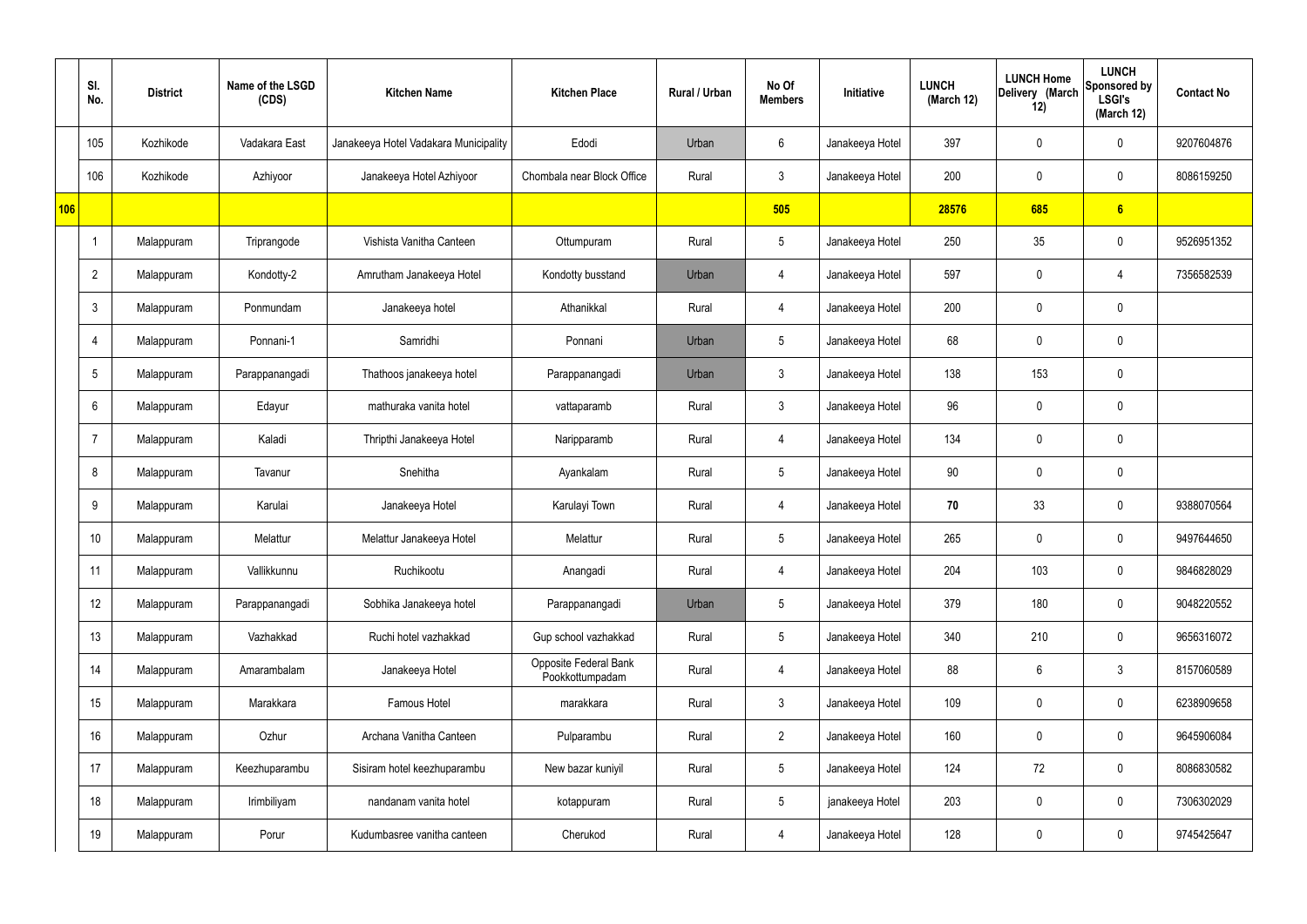|  | Sl. No. | District | Name of the LSGD (CDS) | Kitchen Name | Kitchen Place | Rural / Urban | No Of Members | Initiative | LUNCH (March 12) | LUNCH Home Delivery (March 12) | LUNCH Sponsored by LSGI's (March 12) | Contact No |
|---|---|---|---|---|---|---|---|---|---|---|---|---|
|  | 105 | Kozhikode | Vadakara East | Janakeeya Hotel Vadakara Municipality | Edodi | Urban | 6 | Janakeeya Hotel | 397 | 0 | 0 | 9207604876 |
|  | 106 | Kozhikode | Azhiyoor | Janakeeya Hotel Azhiyoor | Chombala near Block Office | Rural | 3 | Janakeeya Hotel | 200 | 0 | 0 | 8086159250 |
| 106 |  |  |  |  |  |  | 505 |  | 28576 | 685 | 6 |  |
|  | 1 | Malappuram | Triprangode | Vishista Vanitha Canteen | Ottumpuram | Rural | 5 | Janakeeya Hotel | 250 | 35 | 0 | 9526951352 |
|  | 2 | Malappuram | Kondotty-2 | Amrutham Janakeeya Hotel | Kondotty busstand | Urban | 4 | Janakeeya Hotel | 597 | 0 | 4 | 7356582539 |
|  | 3 | Malappuram | Ponmundam | Janakeeya hotel | Athanikkal | Rural | 4 | Janakeeya Hotel | 200 | 0 | 0 |  |
|  | 4 | Malappuram | Ponnani-1 | Samridhi | Ponnani | Urban | 5 | Janakeeya Hotel | 68 | 0 | 0 |  |
|  | 5 | Malappuram | Parappanangadi | Thathoos janakeeya hotel | Parappanangadi | Urban | 3 | Janakeeya Hotel | 138 | 153 | 0 |  |
|  | 6 | Malappuram | Edayur | mathuraka vanita hotel | vattaparamb | Rural | 3 | Janakeeya Hotel | 96 | 0 | 0 |  |
|  | 7 | Malappuram | Kaladi | Thripthi Janakeeya Hotel | Naripparamb | Rural | 4 | Janakeeya Hotel | 134 | 0 | 0 |  |
|  | 8 | Malappuram | Tavanur | Snehitha | Ayankalam | Rural | 5 | Janakeeya Hotel | 90 | 0 | 0 |  |
|  | 9 | Malappuram | Karulai | Janakeeya Hotel | Karulayi Town | Rural | 4 | Janakeeya Hotel | **70** | 33 | 0 | 9388070564 |
|  | 10 | Malappuram | Melattur | Melattur Janakeeya Hotel | Melattur | Rural | 5 | Janakeeya Hotel | 265 | 0 | 0 | 9497644650 |
|  | 11 | Malappuram | Vallikkunnu | Ruchikootu | Anangadi | Rural | 4 | Janakeeya Hotel | 204 | 103 | 0 | 9846828029 |
|  | 12 | Malappuram | Parappanangadi | Sobhika Janakeeya hotel | Parappanangadi | Urban | 5 | Janakeeya Hotel | 379 | 180 | 0 | 9048220552 |
|  | 13 | Malappuram | Vazhakkad | Ruchi hotel vazhakkad | Gup school vazhakkad | Rural | 5 | Janakeeya Hotel | 340 | 210 | 0 | 9656316072 |
|  | 14 | Malappuram | Amarambalam | Janakeeya Hotel | Opposite Federal Bank Pookkottumpadam | Rural | 4 | Janakeeya Hotel | 88 | 6 | 3 | 8157060589 |
|  | 15 | Malappuram | Marakkara | Famous Hotel | marakkara | Rural | 3 | Janakeeya Hotel | 109 | 0 | 0 | 6238909658 |
|  | 16 | Malappuram | Ozhur | Archana Vanitha Canteen | Pulparambu | Rural | 2 | Janakeeya Hotel | 160 | 0 | 0 | 9645906084 |
|  | 17 | Malappuram | Keezhuparambu | Sisiram hotel keezhuparambu | New bazar kuniyil | Rural | 5 | Janakeeya Hotel | 124 | 72 | 0 | 8086830582 |
|  | 18 | Malappuram | Irimbiliyam | nandanam vanita hotel | kotappuram | Rural | 5 | janakeeya Hotel | 203 | 0 | 0 | 7306302029 |
|  | 19 | Malappuram | Porur | Kudumbasree vanitha canteen | Cherukod | Rural | 4 | Janakeeya Hotel | 128 | 0 | 0 | 9745425647 |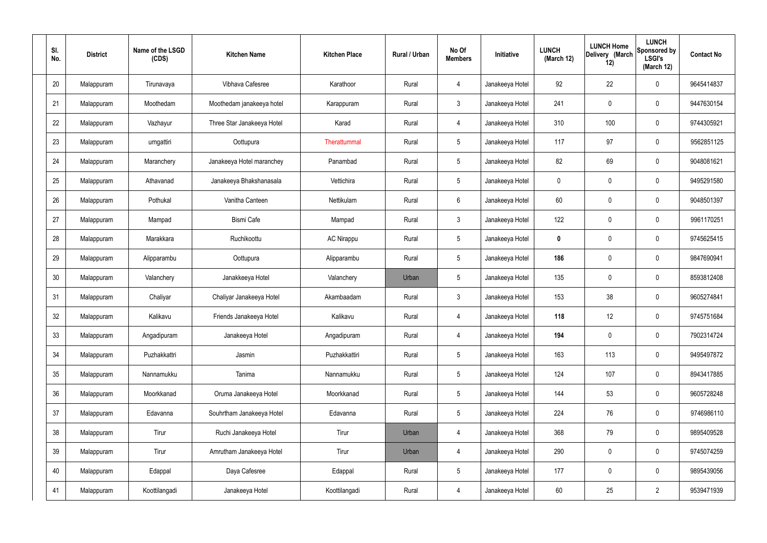| Sl. No. | District | Name of the LSGD (CDS) | Kitchen Name | Kitchen Place | Rural / Urban | No Of Members | Initiative | LUNCH (March 12) | LUNCH Home Delivery (March 12) | LUNCH Sponsored by LSGI's (March 12) | Contact No |
|---|---|---|---|---|---|---|---|---|---|---|---|
| 20 | Malappuram | Tirunavaya | Vibhava Cafesree | Karathoor | Rural | 4 | Janakeeya Hotel | 92 | 22 | 0 | 9645414837 |
| 21 | Malappuram | Moothedam | Moothedam janakeeya hotel | Karappuram | Rural | 3 | Janakeeya Hotel | 241 | 0 | 0 | 9447630154 |
| 22 | Malappuram | Vazhayur | Three Star Janakeeya Hotel | Karad | Rural | 4 | Janakeeya Hotel | 310 | 100 | 0 | 9744305921 |
| 23 | Malappuram | urngattiri | Oottupura | Therattummal | Rural | 5 | Janakeeya Hotel | 117 | 97 | 0 | 9562851125 |
| 24 | Malappuram | Maranchery | Janakeeya Hotel maranchey | Panambad | Rural | 5 | Janakeeya Hotel | 82 | 69 | 0 | 9048081621 |
| 25 | Malappuram | Athavanad | Janakeeya Bhakshanasala | Vettichira | Rural | 5 | Janakeeya Hotel | 0 | 0 | 0 | 9495291580 |
| 26 | Malappuram | Pothukal | Vanitha Canteen | Nettikulam | Rural | 6 | Janakeeya Hotel | 60 | 0 | 0 | 9048501397 |
| 27 | Malappuram | Mampad | Bismi Cafe | Mampad | Rural | 3 | Janakeeya Hotel | 122 | 0 | 0 | 9961170251 |
| 28 | Malappuram | Marakkara | Ruchikoottu | AC Nirappu | Rural | 5 | Janakeeya Hotel | **0** | 0 | 0 | 9745625415 |
| 29 | Malappuram | Alipparambu | Oottupura | Alipparambu | Rural | 5 | Janakeeya Hotel | **186** | 0 | 0 | 9847690941 |
| 30 | Malappuram | Valanchery | Janakkeeya Hotel | Valanchery | Urban | 5 | Janakeeya Hotel | 135 | 0 | 0 | 8593812408 |
| 31 | Malappuram | Chaliyar | Chaliyar Janakeeya Hotel | Akambaadam | Rural | 3 | Janakeeya Hotel | 153 | 38 | 0 | 9605274841 |
| 32 | Malappuram | Kalikavu | Friends Janakeeya Hotel | Kalikavu | Rural | 4 | Janakeeya Hotel | **118** | 12 | 0 | 9745751684 |
| 33 | Malappuram | Angadipuram | Janakeeya Hotel | Angadipuram | Rural | 4 | Janakeeya Hotel | **194** | 0 | 0 | 7902314724 |
| 34 | Malappuram | Puzhakkattri | Jasmin | Puzhakkattiri | Rural | 5 | Janakeeya Hotel | 163 | 113 | 0 | 9495497872 |
| 35 | Malappuram | Nannamukku | Tanima | Nannamukku | Rural | 5 | Janakeeya Hotel | 124 | 107 | 0 | 8943417885 |
| 36 | Malappuram | Moorkkanad | Oruma Janakeeya Hotel | Moorkkanad | Rural | 5 | Janakeeya Hotel | 144 | 53 | 0 | 9605728248 |
| 37 | Malappuram | Edavanna | Souhrtham Janakeeya Hotel | Edavanna | Rural | 5 | Janakeeya Hotel | 224 | 76 | 0 | 9746986110 |
| 38 | Malappuram | Tirur | Ruchi Janakeeya Hotel | Tirur | Urban | 4 | Janakeeya Hotel | 368 | 79 | 0 | 9895409528 |
| 39 | Malappuram | Tirur | Amrutham Janakeeya Hotel | Tirur | Urban | 4 | Janakeeya Hotel | 290 | 0 | 0 | 9745074259 |
| 40 | Malappuram | Edappal | Daya Cafesree | Edappal | Rural | 5 | Janakeeya Hotel | 177 | 0 | 0 | 9895439056 |
| 41 | Malappuram | Koottilangadi | Janakeeya Hotel | Koottilangadi | Rural | 4 | Janakeeya Hotel | 60 | 25 | 2 | 9539471939 |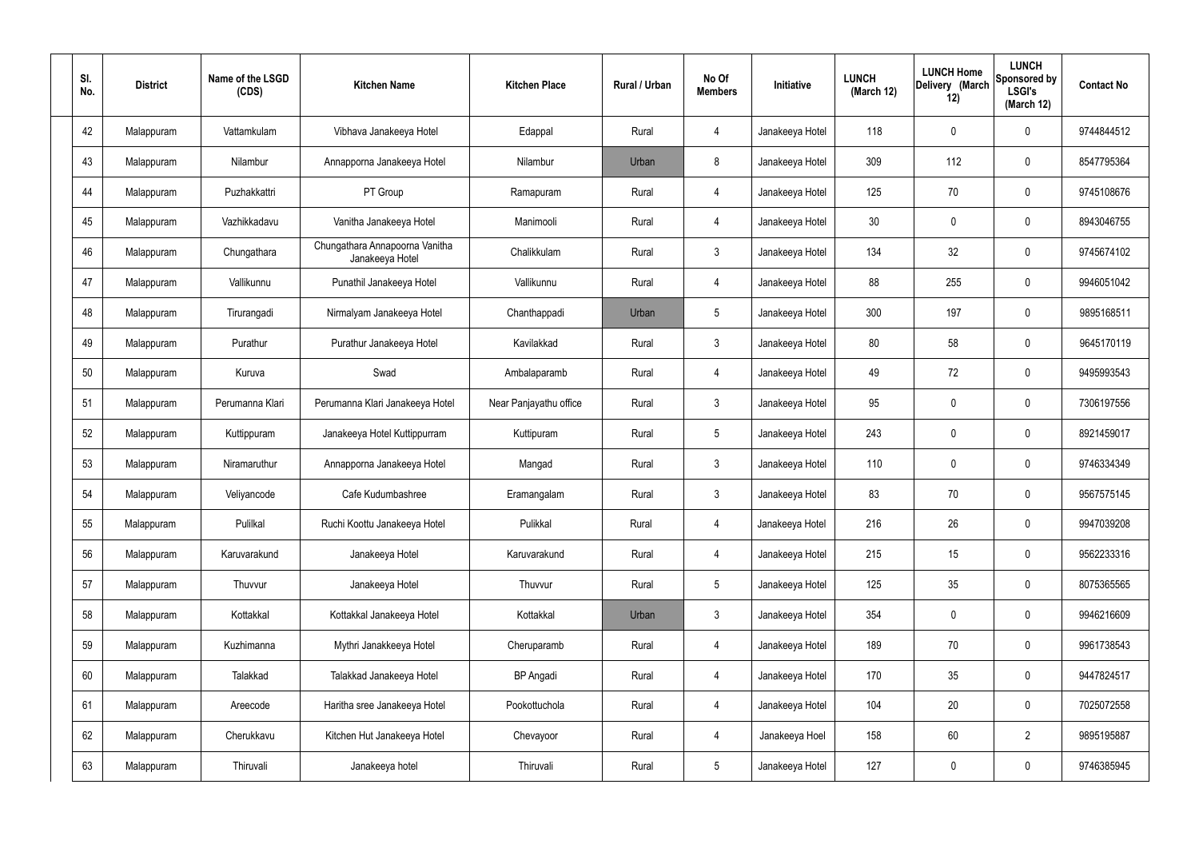| Sl. No. | District | Name of the LSGD (CDS) | Kitchen Name | Kitchen Place | Rural / Urban | No Of Members | Initiative | LUNCH (March 12) | LUNCH Home Delivery (March 12) | LUNCH Sponsored by LSGI's (March 12) | Contact No |
|---|---|---|---|---|---|---|---|---|---|---|---|
| 42 | Malappuram | Vattamkulam | Vibhava Janakeeya Hotel | Edappal | Rural | 4 | Janakeeya Hotel | 118 | 0 | 0 | 9744844512 |
| 43 | Malappuram | Nilambur | Annapporna Janakeeya Hotel | Nilambur | Urban | 8 | Janakeeya Hotel | 309 | 112 | 0 | 8547795364 |
| 44 | Malappuram | Puzhakkattri | PT Group | Ramapuram | Rural | 4 | Janakeeya Hotel | 125 | 70 | 0 | 9745108676 |
| 45 | Malappuram | Vazhikkadavu | Vanitha Janakeeya Hotel | Manimooli | Rural | 4 | Janakeeya Hotel | 30 | 0 | 0 | 8943046755 |
| 46 | Malappuram | Chungathara | Chungathara Annapoorna Vanitha Janakeeya Hotel | Chalikkulam | Rural | 3 | Janakeeya Hotel | 134 | 32 | 0 | 9745674102 |
| 47 | Malappuram | Vallikunnu | Punathil Janakeeya Hotel | Vallikunnu | Rural | 4 | Janakeeya Hotel | 88 | 255 | 0 | 9946051042 |
| 48 | Malappuram | Tirurangadi | Nirmalyam Janakeeya Hotel | Chanthappadi | Urban | 5 | Janakeeya Hotel | 300 | 197 | 0 | 9895168511 |
| 49 | Malappuram | Purathur | Purathur Janakeeya Hotel | Kavilakkad | Rural | 3 | Janakeeya Hotel | 80 | 58 | 0 | 9645170119 |
| 50 | Malappuram | Kuruva | Swad | Ambalaparamb | Rural | 4 | Janakeeya Hotel | 49 | 72 | 0 | 9495993543 |
| 51 | Malappuram | Perumanna Klari | Perumanna Klari Janakeeya Hotel | Near Panjayathu office | Rural | 3 | Janakeeya Hotel | 95 | 0 | 0 | 7306197556 |
| 52 | Malappuram | Kuttippuram | Janakeeya Hotel Kuttippurram | Kuttipuram | Rural | 5 | Janakeeya Hotel | 243 | 0 | 0 | 8921459017 |
| 53 | Malappuram | Niramaruthur | Annapporna Janakeeya Hotel | Mangad | Rural | 3 | Janakeeya Hotel | 110 | 0 | 0 | 9746334349 |
| 54 | Malappuram | Veliyancode | Cafe Kudumbashree | Eramangalam | Rural | 3 | Janakeeya Hotel | 83 | 70 | 0 | 9567575145 |
| 55 | Malappuram | Pulilkal | Ruchi Koottu Janakeeya Hotel | Pulikkal | Rural | 4 | Janakeeya Hotel | 216 | 26 | 0 | 9947039208 |
| 56 | Malappuram | Karuvarakund | Janakeeya Hotel | Karuvarakund | Rural | 4 | Janakeeya Hotel | 215 | 15 | 0 | 9562233316 |
| 57 | Malappuram | Thuvvur | Janakeeya Hotel | Thuvvur | Rural | 5 | Janakeeya Hotel | 125 | 35 | 0 | 8075365565 |
| 58 | Malappuram | Kottakkal | Kottakkal Janakeeya Hotel | Kottakkal | Urban | 3 | Janakeeya Hotel | 354 | 0 | 0 | 9946216609 |
| 59 | Malappuram | Kuzhimanna | Mythri Janakkeeya Hotel | Cheruparamb | Rural | 4 | Janakeeya Hotel | 189 | 70 | 0 | 9961738543 |
| 60 | Malappuram | Talakkad | Talakkad Janakeeya Hotel | BP Angadi | Rural | 4 | Janakeeya Hotel | 170 | 35 | 0 | 9447824517 |
| 61 | Malappuram | Areecode | Haritha sree Janakeeya Hotel | Pookottuchola | Rural | 4 | Janakeeya Hotel | 104 | 20 | 0 | 7025072558 |
| 62 | Malappuram | Cherukkavu | Kitchen Hut Janakeeya Hotel | Chevayoor | Rural | 4 | Janakeeya Hoel | 158 | 60 | 2 | 9895195887 |
| 63 | Malappuram | Thiruvali | Janakeeya hotel | Thiruvali | Rural | 5 | Janakeeya Hotel | 127 | 0 | 0 | 9746385945 |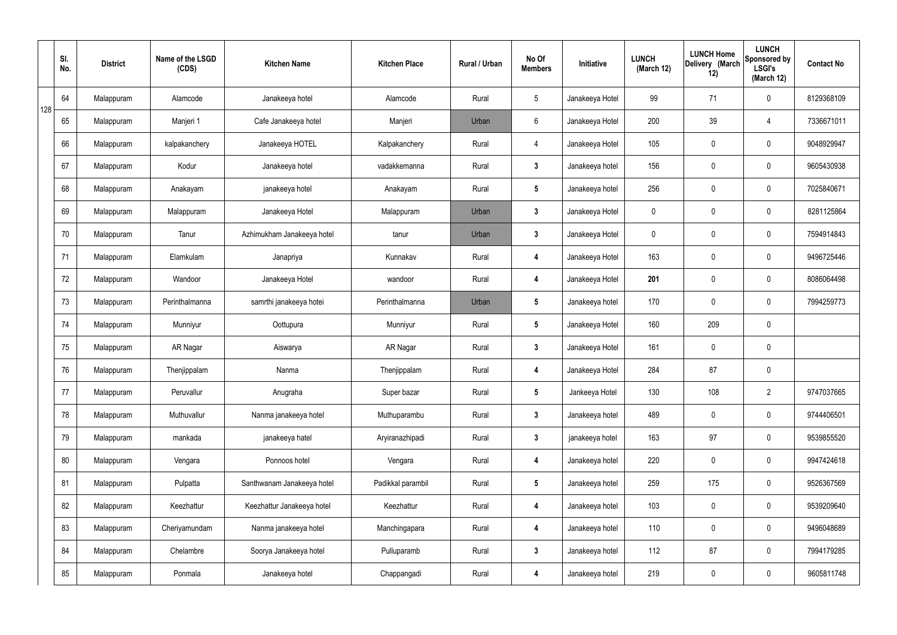| | Sl. No. | District | Name of the LSGD (CDS) | Kitchen Name | Kitchen Place | Rural / Urban | No Of Members | Initiative | LUNCH (March 12) | LUNCH Home Delivery (March 12) | LUNCH Sponsored by LSGI's (March 12) | Contact No |
|---|---|---|---|---|---|---|---|---|---|---|---|---|
| 128 | 64 | Malappuram | Alamcode | Janakeeya hotel | Alamcode | Rural | 5 | Janakeeya Hotel | 99 | 71 | 0 | 8129368109 |
| | 65 | Malappuram | Manjeri 1 | Cafe Janakeeya hotel | Manjeri | Urban | 6 | Janakeeya Hotel | 200 | 39 | 4 | 7336671011 |
| | 66 | Malappuram | kalpakanchery | Janakeeya HOTEL | Kalpakanchery | Rural | 4 | Janakeeya Hotel | 105 | 0 | 0 | 9048929947 |
| | 67 | Malappuram | Kodur | Janakeeya hotel | vadakkemanna | Rural | **3** | Janakeeya hotel | 156 | 0 | 0 | 9605430938 |
| | 68 | Malappuram | Anakayam | janakeeya hotel | Anakayam | Rural | **5** | Janakeeya hotel | 256 | 0 | 0 | 7025840671 |
| | 69 | Malappuram | Malappuram | Janakeeya Hotel | Malappuram | Urban | **3** | Janakeeya Hotel | 0 | 0 | 0 | 8281125864 |
| | 70 | Malappuram | Tanur | Azhimukham Janakeeya hotel | tanur | Urban | **3** | Janakeeya Hotel | 0 | 0 | 0 | 7594914843 |
| | 71 | Malappuram | Elamkulam | Janapriya | Kunnakav | Rural | **4** | Janakeeya Hotel | 163 | 0 | 0 | 9496725446 |
| | 72 | Malappuram | Wandoor | Janakeeya Hotel | wandoor | Rural | **4** | Janakeeya Hotel | **201** | 0 | 0 | 8086064498 |
| | 73 | Malappuram | Perinthalmanna | samrthi janakeeya hotei | Perinthalmanna | Urban | **5** | Janakeeya hotel | 170 | 0 | 0 | 7994259773 |
| | 74 | Malappuram | Munniyur | Oottupura | Munniyur | Rural | **5** | Janakeeya Hotel | 160 | 209 | 0 | |
| | 75 | Malappuram | AR Nagar | Aiswarya | AR Nagar | Rural | **3** | Janakeeya Hotel | 161 | 0 | 0 | |
| | 76 | Malappuram | Thenjippalam | Nanma | Thenjippalam | Rural | **4** | Janakeeya Hotel | 284 | 87 | 0 | |
| | 77 | Malappuram | Peruvallur | Anugraha | Super bazar | Rural | **5** | Jankeeya Hotel | 130 | 108 | 2 | 9747037665 |
| | 78 | Malappuram | Muthuvallur | Nanma janakeeya hotel | Muthuparambu | Rural | **3** | Janakeeya hotel | 489 | 0 | 0 | 9744406501 |
| | 79 | Malappuram | mankada | janakeeya hatel | Aryiranazhipadi | Rural | **3** | janakeeya hotel | 163 | 97 | 0 | 9539855520 |
| | 80 | Malappuram | Vengara | Ponnoos hotel | Vengara | Rural | **4** | Janakeeya hotel | 220 | 0 | 0 | 9947424618 |
| | 81 | Malappuram | Pulpatta | Santhwanam Janakeeya hotel | Padikkal parambil | Rural | **5** | Janakeeya hotel | 259 | 175 | 0 | 9526367569 |
| | 82 | Malappuram | Keezhattur | Keezhattur Janakeeya hotel | Keezhattur | Rural | **4** | Janakeeya hotel | 103 | 0 | 0 | 9539209640 |
| | 83 | Malappuram | Cheriyamundam | Nanma janakeeya hotel | Manchingapara | Rural | **4** | Janakeeya hotel | 110 | 0 | 0 | 9496048689 |
| | 84 | Malappuram | Chelambre | Soorya Janakeeya hotel | Pulluparamb | Rural | **3** | Janakeeya hotel | 112 | 87 | 0 | 7994179285 |
| | 85 | Malappuram | Ponmala | Janakeeya hotel | Chappangadi | Rural | **4** | Janakeeya hotel | 219 | 0 | 0 | 9605811748 |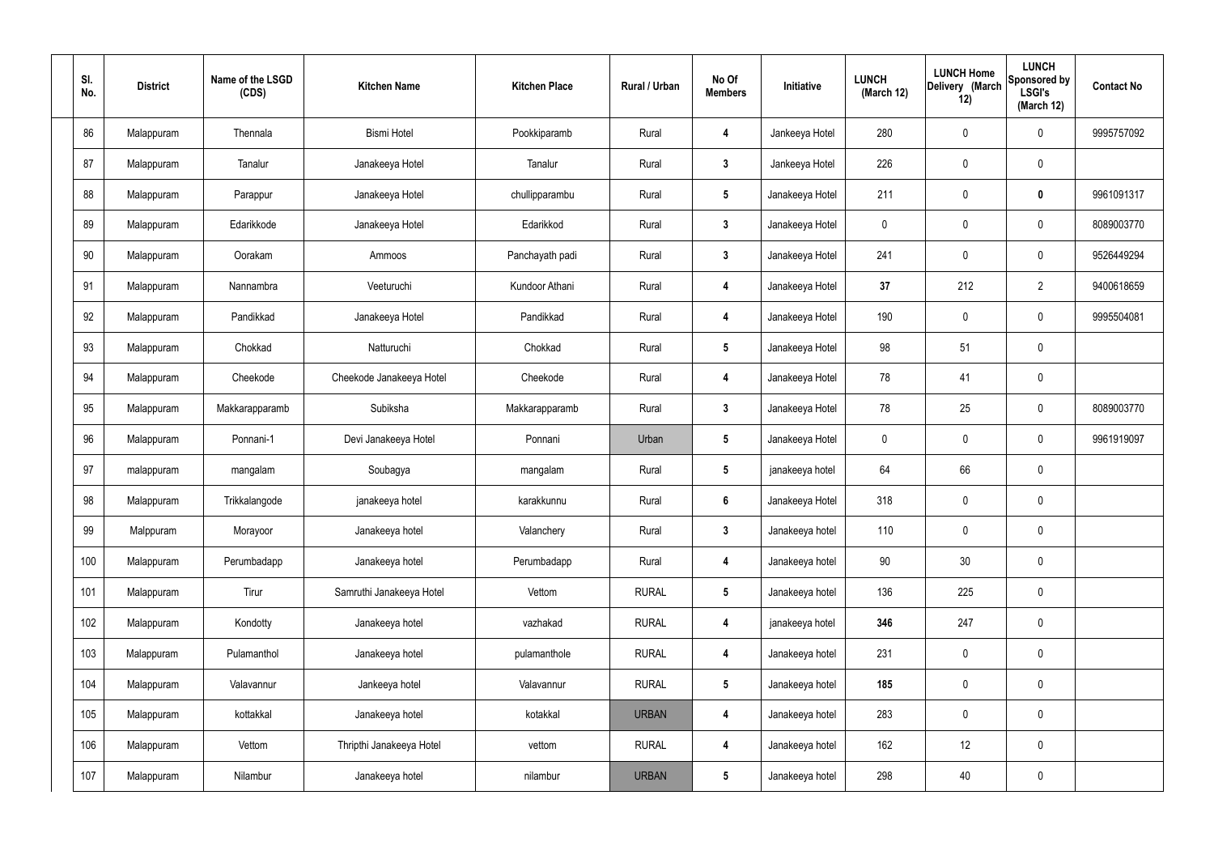| Sl. No. | District | Name of the LSGD (CDS) | Kitchen Name | Kitchen Place | Rural / Urban | No Of Members | Initiative | LUNCH (March 12) | LUNCH Home Delivery (March 12) | LUNCH Sponsored by LSGI's (March 12) | Contact No |
|---|---|---|---|---|---|---|---|---|---|---|---|
| 86 | Malappuram | Thennala | Bismi Hotel | Pookkiparamb | Rural | **4** | Jankeeya Hotel | 280 | 0 | 0 | 9995757092 |
| 87 | Malappuram | Tanalur | Janakeeya Hotel | Tanalur | Rural | **3** | Jankeeya Hotel | 226 | 0 | 0 | |
| 88 | Malappuram | Parappur | Janakeeya Hotel | chullipparambu | Rural | **5** | Janakeeya Hotel | 211 | 0 | **0** | 9961091317 |
| 89 | Malappuram | Edarikkode | Janakeeya Hotel | Edarikkod | Rural | **3** | Janakeeya Hotel | 0 | 0 | 0 | 8089003770 |
| 90 | Malappuram | Oorakam | Ammoos | Panchayath padi | Rural | **3** | Janakeeya Hotel | 241 | 0 | 0 | 9526449294 |
| 91 | Malappuram | Nannambra | Veeturuchi | Kundoor Athani | Rural | **4** | Janakeeya Hotel | **37** | 212 | 2 | 9400618659 |
| 92 | Malappuram | Pandikkad | Janakeeya Hotel | Pandikkad | Rural | **4** | Janakeeya Hotel | 190 | 0 | 0 | 9995504081 |
| 93 | Malappuram | Chokkad | Natturuchi | Chokkad | Rural | **5** | Janakeeya Hotel | 98 | 51 | 0 | |
| 94 | Malappuram | Cheekode | Cheekode Janakeeya Hotel | Cheekode | Rural | **4** | Janakeeya Hotel | 78 | 41 | 0 | |
| 95 | Malappuram | Makkarapparamb | Subiksha | Makkarapparamb | Rural | **3** | Janakeeya Hotel | 78 | 25 | 0 | 8089003770 |
| 96 | Malappuram | Ponnani-1 | Devi Janakeeya Hotel | Ponnani | Urban | **5** | Janakeeya Hotel | 0 | 0 | 0 | 9961919097 |
| 97 | malappuram | mangalam | Soubagya | mangalam | Rural | **5** | janakeeya hotel | 64 | 66 | 0 | |
| 98 | Malappuram | Trikkalangode | janakeeya hotel | karakkunnu | Rural | **6** | Janakeeya Hotel | 318 | 0 | 0 | |
| 99 | Malppuram | Morayoor | Janakeeya hotel | Valanchery | Rural | **3** | Janakeeya hotel | 110 | 0 | 0 | |
| 100 | Malappuram | Perumbadapp | Janakeeya hotel | Perumbadapp | Rural | **4** | Janakeeya hotel | 90 | 30 | 0 | |
| 101 | Malappuram | Tirur | Samruthi Janakeeya Hotel | Vettom | RURAL | **5** | Janakeeya hotel | 136 | 225 | 0 | |
| 102 | Malappuram | Kondotty | Janakeeya hotel | vazhakad | RURAL | **4** | janakeeya hotel | **346** | 247 | 0 | |
| 103 | Malappuram | Pulamanthol | Janakeeya hotel | pulamanthole | RURAL | **4** | Janakeeya hotel | 231 | 0 | 0 | |
| 104 | Malappuram | Valavannur | Jankeeya hotel | Valavannur | RURAL | **5** | Janakeeya hotel | **185** | 0 | 0 | |
| 105 | Malappuram | kottakkal | Janakeeya hotel | kotakkal | URBAN | **4** | Janakeeya hotel | 283 | 0 | 0 | |
| 106 | Malappuram | Vettom | Thripthi Janakeeya Hotel | vettom | RURAL | **4** | Janakeeya hotel | 162 | 12 | 0 | |
| 107 | Malappuram | Nilambur | Janakeeya hotel | nilambur | URBAN | **5** | Janakeeya hotel | 298 | 40 | 0 | |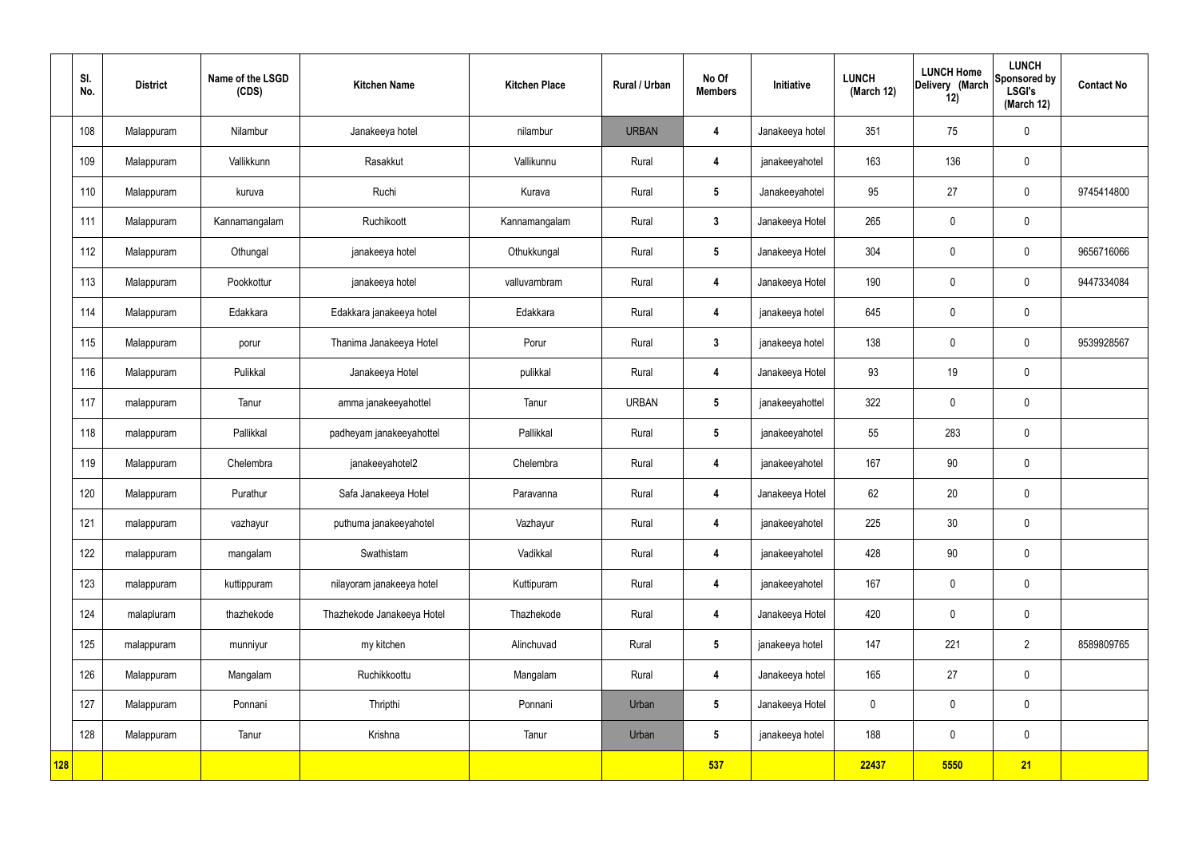| | Sl. No. | District | Name of the LSGD (CDS) | Kitchen Name | Kitchen Place | Rural / Urban | No Of Members | Initiative | LUNCH (March 12) | LUNCH Home Delivery (March 12) | LUNCH Sponsored by LSGI's (March 12) | Contact No |
|---|---|---|---|---|---|---|---|---|---|---|---|---|
| | 108 | Malappuram | Nilambur | Janakeeya hotel | nilambur | URBAN | 4 | Janakeeya hotel | 351 | 75 | 0 | |
| | 109 | Malappuram | Vallikkunn | Rasakkut | Vallikunnu | Rural | 4 | janakeeyahotel | 163 | 136 | 0 | |
| | 110 | Malappuram | kuruva | Ruchi | Kurava | Rural | 5 | Janakeeyahotel | 95 | 27 | 0 | 9745414800 |
| | 111 | Malappuram | Kannamangalam | Ruchikoott | Kannamangalam | Rural | 3 | Janakeeya Hotel | 265 | 0 | 0 | |
| | 112 | Malappuram | Othungal | janakeeya hotel | Othukkungal | Rural | 5 | Janakeeya Hotel | 304 | 0 | 0 | 9656716066 |
| | 113 | Malappuram | Pookkottur | janakeeya hotel | valluvambram | Rural | 4 | Janakeeya Hotel | 190 | 0 | 0 | 9447334084 |
| | 114 | Malappuram | Edakkara | Edakkara janakeeya hotel | Edakkara | Rural | 4 | janakeeya hotel | 645 | 0 | 0 | |
| | 115 | Malappuram | porur | Thanima Janakeeya Hotel | Porur | Rural | 3 | janakeeya hotel | 138 | 0 | 0 | 9539928567 |
| | 116 | Malappuram | Pulikkal | Janakeeya Hotel | pulikkal | Rural | 4 | Janakeeya Hotel | 93 | 19 | 0 | |
| | 117 | malappuram | Tanur | amma janakeeyahottel | Tanur | URBAN | 5 | janakeeyahottel | 322 | 0 | 0 | |
| | 118 | malappuram | Pallikkal | padheyam janakeeyahottel | Pallikkal | Rural | 5 | janakeeyahotel | 55 | 283 | 0 | |
| | 119 | Malappuram | Chelembra | janakeeyahotel2 | Chelembra | Rural | 4 | janakeeyahotel | 167 | 90 | 0 | |
| | 120 | Malappuram | Purathur | Safa Janakeeya Hotel | Paravanna | Rural | 4 | Janakeeya Hotel | 62 | 20 | 0 | |
| | 121 | malappuram | vazhayur | puthuma janakeeyahotel | Vazhayur | Rural | 4 | janakeeyahotel | 225 | 30 | 0 | |
| | 122 | malappuram | mangalam | Swathistam | Vadikkal | Rural | 4 | janakeeyahotel | 428 | 90 | 0 | |
| | 123 | malappuram | kuttippuram | nilayoram janakeeya hotel | Kuttipuram | Rural | 4 | janakeeyahotel | 167 | 0 | 0 | |
| | 124 | malapluram | thazhekode | Thazhekode Janakeeya Hotel | Thazhekode | Rural | 4 | Janakeeya Hotel | 420 | 0 | 0 | |
| | 125 | malappuram | munniyur | my kitchen | Alinchuvad | Rural | 5 | janakeeya hotel | 147 | 221 | 2 | 8589809765 |
| | 126 | Malappuram | Mangalam | Ruchikkoottu | Mangalam | Rural | 4 | Janakeeya hotel | 165 | 27 | 0 | |
| | 127 | Malappuram | Ponnani | Thripthi | Ponnani | Urban | 5 | Janakeeya Hotel | 0 | 0 | 0 | |
| | 128 | Malappuram | Tanur | Krishna | Tanur | Urban | 5 | janakeeya hotel | 188 | 0 | 0 | |
| **128** | | | | | | | **537** | | **22437** | **5550** | **21** | |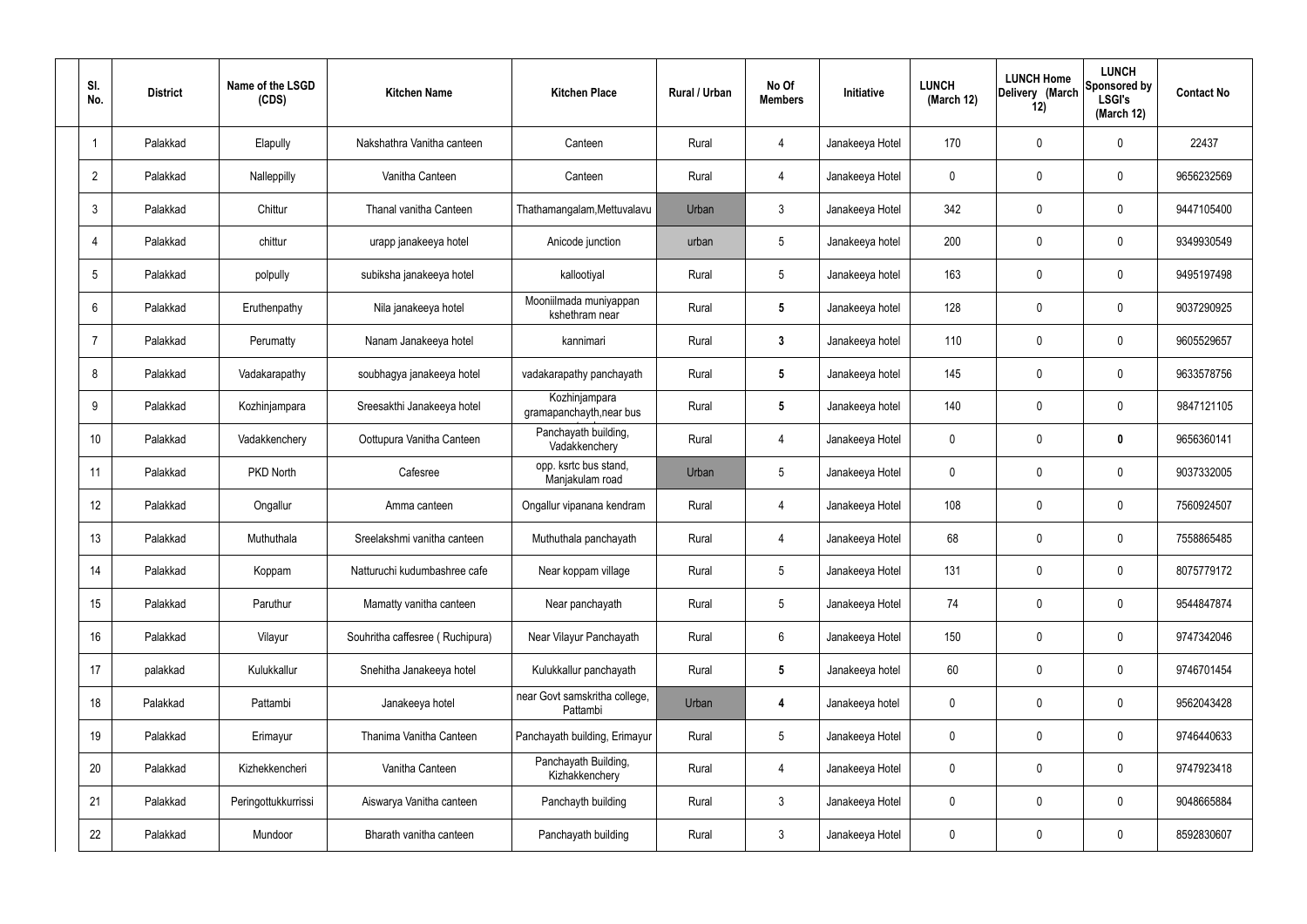| Sl. No. | District | Name of the LSGD (CDS) | Kitchen Name | Kitchen Place | Rural / Urban | No Of Members | Initiative | LUNCH (March 12) | LUNCH Home Delivery (March 12) | LUNCH Sponsored by LSGI's (March 12) | Contact No |
|---|---|---|---|---|---|---|---|---|---|---|---|
| 1 | Palakkad | Elapully | Nakshathra Vanitha canteen | Canteen | Rural | 4 | Janakeeya Hotel | 170 | 0 | 0 | 22437 |
| 2 | Palakkad | Nalleppilly | Vanitha Canteen | Canteen | Rural | 4 | Janakeeya Hotel | 0 | 0 | 0 | 9656232569 |
| 3 | Palakkad | Chittur | Thanal vanitha Canteen | Thathamangalam,Mettuvalavu | Urban | 3 | Janakeeya Hotel | 342 | 0 | 0 | 9447105400 |
| 4 | Palakkad | chittur | urapp janakeeya hotel | Anicode junction | urban | 5 | Janakeeya hotel | 200 | 0 | 0 | 9349930549 |
| 5 | Palakkad | polpully | subiksha janakeeya hotel | kallootiyal | Rural | 5 | Janakeeya hotel | 163 | 0 | 0 | 9495197498 |
| 6 | Palakkad | Eruthenpathy | Nila janakeeya hotel | Mooniilmada muniyappan kshethram near | Rural | **5** | Janakeeya hotel | 128 | 0 | 0 | 9037290925 |
| 7 | Palakkad | Perumatty | Nanam Janakeeya hotel | kannimari | Rural | **3** | Janakeeya hotel | 110 | 0 | 0 | 9605529657 |
| 8 | Palakkad | Vadakarapathy | soubhagya janakeeya hotel | vadakarapathy panchayath | Rural | **5** | Janakeeya hotel | 145 | 0 | 0 | 9633578756 |
| 9 | Palakkad | Kozhinjampara | Sreesakthi Janakeeya hotel | Kozhinjampara gramapanchayth,near bus | Rural | **5** | Janakeeya hotel | 140 | 0 | 0 | 9847121105 |
| 10 | Palakkad | Vadakkenchery | Oottupura Vanitha Canteen | Panchayath building, Vadakkenchery | Rural | 4 | Janakeeya Hotel | 0 | 0 | **0** | 9656360141 |
| 11 | Palakkad | PKD North | Cafesree | opp. ksrtc bus stand, Manjakulam road | Urban | 5 | Janakeeya Hotel | 0 | 0 | 0 | 9037332005 |
| 12 | Palakkad | Ongallur | Amma canteen | Ongallur vipanana kendram | Rural | 4 | Janakeeya Hotel | 108 | 0 | 0 | 7560924507 |
| 13 | Palakkad | Muthuthala | Sreelakshmi vanitha canteen | Muthuthala panchayath | Rural | 4 | Janakeeya Hotel | 68 | 0 | 0 | 7558865485 |
| 14 | Palakkad | Koppam | Natturuchi kudumbashree cafe | Near koppam village | Rural | 5 | Janakeeya Hotel | 131 | 0 | 0 | 8075779172 |
| 15 | Palakkad | Paruthur | Mamatty vanitha canteen | Near panchayath | Rural | 5 | Janakeeya Hotel | 74 | 0 | 0 | 9544847874 |
| 16 | Palakkad | Vilayur | Souhritha caffesree ( Ruchipura) | Near Vilayur Panchayath | Rural | 6 | Janakeeya Hotel | 150 | 0 | 0 | 9747342046 |
| 17 | palakkad | Kulukkallur | Snehitha Janakeeya hotel | Kulukkallur panchayath | Rural | **5** | Janakeeya hotel | 60 | 0 | 0 | 9746701454 |
| 18 | Palakkad | Pattambi | Janakeeya hotel | near Govt samskritha college, Pattambi | Urban | **4** | Janakeeya hotel | 0 | 0 | 0 | 9562043428 |
| 19 | Palakkad | Erimayur | Thanima Vanitha Canteen | Panchayath building, Erimayur | Rural | 5 | Janakeeya Hotel | 0 | 0 | 0 | 9746440633 |
| 20 | Palakkad | Kizhekkencheri | Vanitha Canteen | Panchayath Building, Kizhakkenchery | Rural | 4 | Janakeeya Hotel | 0 | 0 | 0 | 9747923418 |
| 21 | Palakkad | Peringottukkurrissi | Aiswarya Vanitha canteen | Panchayth building | Rural | 3 | Janakeeya Hotel | 0 | 0 | 0 | 9048665884 |
| 22 | Palakkad | Mundoor | Bharath vanitha canteen | Panchayath building | Rural | 3 | Janakeeya Hotel | 0 | 0 | 0 | 8592830607 |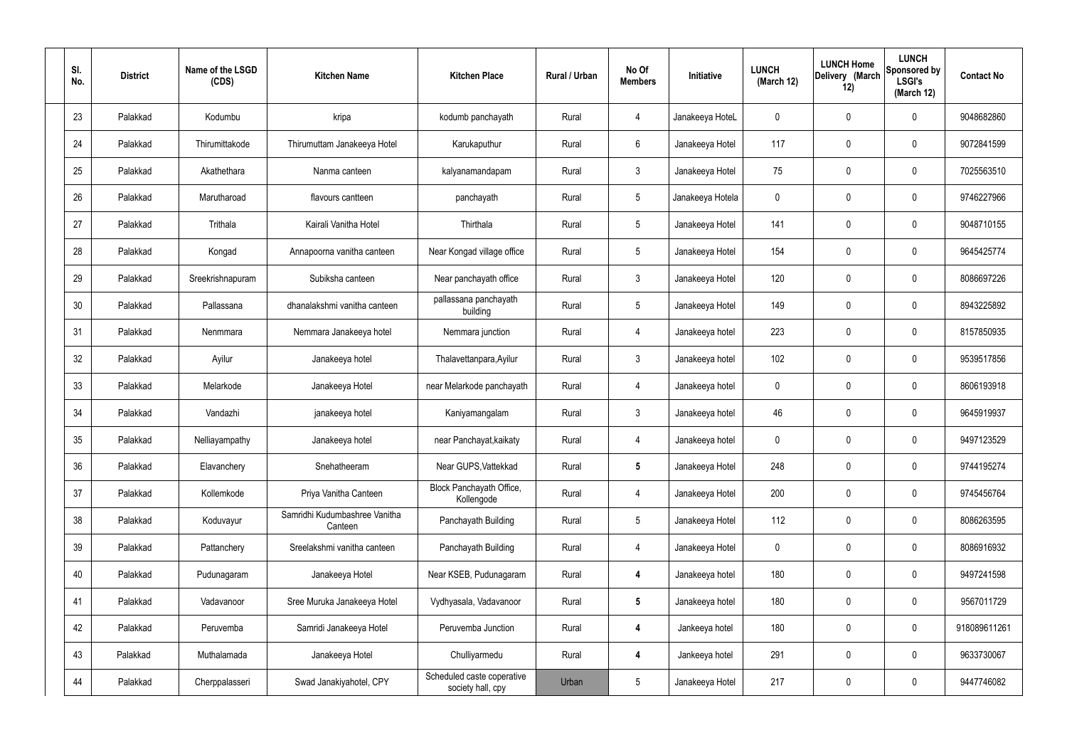| Sl. No. | District | Name of the LSGD (CDS) | Kitchen Name | Kitchen Place | Rural / Urban | No Of Members | Initiative | LUNCH (March 12) | LUNCH Home Delivery (March 12) | LUNCH Sponsored by LSGI's (March 12) | Contact No |
|---|---|---|---|---|---|---|---|---|---|---|---|
| 23 | Palakkad | Kodumbu | kripa | kodumb panchayath | Rural | 4 | Janakeeya HoteL | 0 | 0 | 0 | 9048682860 |
| 24 | Palakkad | Thirumittakode | Thirumuttam Janakeeya Hotel | Karukaputhur | Rural | 6 | Janakeeya Hotel | 117 | 0 | 0 | 9072841599 |
| 25 | Palakkad | Akathethara | Nanma canteen | kalyanamandapam | Rural | 3 | Janakeeya Hotel | 75 | 0 | 0 | 7025563510 |
| 26 | Palakkad | Marutharoad | flavours cantteen | panchayath | Rural | 5 | Janakeeya Hotela | 0 | 0 | 0 | 9746227966 |
| 27 | Palakkad | Trithala | Kairali Vanitha Hotel | Thirthala | Rural | 5 | Janakeeya Hotel | 141 | 0 | 0 | 9048710155 |
| 28 | Palakkad | Kongad | Annapoorna vanitha canteen | Near Kongad village office | Rural | 5 | Janakeeya Hotel | 154 | 0 | 0 | 9645425774 |
| 29 | Palakkad | Sreekrishnapuram | Subiksha canteen | Near panchayath office | Rural | 3 | Janakeeya Hotel | 120 | 0 | 0 | 8086697226 |
| 30 | Palakkad | Pallassana | dhanalakshmi vanitha canteen | pallassana panchayath building | Rural | 5 | Janakeeya Hotel | 149 | 0 | 0 | 8943225892 |
| 31 | Palakkad | Nenmmara | Nemmara Janakeeya hotel | Nemmara junction | Rural | 4 | Janakeeya hotel | 223 | 0 | 0 | 8157850935 |
| 32 | Palakkad | Ayilur | Janakeeya hotel | Thalavettanpara,Ayilur | Rural | 3 | Janakeeya hotel | 102 | 0 | 0 | 9539517856 |
| 33 | Palakkad | Melarkode | Janakeeya Hotel | near Melarkode panchayath | Rural | 4 | Janakeeya hotel | 0 | 0 | 0 | 8606193918 |
| 34 | Palakkad | Vandazhi | janakeeya hotel | Kaniyamangalam | Rural | 3 | Janakeeya hotel | 46 | 0 | 0 | 9645919937 |
| 35 | Palakkad | Nelliayampathy | Janakeeya hotel | near Panchayat,kaikaty | Rural | 4 | Janakeeya hotel | 0 | 0 | 0 | 9497123529 |
| 36 | Palakkad | Elavanchery | Snehatheeram | Near GUPS,Vattekkad | Rural | **5** | Janakeeya Hotel | 248 | 0 | 0 | 9744195274 |
| 37 | Palakkad | Kollemkode | Priya Vanitha Canteen | Block Panchayath Office, Kollengode | Rural | 4 | Janakeeya Hotel | 200 | 0 | 0 | 9745456764 |
| 38 | Palakkad | Koduvayur | Samridhi Kudumbashree Vanitha Canteen | Panchayath Building | Rural | 5 | Janakeeya Hotel | 112 | 0 | 0 | 8086263595 |
| 39 | Palakkad | Pattanchery | Sreelakshmi vanitha canteen | Panchayath Building | Rural | 4 | Janakeeya Hotel | 0 | 0 | 0 | 8086916932 |
| 40 | Palakkad | Pudunagaram | Janakeeya Hotel | Near KSEB, Pudunagaram | Rural | **4** | Janakeeya hotel | 180 | 0 | 0 | 9497241598 |
| 41 | Palakkad | Vadavanoor | Sree Muruka Janakeeya Hotel | Vydhyasala, Vadavanoor | Rural | **5** | Janakeeya hotel | 180 | 0 | 0 | 9567011729 |
| 42 | Palakkad | Peruvemba | Samridi Janakeeya Hotel | Peruvemba Junction | Rural | **4** | Jankeeya hotel | 180 | 0 | 0 | 918089611261 |
| 43 | Palakkad | Muthalamada | Janakeeya Hotel | Chulliyarmedu | Rural | **4** | Jankeeya hotel | 291 | 0 | 0 | 9633730067 |
| 44 | Palakkad | Cherppalasseri | Swad Janakiyahotel, CPY | Scheduled caste coperative society hall, cpy | Urban | 5 | Janakeeya Hotel | 217 | 0 | 0 | 9447746082 |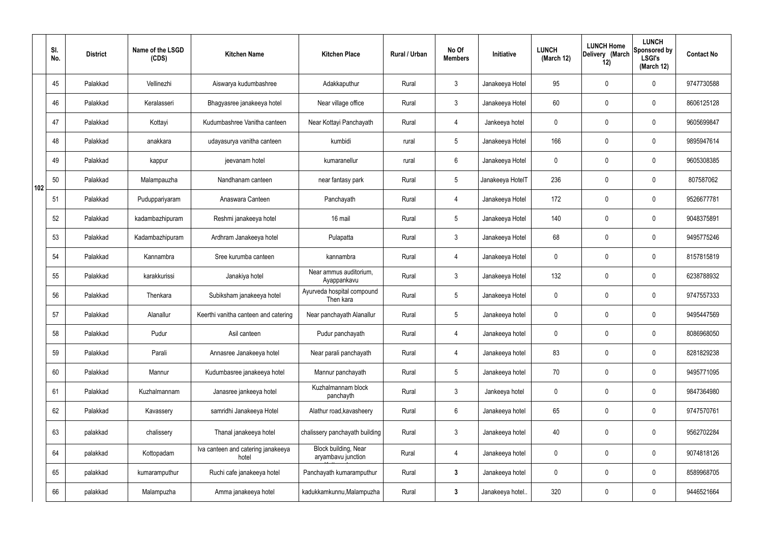|  | Sl. No. | District | Name of the LSGD (CDS) | Kitchen Name | Kitchen Place | Rural / Urban | No Of Members | Initiative | LUNCH (March 12) | LUNCH Home Delivery (March 12) | LUNCH Sponsored by LSGI's (March 12) | Contact No |
|---|---|---|---|---|---|---|---|---|---|---|---|---|
| 102 | 45 | Palakkad | Vellinezhi | Aiswarya kudumbashree | Adakkaputhur | Rural | 3 | Janakeeya Hotel | 95 | 0 | 0 | 9747730588 |
|  | 46 | Palakkad | Keralasseri | Bhagyasree janakeeya hotel | Near village office | Rural | 3 | Janakeeya Hotel | 60 | 0 | 0 | 8606125128 |
|  | 47 | Palakkad | Kottayi | Kudumbashree Vanitha canteen | Near Kottayi Panchayath | Rural | 4 | Jankeeya hotel | 0 | 0 | 0 | 9605699847 |
|  | 48 | Palakkad | anakkara | udayasurya vanitha canteen | kumbidi | rural | 5 | Janakeeya Hotel | 166 | 0 | 0 | 9895947614 |
|  | 49 | Palakkad | kappur | jeevanam hotel | kumaranellur | rural | 6 | Janakeeya Hotel | 0 | 0 | 0 | 9605308385 |
|  | 50 | Palakkad | Malampauzha | Nandhanam canteen | near fantasy park | Rural | 5 | Janakeeya HotelT | 236 | 0 | 0 | 807587062 |
|  | 51 | Palakkad | Puduppariyaram | Anaswara Canteen | Panchayath | Rural | 4 | Janakeeya Hotel | 172 | 0 | 0 | 9526677781 |
|  | 52 | Palakkad | kadambazhipuram | Reshmi janakeeya hotel | 16 mail | Rural | 5 | Janakeeya Hotel | 140 | 0 | 0 | 9048375891 |
|  | 53 | Palakkad | Kadambazhipuram | Ardhram Janakeeya hotel | Pulapatta | Rural | 3 | Janakeeya Hotel | 68 | 0 | 0 | 9495775246 |
|  | 54 | Palakkad | Kannambra | Sree kurumba canteen | kannambra | Rural | 4 | Janakeeya Hotel | 0 | 0 | 0 | 8157815819 |
|  | 55 | Palakkad | karakkurissi | Janakiya hotel | Near ammus auditorium, Ayappankavu | Rural | 3 | Janakeeya Hotel | 132 | 0 | 0 | 6238788932 |
|  | 56 | Palakkad | Thenkara | Subiksham janakeeya hotel | Ayurveda hospital compound Then kara | Rural | 5 | Janakeeya Hotel | 0 | 0 | 0 | 9747557333 |
|  | 57 | Palakkad | Alanallur | Keerthi vanitha canteen and catering | Near panchayath Alanallur | Rural | 5 | Janakeeya hotel | 0 | 0 | 0 | 9495447569 |
|  | 58 | Palakkad | Pudur | Asil canteen | Pudur panchayath | Rural | 4 | Janakeeya hotel | 0 | 0 | 0 | 8086968050 |
|  | 59 | Palakkad | Parali | Annasree Janakeeya hotel | Near parali panchayath | Rural | 4 | Janakeeya hotel | 83 | 0 | 0 | 8281829238 |
|  | 60 | Palakkad | Mannur | Kudumbasree janakeeya hotel | Mannur panchayath | Rural | 5 | Janakeeya hotel | 70 | 0 | 0 | 9495771095 |
|  | 61 | Palakkad | Kuzhalmannam | Janasree jankeeya hotel | Kuzhalmannam block panchayth | Rural | 3 | Jankeeya hotel | 0 | 0 | 0 | 9847364980 |
|  | 62 | Palakkad | Kavassery | samridhi Janakeeya Hotel | Alathur road,kavasheery | Rural | 6 | Janakeeya hotel | 65 | 0 | 0 | 9747570761 |
|  | 63 | palakkad | chalissery | Thanal janakeeya hotel | chalissery panchayath building | Rural | 3 | Janakeeya hotel | 40 | 0 | 0 | 9562702284 |
|  | 64 | palakkad | Kottopadam | Iva canteen and catering janakeeya hotel | Block building, Near aryambavu junction | Rural | 4 | Janakeeya hotel | 0 | 0 | 0 | 9074818126 |
|  | 65 | palakkad | kumaramputhur | Ruchi cafe janakeeya hotel | Panchayath kumaramputhur | Rural | 3 | Janakeeya hotel | 0 | 0 | 0 | 8589968705 |
|  | 66 | palakkad | Malampuzha | Amma janakeeya hotel | kadukkamkunnu,Malampuzha | Rural | 3 | Janakeeya hotel.. | 320 | 0 | 0 | 9446521664 |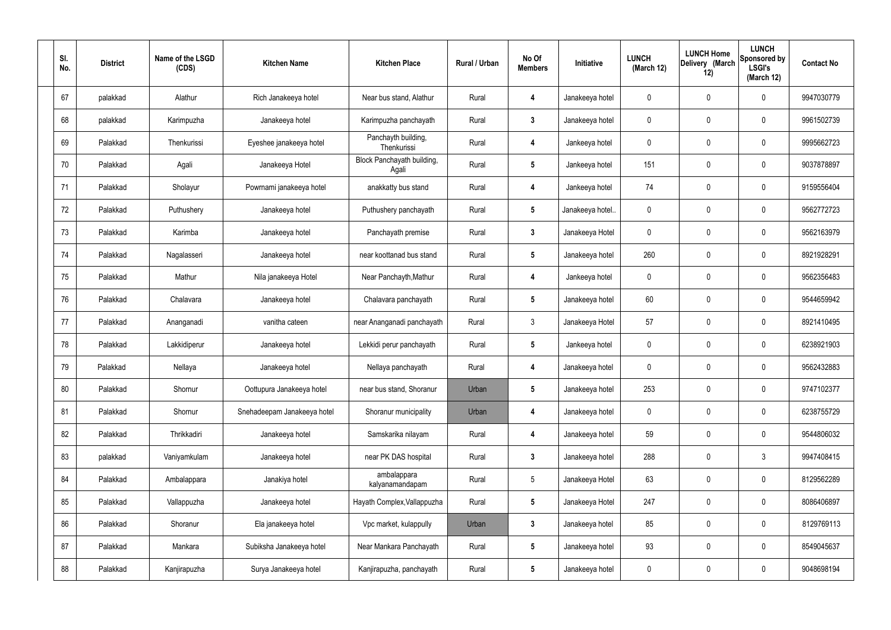| Sl. No. | District | Name of the LSGD (CDS) | Kitchen Name | Kitchen Place | Rural / Urban | No Of Members | Initiative | LUNCH (March 12) | LUNCH Home Delivery (March 12) | LUNCH Sponsored by LSGI's (March 12) | Contact No |
|---|---|---|---|---|---|---|---|---|---|---|---|
| 67 | palakkad | Alathur | Rich Janakeeya hotel | Near bus stand, Alathur | Rural | 4 | Janakeeya hotel | 0 | 0 | 0 | 9947030779 |
| 68 | palakkad | Karimpuzha | Janakeeya hotel | Karimpuzha panchayath | Rural | 3 | Janakeeya hotel | 0 | 0 | 0 | 9961502739 |
| 69 | Palakkad | Thenkurissi | Eyeshee janakeeya hotel | Panchayth building, Thenkurissi | Rural | 4 | Jankeeya hotel | 0 | 0 | 0 | 9995662723 |
| 70 | Palakkad | Agali | Janakeeya Hotel | Block Panchayath building, Agali | Rural | 5 | Jankeeya hotel | 151 | 0 | 0 | 9037878897 |
| 71 | Palakkad | Sholayur | Powrnami janakeeya hotel | anakkatty bus stand | Rural | 4 | Jankeeya hotel | 74 | 0 | 0 | 9159556404 |
| 72 | Palakkad | Puthushery | Janakeeya hotel | Puthushery panchayath | Rural | 5 | Janakeeya hotel.. | 0 | 0 | 0 | 9562772723 |
| 73 | Palakkad | Karimba | Janakeeya hotel | Panchayath premise | Rural | 3 | Janakeeya Hotel | 0 | 0 | 0 | 9562163979 |
| 74 | Palakkad | Nagalasseri | Janakeeya hotel | near koottanad bus stand | Rural | 5 | Janakeeya hotel | 260 | 0 | 0 | 8921928291 |
| 75 | Palakkad | Mathur | Nila janakeeya Hotel | Near Panchayth,Mathur | Rural | 4 | Jankeeya hotel | 0 | 0 | 0 | 9562356483 |
| 76 | Palakkad | Chalavara | Janakeeya hotel | Chalavara panchayath | Rural | 5 | Janakeeya hotel | 60 | 0 | 0 | 9544659942 |
| 77 | Palakkad | Ananganadi | vanitha cateen | near Ananganadi panchayath | Rural | 3 | Janakeeya Hotel | 57 | 0 | 0 | 8921410495 |
| 78 | Palakkad | Lakkidiperur | Janakeeya hotel | Lekkidi perur panchayath | Rural | 5 | Jankeeya hotel | 0 | 0 | 0 | 6238921903 |
| 79 | Palakkad | Nellaya | Janakeeya hotel | Nellaya panchayath | Rural | 4 | Janakeeya hotel | 0 | 0 | 0 | 9562432883 |
| 80 | Palakkad | Shornur | Oottupura Janakeeya hotel | near bus stand, Shoranur | Urban | 5 | Janakeeya hotel | 253 | 0 | 0 | 9747102377 |
| 81 | Palakkad | Shornur | Snehadeepam Janakeeya hotel | Shoranur municipality | Urban | 4 | Janakeeya hotel | 0 | 0 | 0 | 6238755729 |
| 82 | Palakkad | Thrikkadiri | Janakeeya hotel | Samskarika nilayam | Rural | 4 | Janakeeya hotel | 59 | 0 | 0 | 9544806032 |
| 83 | palakkad | Vaniyamkulam | Janakeeya hotel | near PK DAS hospital | Rural | 3 | Janakeeya hotel | 288 | 0 | 3 | 9947408415 |
| 84 | Palakkad | Ambalappara | Janakiya hotel | ambalappara kalyanamandapam | Rural | 5 | Janakeeya Hotel | 63 | 0 | 0 | 8129562289 |
| 85 | Palakkad | Vallappuzha | Janakeeya hotel | Hayath Complex,Vallappuzha | Rural | 5 | Janakeeya Hotel | 247 | 0 | 0 | 8086406897 |
| 86 | Palakkad | Shoranur | Ela janakeeya hotel | Vpc market, kulappully | Urban | 3 | Janakeeya hotel | 85 | 0 | 0 | 8129769113 |
| 87 | Palakkad | Mankara | Subiksha Janakeeya hotel | Near Mankara Panchayath | Rural | 5 | Janakeeya hotel | 93 | 0 | 0 | 8549045637 |
| 88 | Palakkad | Kanjirapuzha | Surya Janakeeya hotel | Kanjirapuzha, panchayath | Rural | 5 | Janakeeya hotel | 0 | 0 | 0 | 9048698194 |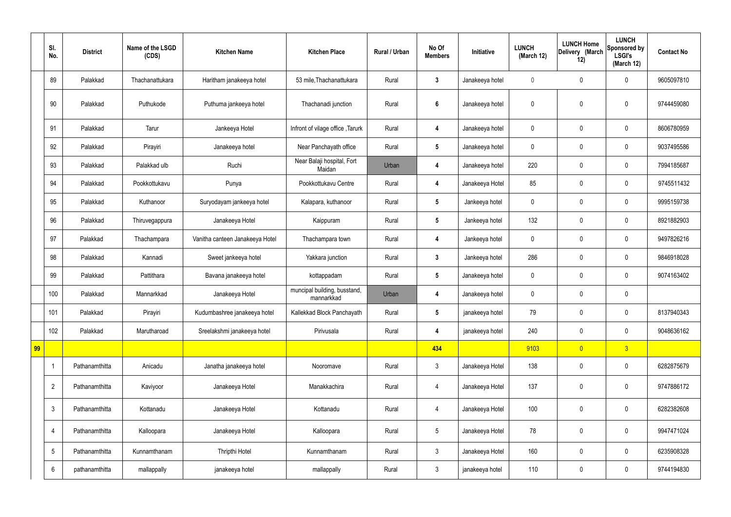| | Sl. No. | District | Name of the LSGD (CDS) | Kitchen Name | Kitchen Place | Rural / Urban | No Of Members | Initiative | LUNCH (March 12) | LUNCH Home Delivery (March 12) | LUNCH Sponsored by LSGI's (March 12) | Contact No |
|---|---|---|---|---|---|---|---|---|---|---|---|---|
| | 89 | Palakkad | Thachanattukara | Haritham janakeeya hotel | 53 mile,Thachanattukara | Rural | 3 | Janakeeya hotel | 0 | 0 | 0 | 9605097810 |
| | 90 | Palakkad | Puthukode | Puthuma jankeeya hotel | Thachanadi junction | Rural | 6 | Janakeeya hotel | 0 | 0 | 0 | 9744459080 |
| | 91 | Palakkad | Tarur | Jankeeya Hotel | Infront of vilage office ,Tarurk | Rural | 4 | Janakeeya hotel | 0 | 0 | 0 | 8606780959 |
| | 92 | Palakkad | Pirayiri | Janakeeya hotel | Near Panchayath office | Rural | 5 | Janakeeya hotel | 0 | 0 | 0 | 9037495586 |
| | 93 | Palakkad | Palakkad ulb | Ruchi | Near Balaji hospital, Fort Maidan | Urban | 4 | Janakeeya hotel | 220 | 0 | 0 | 7994185687 |
| | 94 | Palakkad | Pookkottukavu | Punya | Pookkottukavu Centre | Rural | 4 | Janakeeya Hotel | 85 | 0 | 0 | 9745511432 |
| | 95 | Palakkad | Kuthanoor | Suryodayam jankeeya hotel | Kalapara, kuthanoor | Rural | 5 | Jankeeya hotel | 0 | 0 | 0 | 9995159738 |
| | 96 | Palakkad | Thiruvegappura | Janakeeya Hotel | Kaippuram | Rural | 5 | Jankeeya hotel | 132 | 0 | 0 | 8921882903 |
| | 97 | Palakkad | Thachampara | Vanitha canteen Janakeeya Hotel | Thachampara town | Rural | 4 | Jankeeya hotel | 0 | 0 | 0 | 9497826216 |
| | 98 | Palakkad | Kannadi | Sweet jankeeya hotel | Yakkara junction | Rural | 3 | Jankeeya hotel | 286 | 0 | 0 | 9846918028 |
| | 99 | Palakkad | Pattithara | Bavana janakeeya hotel | kottappadam | Rural | 5 | Janakeeya hotel | 0 | 0 | 0 | 9074163402 |
| | 100 | Palakkad | Mannarkkad | Janakeeya Hotel | muncipal building, busstand, mannarkkad | Urban | 4 | Janakeeya hotel | 0 | 0 | 0 | |
| | 101 | Palakkad | Pirayiri | Kudumbashree janakeeya hotel | Kallekkad Block Panchayath | Rural | 5 | janakeeya hotel | 79 | 0 | 0 | 8137940343 |
| | 102 | Palakkad | Marutharoad | Sreelakshmi janakeeya hotel | Pirivusala | Rural | 4 | janakeeya hotel | 240 | 0 | 0 | 9048636162 |
| 99 | | | | | | | 434 | | 9103 | 0 | 3 | |
| | 1 | Pathanamthitta | Anicadu | Janatha janakeeya hotel | Nooromave | Rural | 3 | Janakeeya Hotel | 138 | 0 | 0 | 6282875679 |
| | 2 | Pathanamthitta | Kaviyoor | Janakeeya Hotel | Manakkachira | Rural | 4 | Janakeeya Hotel | 137 | 0 | 0 | 9747886172 |
| | 3 | Pathanamthitta | Kottanadu | Janakeeya Hotel | Kottanadu | Rural | 4 | Janakeeya Hotel | 100 | 0 | 0 | 6282382608 |
| | 4 | Pathanamthitta | Kalloopara | Janakeeya Hotel | Kalloopara | Rural | 5 | Janakeeya Hotel | 78 | 0 | 0 | 9947471024 |
| | 5 | Pathanamthitta | Kunnamthanam | Thripthi Hotel | Kunnamthanam | Rural | 3 | Janakeeya Hotel | 160 | 0 | 0 | 6235908328 |
| | 6 | pathanamthitta | mallappally | janakeeya hotel | mallappally | Rural | 3 | janakeeya hotel | 110 | 0 | 0 | 9744194830 |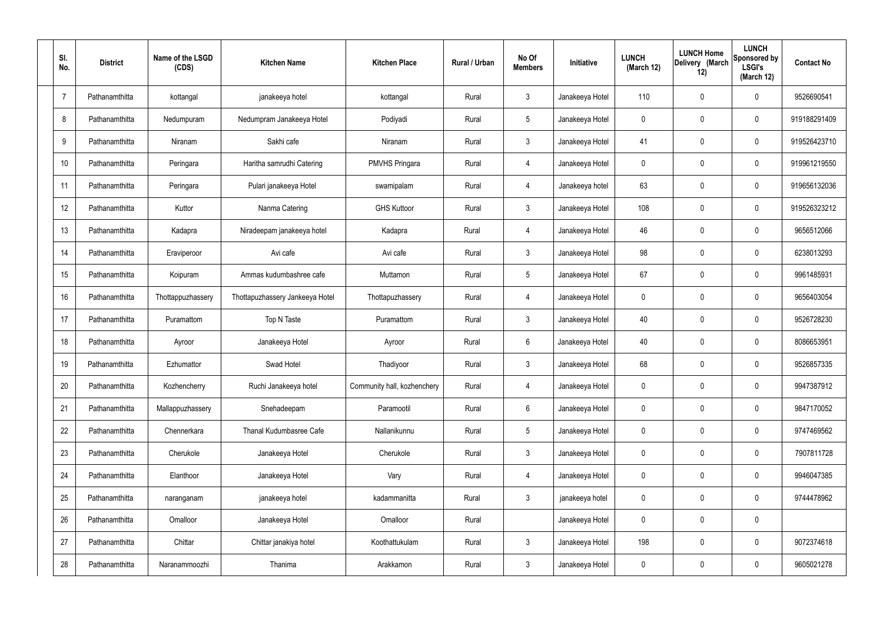| Sl. No. | District | Name of the LSGD (CDS) | Kitchen Name | Kitchen Place | Rural / Urban | No Of Members | Initiative | LUNCH (March 12) | LUNCH Home Delivery (March 12) | LUNCH Sponsored by LSGI's (March 12) | Contact No |
|---|---|---|---|---|---|---|---|---|---|---|---|
| 7 | Pathanamthitta | kottangal | janakeeya hotel | kottangal | Rural | 3 | Janakeeya Hotel | 110 | 0 | 0 | 9526690541 |
| 8 | Pathanamthitta | Nedumpuram | Nedumpram Janakeeya Hotel | Podiyadi | Rural | 5 | Janakeeya Hotel | 0 | 0 | 0 | 919188291409 |
| 9 | Pathanamthitta | Niranam | Sakhi cafe | Niranam | Rural | 3 | Janakeeya Hotel | 41 | 0 | 0 | 919526423710 |
| 10 | Pathanamthitta | Peringara | Haritha samrudhi Catering | PMVHS Pringara | Rural | 4 | Janakeeya Hotel | 0 | 0 | 0 | 919961219550 |
| 11 | Pathanamthitta | Peringara | Pulari janakeeya Hotel | swamipalam | Rural | 4 | Janakeeya hotel | 63 | 0 | 0 | 919656132036 |
| 12 | Pathanamthitta | Kuttor | Nanma Catering | GHS Kuttoor | Rural | 3 | Janakeeya Hotel | 108 | 0 | 0 | 919526323212 |
| 13 | Pathanamthitta | Kadapra | Niradeepam janakeeya hotel | Kadapra | Rural | 4 | Janakeeya Hotel | 46 | 0 | 0 | 9656512066 |
| 14 | Pathanamthitta | Eraviperoor | Avi cafe | Avi cafe | Rural | 3 | Janakeeya Hotel | 98 | 0 | 0 | 6238013293 |
| 15 | Pathanamthitta | Koipuram | Ammas kudumbashree cafe | Muttamon | Rural | 5 | Janakeeya Hotel | 67 | 0 | 0 | 9961485931 |
| 16 | Pathanamthitta | Thottappuzhassery | Thottapuzhassery Jankeeya Hotel | Thottapuzhassery | Rural | 4 | Janakeeya Hotel | 0 | 0 | 0 | 9656403054 |
| 17 | Pathanamthitta | Puramattom | Top N Taste | Puramattom | Rural | 3 | Janakeeya Hotel | 40 | 0 | 0 | 9526728230 |
| 18 | Pathanamthitta | Ayroor | Janakeeya Hotel | Ayroor | Rural | 6 | Janakeeya Hotel | 40 | 0 | 0 | 8086653951 |
| 19 | Pathanamthitta | Ezhumattor | Swad Hotel | Thadiyoor | Rural | 3 | Janakeeya Hotel | 68 | 0 | 0 | 9526857335 |
| 20 | Pathanamthitta | Kozhencherry | Ruchi Janakeeya hotel | Community hall, kozhenchery | Rural | 4 | Janakeeya Hotel | 0 | 0 | 0 | 9947387912 |
| 21 | Pathanamthitta | Mallappuzhassery | Snehadeepam | Paramootil | Rural | 6 | Janakeeya Hotel | 0 | 0 | 0 | 9847170052 |
| 22 | Pathanamthitta | Chennerkara | Thanal Kudumbasree Cafe | Nallanikunnu | Rural | 5 | Janakeeya Hotel | 0 | 0 | 0 | 9747469562 |
| 23 | Pathanamthitta | Cherukole | Janakeeya Hotel | Cherukole | Rural | 3 | Janakeeya Hotel | 0 | 0 | 0 | 7907811728 |
| 24 | Pathanamthitta | Elanthoor | Janakeeya Hotel | Vary | Rural | 4 | Janakeeya Hotel | 0 | 0 | 0 | 9946047385 |
| 25 | Pathanamthitta | naranganam | janakeeya hotel | kadammanitta | Rural | 3 | janakeeya hotel | 0 | 0 | 0 | 9744478962 |
| 26 | Pathanamthitta | Omalloor | Janakeeya Hotel | Omalloor | Rural | | Janakeeya Hotel | 0 | 0 | 0 | |
| 27 | Pathanamthitta | Chittar | Chittar janakiya hotel | Koothattukulam | Rural | 3 | Janakeeya Hotel | 198 | 0 | 0 | 9072374618 |
| 28 | Pathanamthitta | Naranammoozhi | Thanima | Arakkamon | Rural | 3 | Janakeeya Hotel | 0 | 0 | 0 | 9605021278 |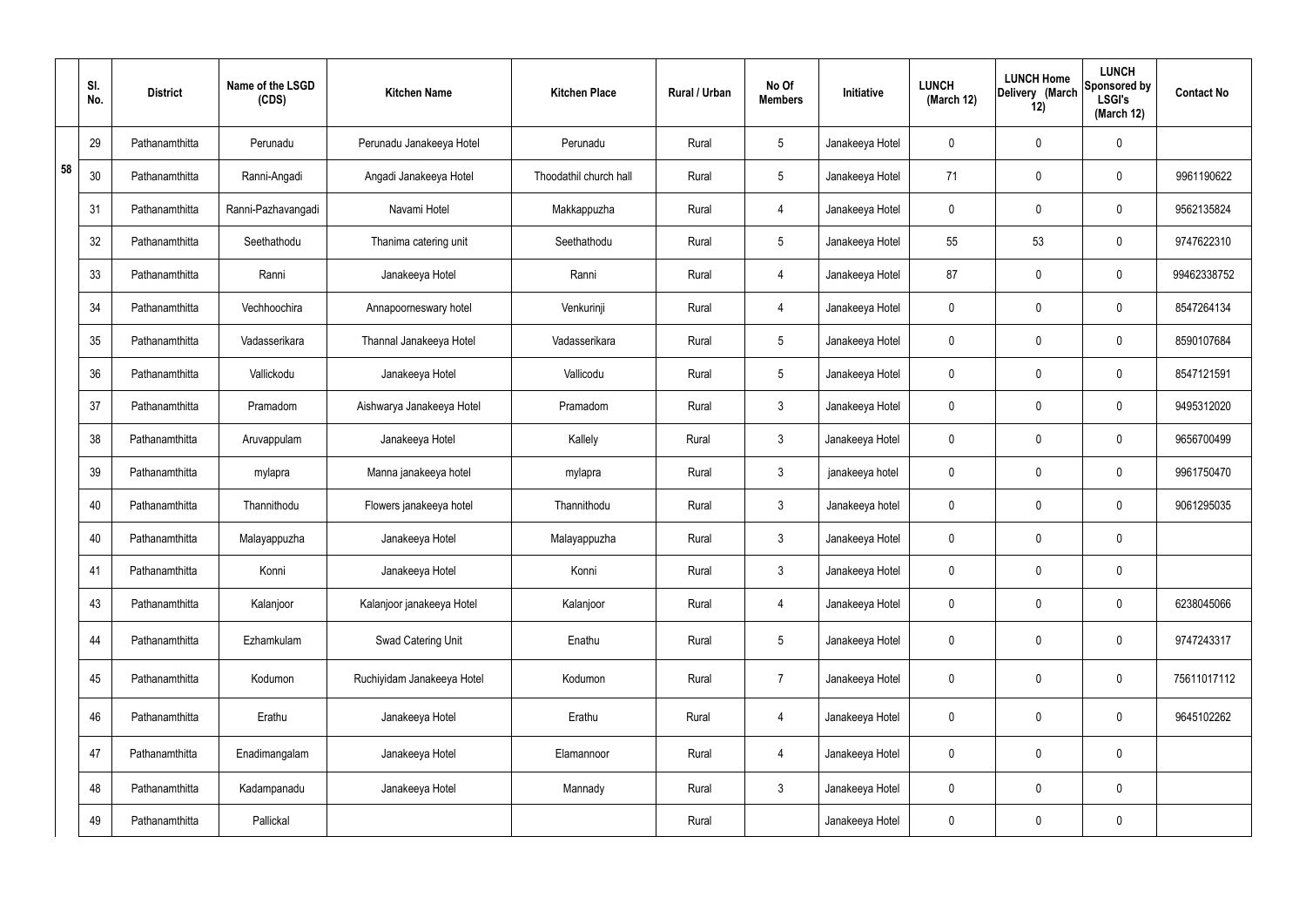| | Sl. No. | District | Name of the LSGD (CDS) | Kitchen Name | Kitchen Place | Rural / Urban | No Of Members | Initiative | LUNCH (March 12) | LUNCH Home Delivery (March 12) | LUNCH Sponsored by LSGI's (March 12) | Contact No |
|---|---|---|---|---|---|---|---|---|---|---|---|---|
| 58 | 29 | Pathanamthitta | Perunadu | Perunadu Janakeeya Hotel | Perunadu | Rural | 5 | Janakeeya Hotel | 0 | 0 | 0 | |
| | 30 | Pathanamthitta | Ranni-Angadi | Angadi Janakeeya Hotel | Thoodathil church hall | Rural | 5 | Janakeeya Hotel | 71 | 0 | 0 | 9961190622 |
| | 31 | Pathanamthitta | Ranni-Pazhavangadi | Navami Hotel | Makkappuzha | Rural | 4 | Janakeeya Hotel | 0 | 0 | 0 | 9562135824 |
| | 32 | Pathanamthitta | Seethathodu | Thanima catering unit | Seethathodu | Rural | 5 | Janakeeya Hotel | 55 | 53 | 0 | 9747622310 |
| | 33 | Pathanamthitta | Ranni | Janakeeya Hotel | Ranni | Rural | 4 | Janakeeya Hotel | 87 | 0 | 0 | 99462338752 |
| | 34 | Pathanamthitta | Vechhoochira | Annapoorneswary hotel | Venkurinji | Rural | 4 | Janakeeya Hotel | 0 | 0 | 0 | 8547264134 |
| | 35 | Pathanamthitta | Vadasserikara | Thannal Janakeeya Hotel | Vadasserikara | Rural | 5 | Janakeeya Hotel | 0 | 0 | 0 | 8590107684 |
| | 36 | Pathanamthitta | Vallickodu | Janakeeya Hotel | Vallicodu | Rural | 5 | Janakeeya Hotel | 0 | 0 | 0 | 8547121591 |
| | 37 | Pathanamthitta | Pramadom | Aishwarya Janakeeya Hotel | Pramadom | Rural | 3 | Janakeeya Hotel | 0 | 0 | 0 | 9495312020 |
| | 38 | Pathanamthitta | Aruvappulam | Janakeeya Hotel | Kallely | Rural | 3 | Janakeeya Hotel | 0 | 0 | 0 | 9656700499 |
| | 39 | Pathanamthitta | mylapra | Manna janakeeya hotel | mylapra | Rural | 3 | janakeeya hotel | 0 | 0 | 0 | 9961750470 |
| | 40 | Pathanamthitta | Thannithodu | Flowers janakeeya hotel | Thannithodu | Rural | 3 | Janakeeya hotel | 0 | 0 | 0 | 9061295035 |
| | 40 | Pathanamthitta | Malayappuzha | Janakeeya Hotel | Malayappuzha | Rural | 3 | Janakeeya Hotel | 0 | 0 | 0 | |
| | 41 | Pathanamthitta | Konni | Janakeeya Hotel | Konni | Rural | 3 | Janakeeya Hotel | 0 | 0 | 0 | |
| | 43 | Pathanamthitta | Kalanjoor | Kalanjoor janakeeya Hotel | Kalanjoor | Rural | 4 | Janakeeya Hotel | 0 | 0 | 0 | 6238045066 |
| | 44 | Pathanamthitta | Ezhamkulam | Swad Catering Unit | Enathu | Rural | 5 | Janakeeya Hotel | 0 | 0 | 0 | 9747243317 |
| | 45 | Pathanamthitta | Kodumon | Ruchiyidam Janakeeya Hotel | Kodumon | Rural | 7 | Janakeeya Hotel | 0 | 0 | 0 | 75611017112 |
| | 46 | Pathanamthitta | Erathu | Janakeeya Hotel | Erathu | Rural | 4 | Janakeeya Hotel | 0 | 0 | 0 | 9645102262 |
| | 47 | Pathanamthitta | Enadimangalam | Janakeeya Hotel | Elamannoor | Rural | 4 | Janakeeya Hotel | 0 | 0 | 0 | |
| | 48 | Pathanamthitta | Kadampanadu | Janakeeya Hotel | Mannady | Rural | 3 | Janakeeya Hotel | 0 | 0 | 0 | |
| | 49 | Pathanamthitta | Pallickal | | | Rural | | Janakeeya Hotel | 0 | 0 | 0 | |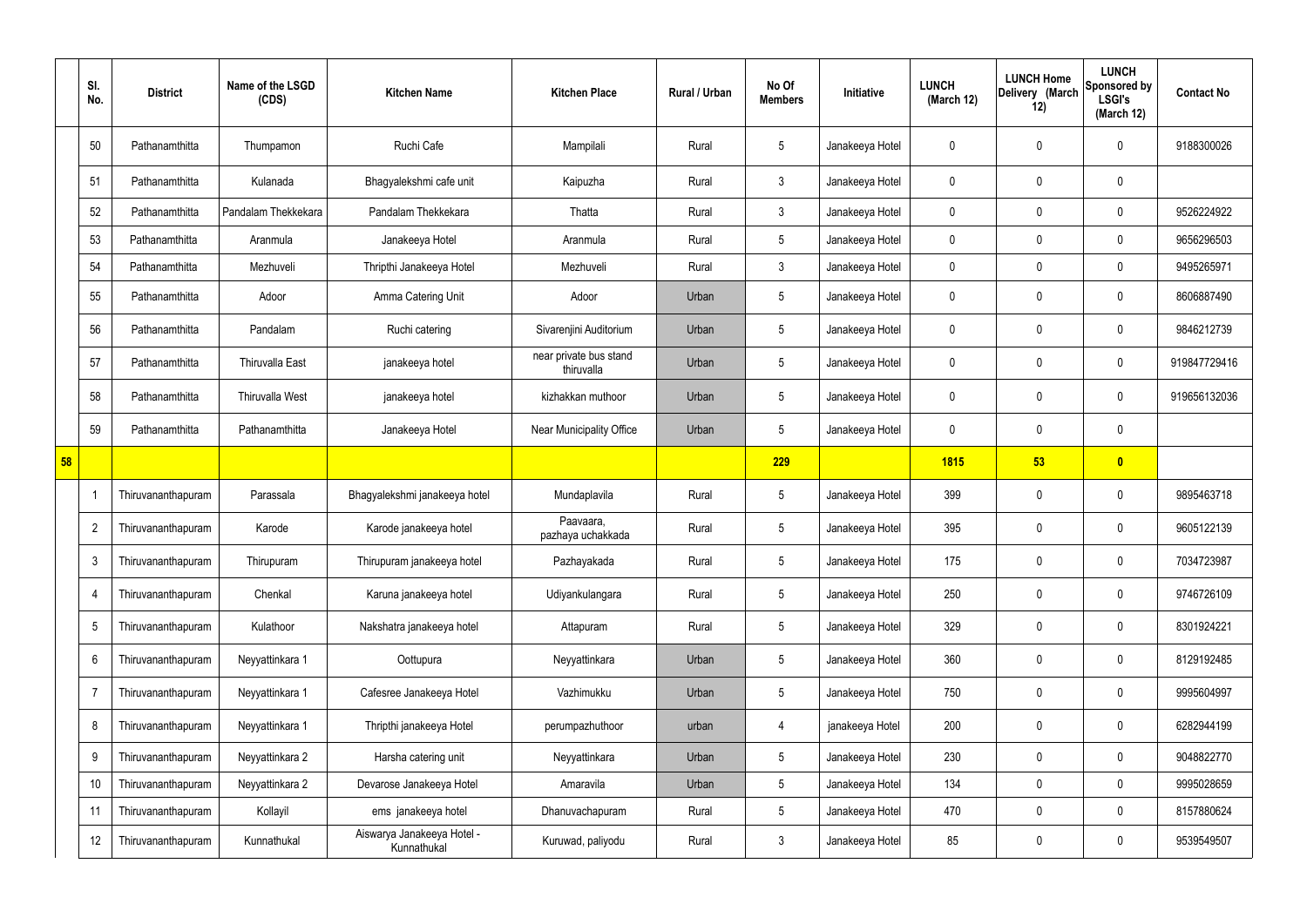|  | Sl. No. | District | Name of the LSGD (CDS) | Kitchen Name | Kitchen Place | Rural / Urban | No Of Members | Initiative | LUNCH (March 12) | LUNCH Home Delivery (March 12) | LUNCH Sponsored by LSGI's (March 12) | Contact No |
|---|---|---|---|---|---|---|---|---|---|---|---|---|
|  | 50 | Pathanamthitta | Thumpamon | Ruchi Cafe | Mampilali | Rural | 5 | Janakeeya Hotel | 0 | 0 | 0 | 9188300026 |
|  | 51 | Pathanamthitta | Kulanada | Bhagyalekshmi cafe unit | Kaipuzha | Rural | 3 | Janakeeya Hotel | 0 | 0 | 0 |  |
|  | 52 | Pathanamthitta | Pandalam Thekkekara | Pandalam Thekkekara | Thatta | Rural | 3 | Janakeeya Hotel | 0 | 0 | 0 | 9526224922 |
|  | 53 | Pathanamthitta | Aranmula | Janakeeya Hotel | Aranmula | Rural | 5 | Janakeeya Hotel | 0 | 0 | 0 | 9656296503 |
|  | 54 | Pathanamthitta | Mezhuveli | Thripthi Janakeeya Hotel | Mezhuveli | Rural | 3 | Janakeeya Hotel | 0 | 0 | 0 | 9495265971 |
|  | 55 | Pathanamthitta | Adoor | Amma Catering Unit | Adoor | Urban | 5 | Janakeeya Hotel | 0 | 0 | 0 | 8606887490 |
|  | 56 | Pathanamthitta | Pandalam | Ruchi catering | Sivarenjini Auditorium | Urban | 5 | Janakeeya Hotel | 0 | 0 | 0 | 9846212739 |
|  | 57 | Pathanamthitta | Thiruvalla East | janakeeya hotel | near private bus stand thiruvalla | Urban | 5 | Janakeeya Hotel | 0 | 0 | 0 | 919847729416 |
|  | 58 | Pathanamthitta | Thiruvalla West | janakeeya hotel | kizhakkan muthoor | Urban | 5 | Janakeeya Hotel | 0 | 0 | 0 | 919656132036 |
|  | 59 | Pathanamthitta | Pathanamthitta | Janakeeya Hotel | Near Municipality Office | Urban | 5 | Janakeeya Hotel | 0 | 0 | 0 |  |
| 58 |  |  |  |  |  |  | 229 |  | 1815 | 53 | 0 |  |
|  | 1 | Thiruvananthapuram | Parassala | Bhagyalekshmi janakeeya hotel | Mundaplavila | Rural | 5 | Janakeeya Hotel | 399 | 0 | 0 | 9895463718 |
|  | 2 | Thiruvananthapuram | Karode | Karode janakeeya hotel | Paavaara, pazhaya uchakkada | Rural | 5 | Janakeeya Hotel | 395 | 0 | 0 | 9605122139 |
|  | 3 | Thiruvananthapuram | Thirupuram | Thirupuram janakeeya hotel | Pazhayakada | Rural | 5 | Janakeeya Hotel | 175 | 0 | 0 | 7034723987 |
|  | 4 | Thiruvananthapuram | Chenkal | Karuna janakeeya hotel | Udiyankulangara | Rural | 5 | Janakeeya Hotel | 250 | 0 | 0 | 9746726109 |
|  | 5 | Thiruvananthapuram | Kulathoor | Nakshatra janakeeya hotel | Attapuram | Rural | 5 | Janakeeya Hotel | 329 | 0 | 0 | 8301924221 |
|  | 6 | Thiruvananthapuram | Neyyattinkara 1 | Oottupura | Neyyattinkara | Urban | 5 | Janakeeya Hotel | 360 | 0 | 0 | 8129192485 |
|  | 7 | Thiruvananthapuram | Neyyattinkara 1 | Cafesree Janakeeya Hotel | Vazhimukku | Urban | 5 | Janakeeya Hotel | 750 | 0 | 0 | 9995604997 |
|  | 8 | Thiruvananthapuram | Neyyattinkara 1 | Thripthi janakeeya Hotel | perumpazhuthoor | urban | 4 | janakeeya Hotel | 200 | 0 | 0 | 6282944199 |
|  | 9 | Thiruvananthapuram | Neyyattinkara 2 | Harsha catering unit | Neyyattinkara | Urban | 5 | Janakeeya Hotel | 230 | 0 | 0 | 9048822770 |
|  | 10 | Thiruvananthapuram | Neyyattinkara 2 | Devarose Janakeeya Hotel | Amaravila | Urban | 5 | Janakeeya Hotel | 134 | 0 | 0 | 9995028659 |
|  | 11 | Thiruvananthapuram | Kollayil | ems janakeeya hotel | Dhanuvachapuram | Rural | 5 | Janakeeya Hotel | 470 | 0 | 0 | 8157880624 |
|  | 12 | Thiruvananthapuram | Kunnathukal | Aiswarya Janakeeya Hotel - Kunnathukal | Kuruwad, paliyodu | Rural | 3 | Janakeeya Hotel | 85 | 0 | 0 | 9539549507 |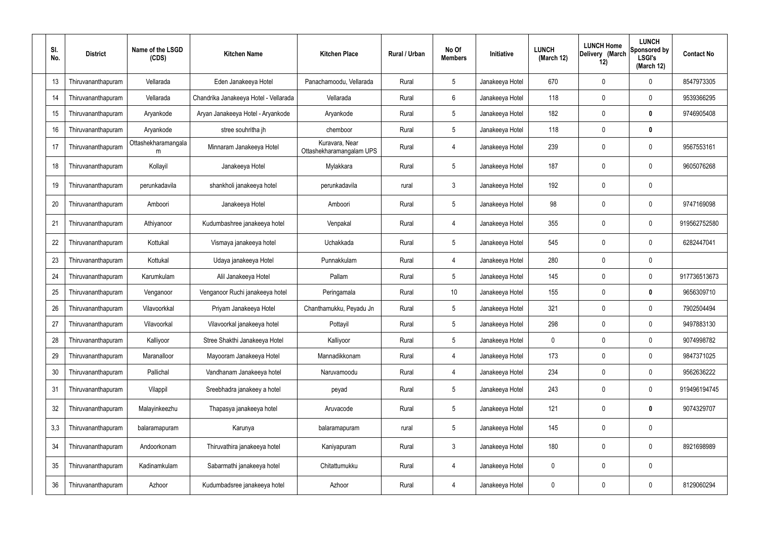| Sl. No. | District | Name of the LSGD (CDS) | Kitchen Name | Kitchen Place | Rural / Urban | No Of Members | Initiative | LUNCH (March 12) | LUNCH Home Delivery (March 12) | LUNCH Sponsored by LSGI's (March 12) | Contact No |
|---|---|---|---|---|---|---|---|---|---|---|---|
| 13 | Thiruvananthapuram | Vellarada | Eden Janakeeya Hotel | Panachamoodu, Vellarada | Rural | 5 | Janakeeya Hotel | 670 | 0 | 0 | 8547973305 |
| 14 | Thiruvananthapuram | Vellarada | Chandrika Janakeeya Hotel - Vellarada | Vellarada | Rural | 6 | Janakeeya Hotel | 118 | 0 | 0 | 9539366295 |
| 15 | Thiruvananthapuram | Aryankode | Aryan Janakeeya Hotel - Aryankode | Aryankode | Rural | 5 | Janakeeya Hotel | 182 | 0 | **0** | 9746905408 |
| 16 | Thiruvananthapuram | Aryankode | stree souhritha jh | chemboor | Rural | 5 | Janakeeya Hotel | 118 | 0 | **0** | |
| 17 | Thiruvananthapuram | Ottashekharamangalam | Minnaram Janakeeya Hotel | Kuravara, Near Ottashekharamangalam UPS | Rural | 4 | Janakeeya Hotel | 239 | 0 | 0 | 9567553161 |
| 18 | Thiruvananthapuram | Kollayil | Janakeeya Hotel | Mylakkara | Rural | 5 | Janakeeya Hotel | 187 | 0 | 0 | 9605076268 |
| 19 | Thiruvananthapuram | perunkadavila | shankholi janakeeya hotel | perunkadavila | rural | 3 | Janakeeya Hotel | 192 | 0 | 0 | |
| 20 | Thiruvananthapuram | Amboori | Janakeeya Hotel | Amboori | Rural | 5 | Janakeeya Hotel | 98 | 0 | 0 | 9747169098 |
| 21 | Thiruvananthapuram | Athiyanoor | Kudumbashree janakeeya hotel | Venpakal | Rural | 4 | Janakeeya Hotel | 355 | 0 | 0 | 919562752580 |
| 22 | Thiruvananthapuram | Kottukal | Vismaya janakeeya hotel | Uchakkada | Rural | 5 | Janakeeya Hotel | 545 | 0 | 0 | 6282447041 |
| 23 | Thiruvananthapuram | Kottukal | Udaya janakeeya Hotel | Punnakkulam | Rural | 4 | Janakeeya Hotel | 280 | 0 | 0 | |
| 24 | Thiruvananthapuram | Karumkulam | Alil Janakeeya Hotel | Pallam | Rural | 5 | Janakeeya Hotel | 145 | 0 | 0 | 917736513673 |
| 25 | Thiruvananthapuram | Venganoor | Venganoor Ruchi janakeeya hotel | Peringamala | Rural | 10 | Janakeeya Hotel | 155 | 0 | **0** | 9656309710 |
| 26 | Thiruvananthapuram | Vilavoorkkal | Priyam Janakeeya Hotel | Chanthamukku, Peyadu Jn | Rural | 5 | Janakeeya Hotel | 321 | 0 | 0 | 7902504494 |
| 27 | Thiruvananthapuram | Vilavoorkal | Vilavoorkal janakeeya hotel | Pottayil | Rural | 5 | Janakeeya Hotel | 298 | 0 | 0 | 9497883130 |
| 28 | Thiruvananthapuram | Kalliyoor | Stree Shakthi Janakeeya Hotel | Kalliyoor | Rural | 5 | Janakeeya Hotel | 0 | 0 | 0 | 9074998782 |
| 29 | Thiruvananthapuram | Maranalloor | Mayooram Janakeeya Hotel | Mannadikkonam | Rural | 4 | Janakeeya Hotel | 173 | 0 | 0 | 9847371025 |
| 30 | Thiruvananthapuram | Pallichal | Vandhanam Janakeeya hotel | Naruvamoodu | Rural | 4 | Janakeeya Hotel | 234 | 0 | 0 | 9562636222 |
| 31 | Thiruvananthapuram | Vilappil | Sreebhadra janakeey a hotel | peyad | Rural | 5 | Janakeeya Hotel | 243 | 0 | 0 | 919496194745 |
| 32 | Thiruvananthapuram | Malayinkeezhu | Thapasya janakeeya hotel | Aruvacode | Rural | 5 | Janakeeya Hotel | 121 | 0 | **0** | 9074329707 |
| 3,3 | Thiruvananthapuram | balaramapuram | Karunya | balaramapuram | rural | 5 | Janakeeya Hotel | 145 | 0 | 0 | |
| 34 | Thiruvananthapuram | Andoorkonam | Thiruvathira janakeeya hotel | Kaniyapuram | Rural | 3 | Janakeeya Hotel | 180 | 0 | 0 | 8921698989 |
| 35 | Thiruvananthapuram | Kadinamkulam | Sabarmathi janakeeya hotel | Chitattumukku | Rural | 4 | Janakeeya Hotel | 0 | 0 | 0 | |
| 36 | Thiruvananthapuram | Azhoor | Kudumbadsree janakeeya hotel | Azhoor | Rural | 4 | Janakeeya Hotel | 0 | 0 | 0 | 8129060294 |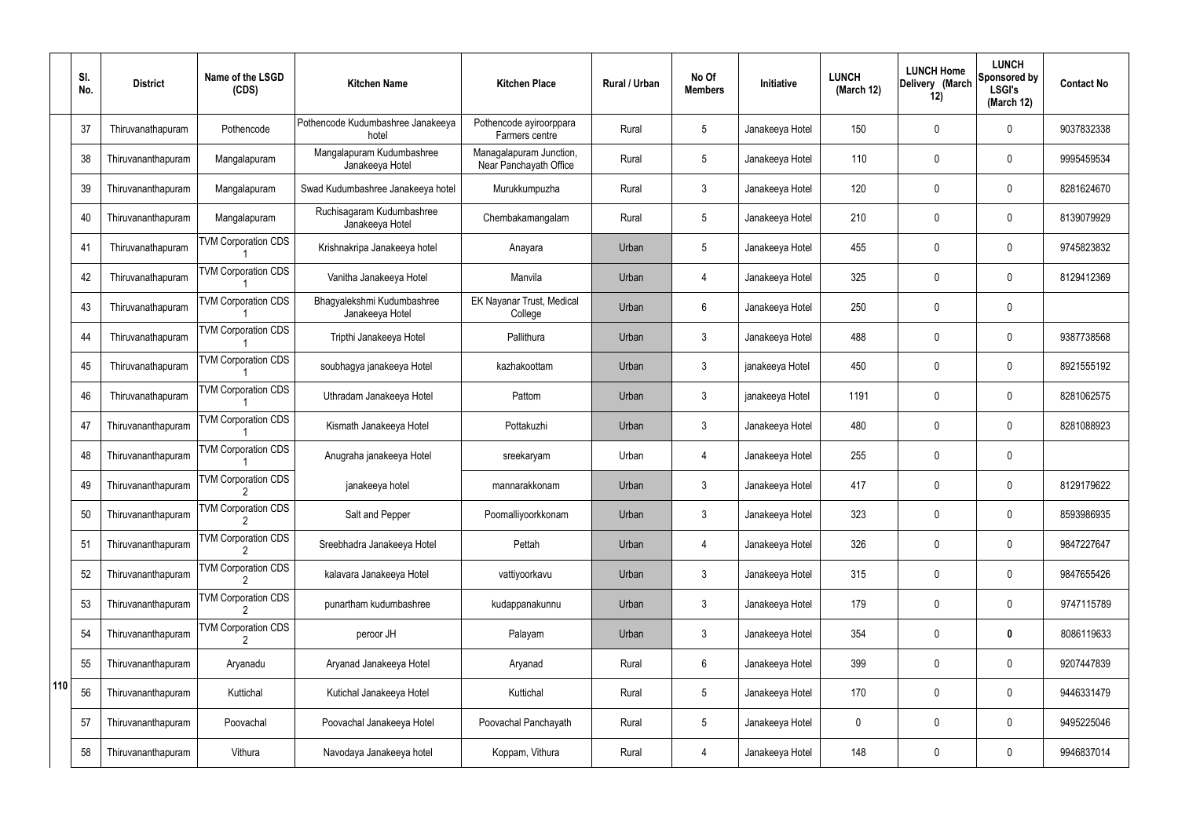| | Sl. No. | District | Name of the LSGD (CDS) | Kitchen Name | Kitchen Place | Rural / Urban | No Of Members | Initiative | LUNCH (March 12) | LUNCH Home Delivery (March 12) | LUNCH Sponsored by LSGI's (March 12) | Contact No |
|---|---|---|---|---|---|---|---|---|---|---|---|---|
| | 37 | Thiruvanathapuram | Pothencode | Pothencode Kudumbashree Janakeeya hotel | Pothencode ayiroorppara Farmers centre | Rural | 5 | Janakeeya Hotel | 150 | 0 | 0 | 9037832338 |
| | 38 | Thiruvananthapuram | Mangalapuram | Mangalapuram Kudumbashree Janakeeya Hotel | Managalapuram Junction, Near Panchayath Office | Rural | 5 | Janakeeya Hotel | 110 | 0 | 0 | 9995459534 |
| | 39 | Thiruvananthapuram | Mangalapuram | Swad Kudumbashree Janakeeya hotel | Murukkumpuzha | Rural | 3 | Janakeeya Hotel | 120 | 0 | 0 | 8281624670 |
| | 40 | Thiruvananthapuram | Mangalapuram | Ruchisagaram Kudumbashree Janakeeya Hotel | Chembakamangalam | Rural | 5 | Janakeeya Hotel | 210 | 0 | 0 | 8139079929 |
| | 41 | Thiruvanathapuram | TVM Corporation CDS 1 | Krishnakripa Janakeeya hotel | Anayara | Urban | 5 | Janakeeya Hotel | 455 | 0 | 0 | 9745823832 |
| | 42 | Thiruvanathapuram | TVM Corporation CDS 1 | Vanitha Janakeeya Hotel | Manvila | Urban | 4 | Janakeeya Hotel | 325 | 0 | 0 | 8129412369 |
| | 43 | Thiruvanathapuram | TVM Corporation CDS 1 | Bhagyalekshmi Kudumbashree Janakeeya Hotel | EK Nayanar Trust, Medical College | Urban | 6 | Janakeeya Hotel | 250 | 0 | 0 | |
| | 44 | Thiruvanathapuram | TVM Corporation CDS 1 | Tripthi Janakeeya Hotel | Pallithura | Urban | 3 | Janakeeya Hotel | 488 | 0 | 0 | 9387738568 |
| | 45 | Thiruvanathapuram | TVM Corporation CDS 1 | soubhagya janakeeya Hotel | kazhakoottam | Urban | 3 | janakeeya Hotel | 450 | 0 | 0 | 8921555192 |
| | 46 | Thiruvanathapuram | TVM Corporation CDS 1 | Uthradam Janakeeya Hotel | Pattom | Urban | 3 | janakeeya Hotel | 1191 | 0 | 0 | 8281062575 |
| | 47 | Thiruvananthapuram | TVM Corporation CDS 1 | Kismath Janakeeya Hotel | Pottakuzhi | Urban | 3 | Janakeeya Hotel | 480 | 0 | 0 | 8281088923 |
| | 48 | Thiruvananthapuram | TVM Corporation CDS 1 | Anugraha janakeeya Hotel | sreekaryam | Urban | 4 | Janakeeya Hotel | 255 | 0 | 0 | |
| | 49 | Thiruvananthapuram | TVM Corporation CDS 2 | janakeeya hotel | mannarakkonam | Urban | 3 | Janakeeya Hotel | 417 | 0 | 0 | 8129179622 |
| | 50 | Thiruvananthapuram | TVM Corporation CDS 2 | Salt and Pepper | Poomalliyoorkkonam | Urban | 3 | Janakeeya Hotel | 323 | 0 | 0 | 8593986935 |
| | 51 | Thiruvananthapuram | TVM Corporation CDS 2 | Sreebhadra Janakeeya Hotel | Pettah | Urban | 4 | Janakeeya Hotel | 326 | 0 | 0 | 9847227647 |
| | 52 | Thiruvananthapuram | TVM Corporation CDS 2 | kalavara Janakeeya Hotel | vattiyoorkavu | Urban | 3 | Janakeeya Hotel | 315 | 0 | 0 | 9847655426 |
| | 53 | Thiruvananthapuram | TVM Corporation CDS 2 | punartham kudumbashree | kudappanakunnu | Urban | 3 | Janakeeya Hotel | 179 | 0 | 0 | 9747115789 |
| | 54 | Thiruvananthapuram | TVM Corporation CDS 2 | peroor JH | Palayam | Urban | 3 | Janakeeya Hotel | 354 | 0 | **0** | 8086119633 |
| | 55 | Thiruvananthapuram | Aryanadu | Aryanad Janakeeya Hotel | Aryanad | Rural | 6 | Janakeeya Hotel | 399 | 0 | 0 | 9207447839 |
| 110 | 56 | Thiruvananthapuram | Kuttichal | Kutichal Janakeeya Hotel | Kuttichal | Rural | 5 | Janakeeya Hotel | 170 | 0 | 0 | 9446331479 |
| | 57 | Thiruvananthapuram | Poovachal | Poovachal Janakeeya Hotel | Poovachal Panchayath | Rural | 5 | Janakeeya Hotel | 0 | 0 | 0 | 9495225046 |
| | 58 | Thiruvananthapuram | Vithura | Navodaya Janakeeya hotel | Koppam, Vithura | Rural | 4 | Janakeeya Hotel | 148 | 0 | 0 | 9946837014 |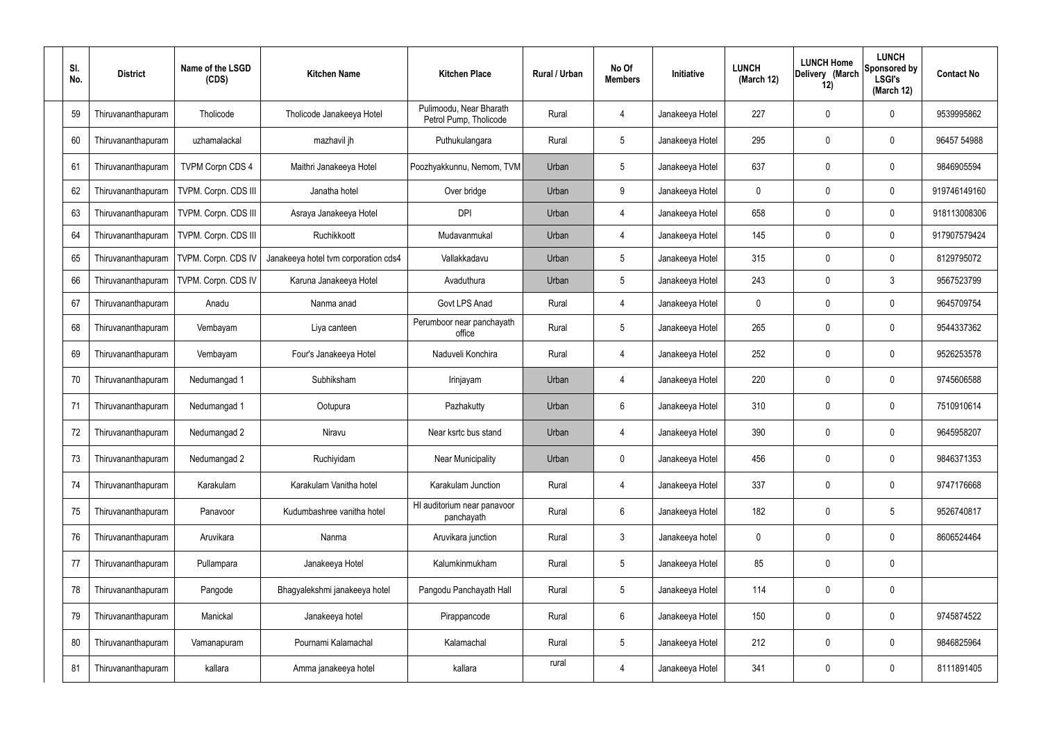| Sl. No. | District | Name of the LSGD (CDS) | Kitchen Name | Kitchen Place | Rural / Urban | No Of Members | Initiative | LUNCH (March 12) | LUNCH Home Delivery (March 12) | LUNCH Sponsored by LSGI's (March 12) | Contact No |
|---|---|---|---|---|---|---|---|---|---|---|---|
| 59 | Thiruvananthapuram | Tholicode | Tholicode Janakeeya Hotel | Pulimoodu, Near Bharath Petrol Pump, Tholicode | Rural | 4 | Janakeeya Hotel | 227 | 0 | 0 | 9539995862 |
| 60 | Thiruvananthapuram | uzhamalackal | mazhavil jh | Puthukulangara | Rural | 5 | Janakeeya Hotel | 295 | 0 | 0 | 96457 54988 |
| 61 | Thiruvananthapuram | TVPM Corpn CDS 4 | Maithri Janakeeya Hotel | Poozhyakkunnu, Nemom, TVM | Urban | 5 | Janakeeya Hotel | 637 | 0 | 0 | 9846905594 |
| 62 | Thiruvananthapuram | TVPM. Corpn. CDS III | Janatha hotel | Over bridge | Urban | 9 | Janakeeya Hotel | 0 | 0 | 0 | 919746149160 |
| 63 | Thiruvananthapuram | TVPM. Corpn. CDS III | Asraya Janakeeya Hotel | DPI | Urban | 4 | Janakeeya Hotel | 658 | 0 | 0 | 918113008306 |
| 64 | Thiruvananthapuram | TVPM. Corpn. CDS III | Ruchikkoott | Mudavanmukal | Urban | 4 | Janakeeya Hotel | 145 | 0 | 0 | 917907579424 |
| 65 | Thiruvananthapuram | TVPM. Corpn. CDS IV | Janakeeya hotel tvm corporation cds4 | Vallakkadavu | Urban | 5 | Janakeeya Hotel | 315 | 0 | 0 | 8129795072 |
| 66 | Thiruvananthapuram | TVPM. Corpn. CDS IV | Karuna Janakeeya Hotel | Avaduthura | Urban | 5 | Janakeeya Hotel | 243 | 0 | 3 | 9567523799 |
| 67 | Thiruvananthapuram | Anadu | Nanma anad | Govt LPS Anad | Rural | 4 | Janakeeya Hotel | 0 | 0 | 0 | 9645709754 |
| 68 | Thiruvananthapuram | Vembayam | Liya canteen | Perumboor near panchayath office | Rural | 5 | Janakeeya Hotel | 265 | 0 | 0 | 9544337362 |
| 69 | Thiruvananthapuram | Vembayam | Four's Janakeeya Hotel | Naduveli Konchira | Rural | 4 | Janakeeya Hotel | 252 | 0 | 0 | 9526253578 |
| 70 | Thiruvananthapuram | Nedumangad 1 | Subhiksham | Irinjayam | Urban | 4 | Janakeeya Hotel | 220 | 0 | 0 | 9745606588 |
| 71 | Thiruvananthapuram | Nedumangad 1 | Ootupura | Pazhakutty | Urban | 6 | Janakeeya Hotel | 310 | 0 | 0 | 7510910614 |
| 72 | Thiruvananthapuram | Nedumangad 2 | Niravu | Near ksrtc bus stand | Urban | 4 | Janakeeya Hotel | 390 | 0 | 0 | 9645958207 |
| 73 | Thiruvananthapuram | Nedumangad 2 | Ruchiyidam | Near Municipality | Urban | 0 | Janakeeya Hotel | 456 | 0 | 0 | 9846371353 |
| 74 | Thiruvananthapuram | Karakulam | Karakulam Vanitha hotel | Karakulam Junction | Rural | 4 | Janakeeya Hotel | 337 | 0 | 0 | 9747176668 |
| 75 | Thiruvananthapuram | Panavoor | Kudumbashree vanitha hotel | Hl auditorium near panavoor panchayath | Rural | 6 | Janakeeya Hotel | 182 | 0 | 5 | 9526740817 |
| 76 | Thiruvananthapuram | Aruvikara | Nanma | Aruvikara junction | Rural | 3 | Janakeeya hotel | 0 | 0 | 0 | 8606524464 |
| 77 | Thiruvananthapuram | Pullampara | Janakeeya Hotel | Kalumkinmukham | Rural | 5 | Janakeeya Hotel | 85 | 0 | 0 | |
| 78 | Thiruvananthapuram | Pangode | Bhagyalekshmi janakeeya hotel | Pangodu Panchayath Hall | Rural | 5 | Janakeeya Hotel | 114 | 0 | 0 | |
| 79 | Thiruvananthapuram | Manickal | Janakeeya hotel | Pirappancode | Rural | 6 | Janakeeya Hotel | 150 | 0 | 0 | 9745874522 |
| 80 | Thiruvananthapuram | Vamanapuram | Pournami Kalamachal | Kalamachal | Rural | 5 | Janakeeya Hotel | 212 | 0 | 0 | 9846825964 |
| 81 | Thiruvananthapuram | kallara | Amma janakeeya hotel | kallara | rural | 4 | Janakeeya Hotel | 341 | 0 | 0 | 8111891405 |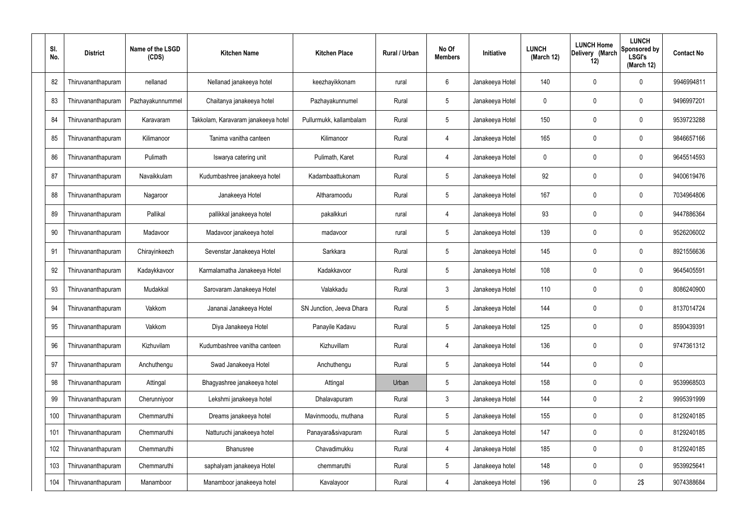| Sl. No. | District | Name of the LSGD (CDS) | Kitchen Name | Kitchen Place | Rural / Urban | No Of Members | Initiative | LUNCH (March 12) | LUNCH Home Delivery (March 12) | LUNCH Sponsored by LSGI's (March 12) | Contact No |
|---|---|---|---|---|---|---|---|---|---|---|---|
| 82 | Thiruvananthapuram | nellanad | Nellanad janakeeya hotel | keezhayikkonam | rural | 6 | Janakeeya Hotel | 140 | 0 | 0 | 9946994811 |
| 83 | Thiruvananthapuram | Pazhayakunnummel | Chaitanya janakeeya hotel | Pazhayakunnumel | Rural | 5 | Janakeeya Hotel | 0 | 0 | 0 | 9496997201 |
| 84 | Thiruvananthapuram | Karavaram | Takkolam, Karavaram janakeeya hotel | Pullurmukk, kallambalam | Rural | 5 | Janakeeya Hotel | 150 | 0 | 0 | 9539723288 |
| 85 | Thiruvananthapuram | Kilimanoor | Tanima vanitha canteen | Kilimanoor | Rural | 4 | Janakeeya Hotel | 165 | 0 | 0 | 9846657166 |
| 86 | Thiruvananthapuram | Pulimath | Iswarya catering unit | Pulimath, Karet | Rural | 4 | Janakeeya Hotel | 0 | 0 | 0 | 9645514593 |
| 87 | Thiruvananthapuram | Navaikkulam | Kudumbashree janakeeya hotel | Kadambaattukonam | Rural | 5 | Janakeeya Hotel | 92 | 0 | 0 | 9400619476 |
| 88 | Thiruvananthapuram | Nagaroor | Janakeeya Hotel | Altharamoodu | Rural | 5 | Janakeeya Hotel | 167 | 0 | 0 | 7034964806 |
| 89 | Thiruvananthapuram | Pallikal | pallikkal janakeeya hotel | pakalkkuri | rural | 4 | Janakeeya Hotel | 93 | 0 | 0 | 9447886364 |
| 90 | Thiruvananthapuram | Madavoor | Madavoor janakeeya hotel | madavoor | rural | 5 | Janakeeya Hotel | 139 | 0 | 0 | 9526206002 |
| 91 | Thiruvananthapuram | Chirayinkeezh | Sevenstar Janakeeya Hotel | Sarkkara | Rural | 5 | Janakeeya Hotel | 145 | 0 | 0 | 8921556636 |
| 92 | Thiruvananthapuram | Kadaykkavoor | Karmalamatha Janakeeya Hotel | Kadakkavoor | Rural | 5 | Janakeeya Hotel | 108 | 0 | 0 | 9645405591 |
| 93 | Thiruvananthapuram | Mudakkal | Sarovaram Janakeeya Hotel | Valakkadu | Rural | 3 | Janakeeya Hotel | 110 | 0 | 0 | 8086240900 |
| 94 | Thiruvananthapuram | Vakkom | Jananai Janakeeya Hotel | SN Junction, Jeeva Dhara | Rural | 5 | Janakeeya Hotel | 144 | 0 | 0 | 8137014724 |
| 95 | Thiruvananthapuram | Vakkom | Diya Janakeeya Hotel | Panayile Kadavu | Rural | 5 | Janakeeya Hotel | 125 | 0 | 0 | 8590439391 |
| 96 | Thiruvananthapuram | Kizhuvilam | Kudumbashree vanitha canteen | Kizhuvillam | Rural | 4 | Janakeeya Hotel | 136 | 0 | 0 | 9747361312 |
| 97 | Thiruvananthapuram | Anchuthengu | Swad Janakeeya Hotel | Anchuthengu | Rural | 5 | Janakeeya Hotel | 144 | 0 | 0 | |
| 98 | Thiruvananthapuram | Attingal | Bhagyashree janakeeya hotel | Attingal | Urban | 5 | Janakeeya Hotel | 158 | 0 | 0 | 9539968503 |
| 99 | Thiruvananthapuram | Cherunniyoor | Lekshmi janakeeya hotel | Dhalavapuram | Rural | 3 | Janakeeya Hotel | 144 | 0 | 2 | 9995391999 |
| 100 | Thiruvananthapuram | Chemmaruthi | Dreams janakeeya hotel | Mavinmoodu, muthana | Rural | 5 | Janakeeya Hotel | 155 | 0 | 0 | 8129240185 |
| 101 | Thiruvananthapuram | Chemmaruthi | Natturuchi janakeeya hotel | Panayara&sivapuram | Rural | 5 | Janakeeya Hotel | 147 | 0 | 0 | 8129240185 |
| 102 | Thiruvananthapuram | Chemmaruthi | Bhanusree | Chavadimukku | Rural | 4 | Janakeeya Hotel | 185 | 0 | 0 | 8129240185 |
| 103 | Thiruvananthapuram | Chemmaruthi | saphalyam janakeeya Hotel | chemmaruthi | Rural | 5 | Janakeeya hotel | 148 | 0 | 0 | 9539925641 |
| 104 | Thiruvananthapuram | Manamboor | Manamboor janakeeya hotel | Kavalayoor | Rural | 4 | Janakeeya Hotel | 196 | 0 | 2$ | 9074388684 |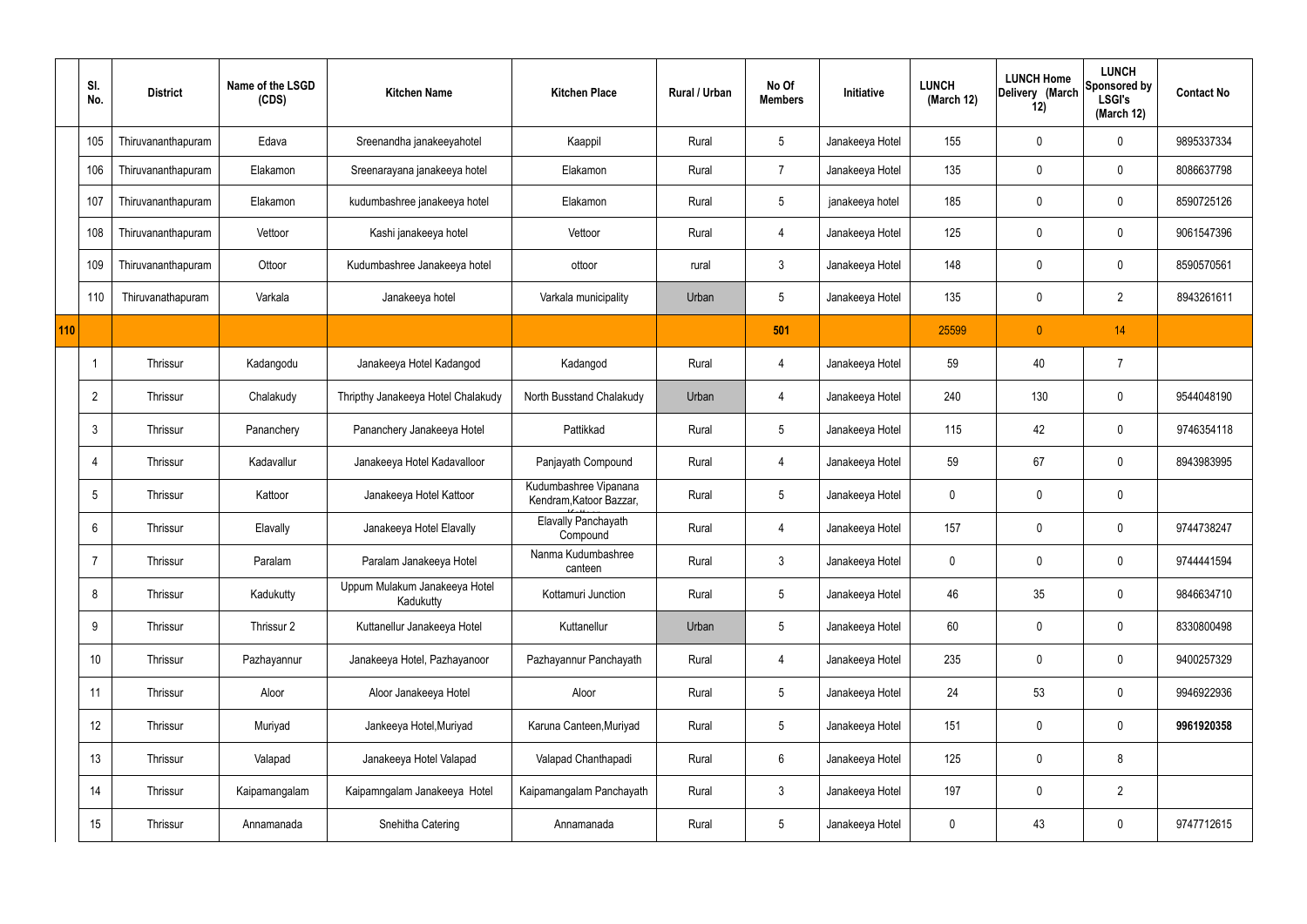| | Sl. No. | District | Name of the LSGD (CDS) | Kitchen Name | Kitchen Place | Rural / Urban | No Of Members | Initiative | LUNCH (March 12) | LUNCH Home Delivery (March 12) | LUNCH Sponsored by LSGI's (March 12) | Contact No |
|---|---|---|---|---|---|---|---|---|---|---|---|---|
| | 105 | Thiruvananthapuram | Edava | Sreenandha janakeeyahotel | Kaappil | Rural | 5 | Janakeeya Hotel | 155 | 0 | 0 | 9895337334 |
| | 106 | Thiruvananthapuram | Elakamon | Sreenarayana janakeeya hotel | Elakamon | Rural | 7 | Janakeeya Hotel | 135 | 0 | 0 | 8086637798 |
| | 107 | Thiruvananthapuram | Elakamon | kudumbashree janakeeya hotel | Elakamon | Rural | 5 | janakeeya hotel | 185 | 0 | 0 | 8590725126 |
| | 108 | Thiruvananthapuram | Vettoor | Kashi janakeeya hotel | Vettoor | Rural | 4 | Janakeeya Hotel | 125 | 0 | 0 | 9061547396 |
| | 109 | Thiruvananthapuram | Ottoor | Kudumbashree Janakeeya hotel | ottoor | rural | 3 | Janakeeya Hotel | 148 | 0 | 0 | 8590570561 |
| | 110 | Thiruvanathapuram | Varkala | Janakeeya hotel | Varkala municipality | Urban | 5 | Janakeeya Hotel | 135 | 0 | 2 | 8943261611 |
| 110 | | | | | | | 501 | | 25599 | 0 | 14 | |
| | 1 | Thrissur | Kadangodu | Janakeeya Hotel Kadangod | Kadangod | Rural | 4 | Janakeeya Hotel | 59 | 40 | 7 | |
| | 2 | Thrissur | Chalakudy | Thripthy Janakeeya Hotel Chalakudy | North Busstand Chalakudy | Urban | 4 | Janakeeya Hotel | 240 | 130 | 0 | 9544048190 |
| | 3 | Thrissur | Pananchery | Pananchery Janakeeya Hotel | Pattikkad | Rural | 5 | Janakeeya Hotel | 115 | 42 | 0 | 9746354118 |
| | 4 | Thrissur | Kadavallur | Janakeeya Hotel Kadavalloor | Panjayath Compound | Rural | 4 | Janakeeya Hotel | 59 | 67 | 0 | 8943983995 |
| | 5 | Thrissur | Kattoor | Janakeeya Hotel Kattoor | Kudumbashree Vipanana Kendram,Katoor Bazzar, Kattoor | Rural | 5 | Janakeeya Hotel | 0 | 0 | 0 | |
| | 6 | Thrissur | Elavally | Janakeeya Hotel Elavally | Elavally Panchayath Compound | Rural | 4 | Janakeeya Hotel | 157 | 0 | 0 | 9744738247 |
| | 7 | Thrissur | Paralam | Paralam Janakeeya Hotel | Nanma Kudumbashree canteen | Rural | 3 | Janakeeya Hotel | 0 | 0 | 0 | 9744441594 |
| | 8 | Thrissur | Kadukutty | Uppum Mulakum Janakeeya Hotel Kadukutty | Kottamuri Junction | Rural | 5 | Janakeeya Hotel | 46 | 35 | 0 | 9846634710 |
| | 9 | Thrissur | Thrissur 2 | Kuttanellur Janakeeya Hotel | Kuttanellur | Urban | 5 | Janakeeya Hotel | 60 | 0 | 0 | 8330800498 |
| | 10 | Thrissur | Pazhayannur | Janakeeya Hotel, Pazhayanoor | Pazhayannur Panchayath | Rural | 4 | Janakeeya Hotel | 235 | 0 | 0 | 9400257329 |
| | 11 | Thrissur | Aloor | Aloor Janakeeya Hotel | Aloor | Rural | 5 | Janakeeya Hotel | 24 | 53 | 0 | 9946922936 |
| | 12 | Thrissur | Muriyad | Jankeeya Hotel,Muriyad | Karuna Canteen,Muriyad | Rural | 5 | Janakeeya Hotel | 151 | 0 | 0 | **9961920358** |
| | 13 | Thrissur | Valapad | Janakeeya Hotel Valapad | Valapad Chanthapadi | Rural | 6 | Janakeeya Hotel | 125 | 0 | 8 | |
| | 14 | Thrissur | Kaipamangalam | Kaipamngalam Janakeeya Hotel | Kaipamangalam Panchayath | Rural | 3 | Janakeeya Hotel | 197 | 0 | 2 | |
| | 15 | Thrissur | Annamanada | Snehitha Catering | Annamanada | Rural | 5 | Janakeeya Hotel | 0 | 43 | 0 | 9747712615 |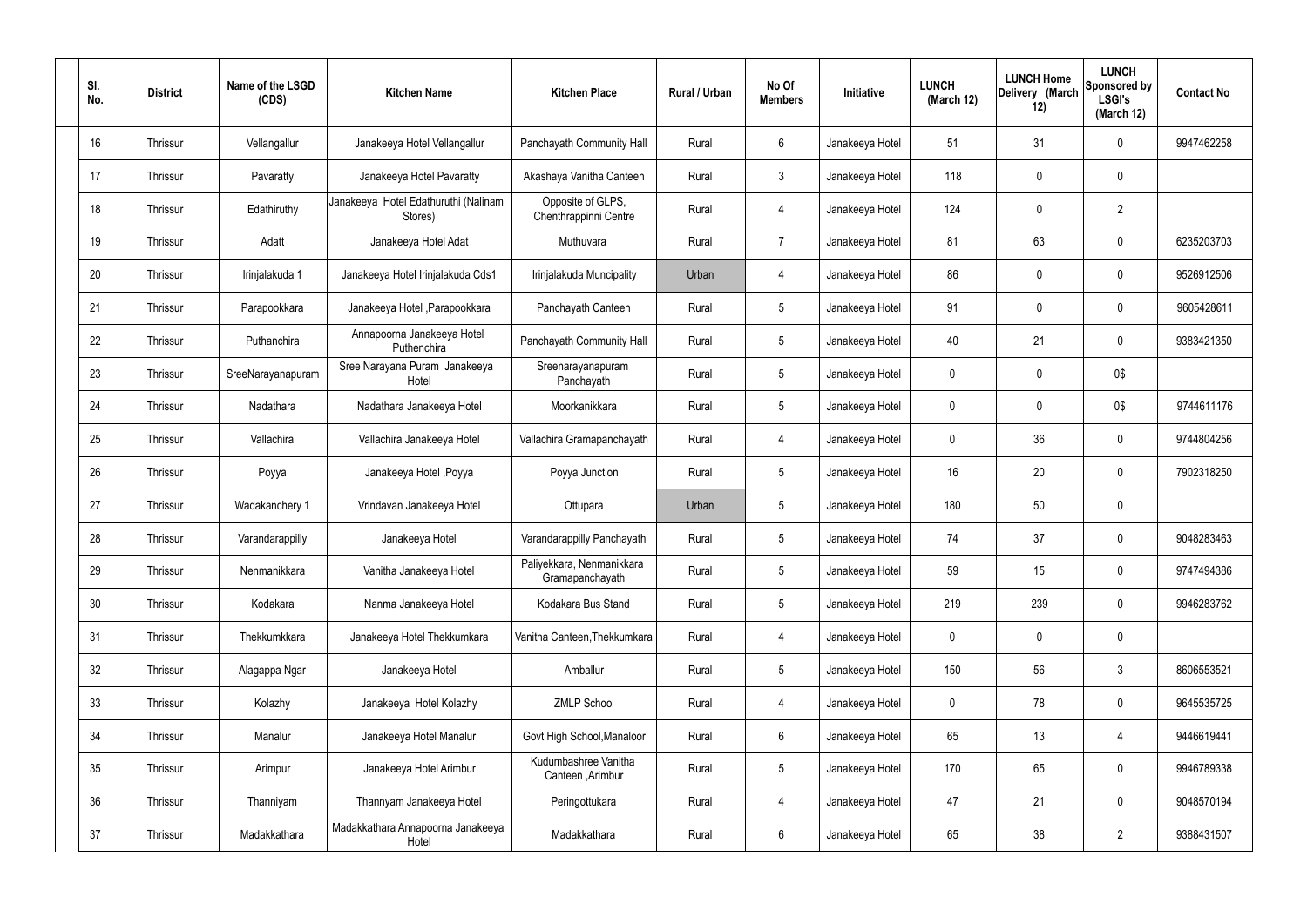| Sl. No. | District | Name of the LSGD (CDS) | Kitchen Name | Kitchen Place | Rural / Urban | No Of Members | Initiative | LUNCH (March 12) | LUNCH Home Delivery (March 12) | LUNCH Sponsored by LSGI's (March 12) | Contact No |
|---|---|---|---|---|---|---|---|---|---|---|---|
| 16 | Thrissur | Vellangallur | Janakeeya Hotel Vellangallur | Panchayath Community Hall | Rural | 6 | Janakeeya Hotel | 51 | 31 | 0 | 9947462258 |
| 17 | Thrissur | Pavaratty | Janakeeya Hotel Pavaratty | Akashaya Vanitha Canteen | Rural | 3 | Janakeeya Hotel | 118 | 0 | 0 | |
| 18 | Thrissur | Edathiruthy | Janakeeya Hotel Edathuruthi (Nalinam Stores) | Opposite of GLPS, Chenthrappinni Centre | Rural | 4 | Janakeeya Hotel | 124 | 0 | 2 | |
| 19 | Thrissur | Adatt | Janakeeya Hotel Adat | Muthuvara | Rural | 7 | Janakeeya Hotel | 81 | 63 | 0 | 6235203703 |
| 20 | Thrissur | Irinjalakuda 1 | Janakeeya Hotel Irinjalakuda Cds1 | Irinjalakuda Muncipality | Urban | 4 | Janakeeya Hotel | 86 | 0 | 0 | 9526912506 |
| 21 | Thrissur | Parapookkara | Janakeeya Hotel ,Parapookkara | Panchayath Canteen | Rural | 5 | Janakeeya Hotel | 91 | 0 | 0 | 9605428611 |
| 22 | Thrissur | Puthanchira | Annapoorna Janakeeya Hotel Puthenchira | Panchayath Community Hall | Rural | 5 | Janakeeya Hotel | 40 | 21 | 0 | 9383421350 |
| 23 | Thrissur | SreeNarayanapuram | Sree Narayana Puram Janakeeya Hotel | Sreenarayanapuram Panchayath | Rural | 5 | Janakeeya Hotel | 0 | 0 | 0$ | |
| 24 | Thrissur | Nadathara | Nadathara Janakeeya Hotel | Moorkanikkara | Rural | 5 | Janakeeya Hotel | 0 | 0 | 0$ | 9744611176 |
| 25 | Thrissur | Vallachira | Vallachira Janakeeya Hotel | Vallachira Gramapanchayath | Rural | 4 | Janakeeya Hotel | 0 | 36 | 0 | 9744804256 |
| 26 | Thrissur | Poyya | Janakeeya Hotel ,Poyya | Poyya Junction | Rural | 5 | Janakeeya Hotel | 16 | 20 | 0 | 7902318250 |
| 27 | Thrissur | Wadakanchery 1 | Vrindavan Janakeeya Hotel | Ottupara | Urban | 5 | Janakeeya Hotel | 180 | 50 | 0 | |
| 28 | Thrissur | Varandarappilly | Janakeeya Hotel | Varandarappilly Panchayath | Rural | 5 | Janakeeya Hotel | 74 | 37 | 0 | 9048283463 |
| 29 | Thrissur | Nenmanikkara | Vanitha Janakeeya Hotel | Paliyekkara, Nenmanikkara Gramapanchayath | Rural | 5 | Janakeeya Hotel | 59 | 15 | 0 | 9747494386 |
| 30 | Thrissur | Kodakara | Nanma Janakeeya Hotel | Kodakara Bus Stand | Rural | 5 | Janakeeya Hotel | 219 | 239 | 0 | 9946283762 |
| 31 | Thrissur | Thekkumkkara | Janakeeya Hotel Thekkumkara | Vanitha Canteen,Thekkumkara | Rural | 4 | Janakeeya Hotel | 0 | 0 | 0 | |
| 32 | Thrissur | Alagappa Ngar | Janakeeya Hotel | Amballur | Rural | 5 | Janakeeya Hotel | 150 | 56 | 3 | 8606553521 |
| 33 | Thrissur | Kolazhy | Janakeeya Hotel Kolazhy | ZMLP School | Rural | 4 | Janakeeya Hotel | 0 | 78 | 0 | 9645535725 |
| 34 | Thrissur | Manalur | Janakeeya Hotel Manalur | Govt High School,Manaloor | Rural | 6 | Janakeeya Hotel | 65 | 13 | 4 | 9446619441 |
| 35 | Thrissur | Arimpur | Janakeeya Hotel Arimbur | Kudumbashree Vanitha Canteen ,Arimbur | Rural | 5 | Janakeeya Hotel | 170 | 65 | 0 | 9946789338 |
| 36 | Thrissur | Thanniyam | Thannyam Janakeeya Hotel | Peringottukara | Rural | 4 | Janakeeya Hotel | 47 | 21 | 0 | 9048570194 |
| 37 | Thrissur | Madakkathara | Madakkathara Annapoorna Janakeeya Hotel | Madakkathara | Rural | 6 | Janakeeya Hotel | 65 | 38 | 2 | 9388431507 |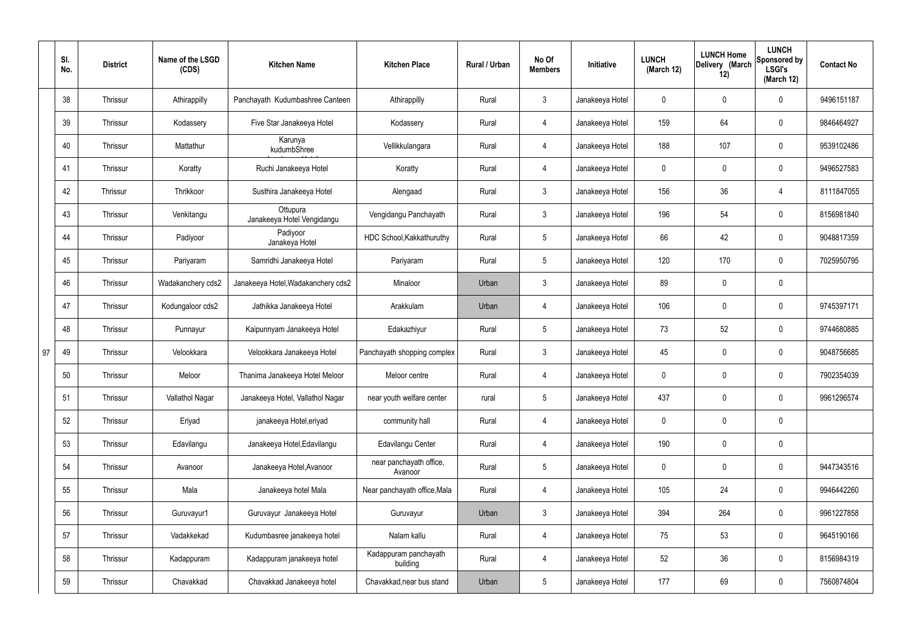| | Sl. No. | District | Name of the LSGD (CDS) | Kitchen Name | Kitchen Place | Rural / Urban | No Of Members | Initiative | LUNCH (March 12) | LUNCH Home Delivery (March 12) | LUNCH Sponsored by LSGI's (March 12) | Contact No |
|---|---|---|---|---|---|---|---|---|---|---|---|---|
| | 38 | Thrissur | Athirappilly | Panchayath Kudumbashree Canteen | Athirappilly | Rural | 3 | Janakeeya Hotel | 0 | 0 | 0 | 9496151187 |
| | 39 | Thrissur | Kodassery | Five Star Janakeeya Hotel | Kodassery | Rural | 4 | Janakeeya Hotel | 159 | 64 | 0 | 9846464927 |
| | 40 | Thrissur | Mattathur | Karunya kudumbShree | Vellikkulangara | Rural | 4 | Janakeeya Hotel | 188 | 107 | 0 | 9539102486 |
| | 41 | Thrissur | Koratty | Ruchi Janakeeya Hotel | Koratty | Rural | 4 | Janakeeya Hotel | 0 | 0 | 0 | 9496527583 |
| | 42 | Thrissur | Thrikkoor | Susthira Janakeeya Hotel | Alengaad | Rural | 3 | Janakeeya Hotel | 156 | 36 | 4 | 8111847055 |
| | 43 | Thrissur | Venkitangu | Ottupura Janakeeya Hotel Vengidangu | Vengidangu Panchayath | Rural | 3 | Janakeeya Hotel | 196 | 54 | 0 | 8156981840 |
| | 44 | Thrissur | Padiyoor | Padiyoor Janakeya Hotel | HDC School,Kakkathuruthy | Rural | 5 | Janakeeya Hotel | 66 | 42 | 0 | 9048817359 |
| | 45 | Thrissur | Pariyaram | Samridhi Janakeeya Hotel | Pariyaram | Rural | 5 | Janakeeya Hotel | 120 | 170 | 0 | 7025950795 |
| | 46 | Thrissur | Wadakanchery cds2 | Janakeeya Hotel,Wadakanchery cds2 | Minaloor | Urban | 3 | Janakeeya Hotel | 89 | 0 | 0 | |
| | 47 | Thrissur | Kodungaloor cds2 | Jathikka Janakeeya Hotel | Arakkulam | Urban | 4 | Janakeeya Hotel | 106 | 0 | 0 | 9745397171 |
| | 48 | Thrissur | Punnayur | Kaipunnyam Janakeeya Hotel | Edakazhiyur | Rural | 5 | Janakeeya Hotel | 73 | 52 | 0 | 9744680885 |
| 97 | 49 | Thrissur | Velookkara | Velookkara Janakeeya Hotel | Panchayath shopping complex | Rural | 3 | Janakeeya Hotel | 45 | 0 | 0 | 9048756685 |
| | 50 | Thrissur | Meloor | Thanima Janakeeya Hotel Meloor | Meloor centre | Rural | 4 | Janakeeya Hotel | 0 | 0 | 0 | 7902354039 |
| | 51 | Thrissur | Vallathol Nagar | Janakeeya Hotel, Vallathol Nagar | near youth welfare center | rural | 5 | Janakeeya Hotel | 437 | 0 | 0 | 9961296574 |
| | 52 | Thrissur | Eriyad | janakeeya Hotel,eriyad | community hall | Rural | 4 | Janakeeya Hotel | 0 | 0 | 0 | |
| | 53 | Thrissur | Edavilangu | Janakeeya Hotel,Edavilangu | Edavilangu Center | Rural | 4 | Janakeeya Hotel | 190 | 0 | 0 | |
| | 54 | Thrissur | Avanoor | Janakeeya Hotel,Avanoor | near panchayath office, Avanoor | Rural | 5 | Janakeeya Hotel | 0 | 0 | 0 | 9447343516 |
| | 55 | Thrissur | Mala | Janakeeya hotel Mala | Near panchayath office,Mala | Rural | 4 | Janakeeya Hotel | 105 | 24 | 0 | 9946442260 |
| | 56 | Thrissur | Guruvayur1 | Guruvayur Janakeeya Hotel | Guruvayur | Urban | 3 | Janakeeya Hotel | 394 | 264 | 0 | 9961227858 |
| | 57 | Thrissur | Vadakkekad | Kudumbasree janakeeya hotel | Nalam kallu | Rural | 4 | Janakeeya Hotel | 75 | 53 | 0 | 9645190166 |
| | 58 | Thrissur | Kadappuram | Kadappuram janakeeya hotel | Kadappuram panchayath building | Rural | 4 | Janakeeya Hotel | 52 | 36 | 0 | 8156984319 |
| | 59 | Thrissur | Chavakkad | Chavakkad Janakeeya hotel | Chavakkad,near bus stand | Urban | 5 | Janakeeya Hotel | 177 | 69 | 0 | 7560874804 |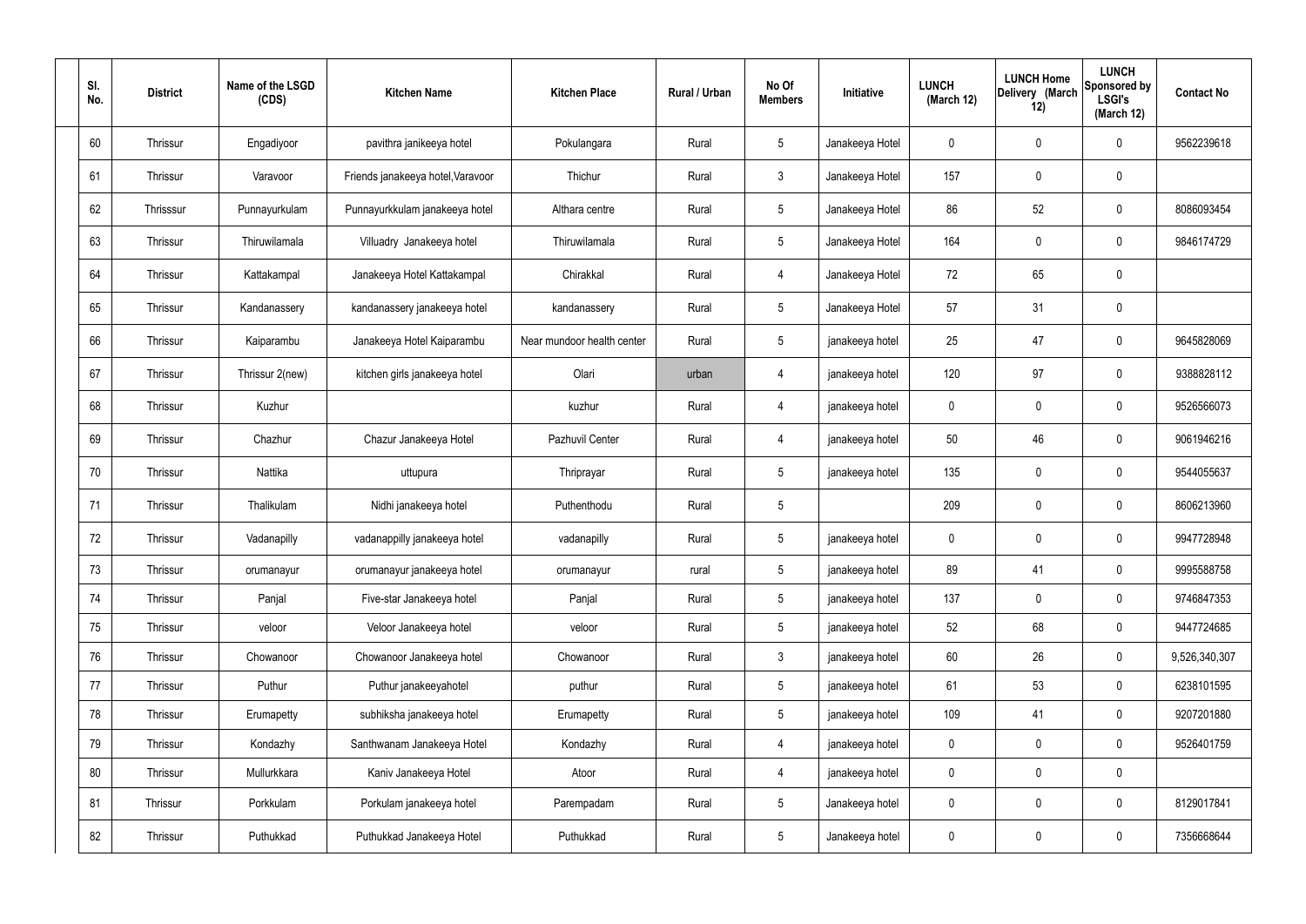| Sl. No. | District | Name of the LSGD (CDS) | Kitchen Name | Kitchen Place | Rural / Urban | No Of Members | Initiative | LUNCH (March 12) | LUNCH Home Delivery (March 12) | LUNCH Sponsored by LSGI's (March 12) | Contact No |
|---|---|---|---|---|---|---|---|---|---|---|---|
| 60 | Thrissur | Engadiyoor | pavithra janikeeya hotel | Pokulangara | Rural | 5 | Janakeeya Hotel | 0 | 0 | 0 | 9562239618 |
| 61 | Thrissur | Varavoor | Friends janakeeya hotel,Varavoor | Thichur | Rural | 3 | Janakeeya Hotel | 157 | 0 | 0 | |
| 62 | Thrisssur | Punnayurkulam | Punnayurkkulam janakeeya hotel | Althara centre | Rural | 5 | Janakeeya Hotel | 86 | 52 | 0 | 8086093454 |
| 63 | Thrissur | Thiruwilamala | Villuadry Janakeeya hotel | Thiruwilamala | Rural | 5 | Janakeeya Hotel | 164 | 0 | 0 | 9846174729 |
| 64 | Thrissur | Kattakampal | Janakeeya Hotel Kattakampal | Chirakkal | Rural | 4 | Janakeeya Hotel | 72 | 65 | 0 | |
| 65 | Thrissur | Kandanassery | kandanassery janakeeya hotel | kandanassery | Rural | 5 | Janakeeya Hotel | 57 | 31 | 0 | |
| 66 | Thrissur | Kaiparambu | Janakeeya Hotel Kaiparambu | Near mundoor health center | Rural | 5 | janakeeya hotel | 25 | 47 | 0 | 9645828069 |
| 67 | Thrissur | Thrissur 2(new) | kitchen girls janakeeya hotel | Olari | urban | 4 | janakeeya hotel | 120 | 97 | 0 | 9388828112 |
| 68 | Thrissur | Kuzhur | | kuzhur | Rural | 4 | janakeeya hotel | 0 | 0 | 0 | 9526566073 |
| 69 | Thrissur | Chazhur | Chazur Janakeeya Hotel | Pazhuvil Center | Rural | 4 | janakeeya hotel | 50 | 46 | 0 | 9061946216 |
| 70 | Thrissur | Nattika | uttupura | Thriprayar | Rural | 5 | janakeeya hotel | 135 | 0 | 0 | 9544055637 |
| 71 | Thrissur | Thalikulam | Nidhi janakeeya hotel | Puthenthodu | Rural | 5 | | 209 | 0 | 0 | 8606213960 |
| 72 | Thrissur | Vadanapilly | vadanappilly janakeeya hotel | vadanapilly | Rural | 5 | janakeeya hotel | 0 | 0 | 0 | 9947728948 |
| 73 | Thrissur | orumanayur | orumanayur janakeeya hotel | orumanayur | rural | 5 | janakeeya hotel | 89 | 41 | 0 | 9995588758 |
| 74 | Thrissur | Panjal | Five-star Janakeeya hotel | Panjal | Rural | 5 | janakeeya hotel | 137 | 0 | 0 | 9746847353 |
| 75 | Thrissur | veloor | Veloor Janakeeya hotel | veloor | Rural | 5 | janakeeya hotel | 52 | 68 | 0 | 9447724685 |
| 76 | Thrissur | Chowanoor | Chowanoor Janakeeya hotel | Chowanoor | Rural | 3 | janakeeya hotel | 60 | 26 | 0 | 9,526,340,307 |
| 77 | Thrissur | Puthur | Puthur janakeeyahotel | puthur | Rural | 5 | janakeeya hotel | 61 | 53 | 0 | 6238101595 |
| 78 | Thrissur | Erumapetty | subhiksha janakeeya hotel | Erumapetty | Rural | 5 | janakeeya hotel | 109 | 41 | 0 | 9207201880 |
| 79 | Thrissur | Kondazhy | Santhwanam Janakeeya Hotel | Kondazhy | Rural | 4 | janakeeya hotel | 0 | 0 | 0 | 9526401759 |
| 80 | Thrissur | Mullurkkara | Kaniv Janakeeya Hotel | Atoor | Rural | 4 | janakeeya hotel | 0 | 0 | 0 | |
| 81 | Thrissur | Porkkulam | Porkulam janakeeya hotel | Parempadam | Rural | 5 | Janakeeya hotel | 0 | 0 | 0 | 8129017841 |
| 82 | Thrissur | Puthukkad | Puthukkad Janakeeya Hotel | Puthukkad | Rural | 5 | Janakeeya hotel | 0 | 0 | 0 | 7356668644 |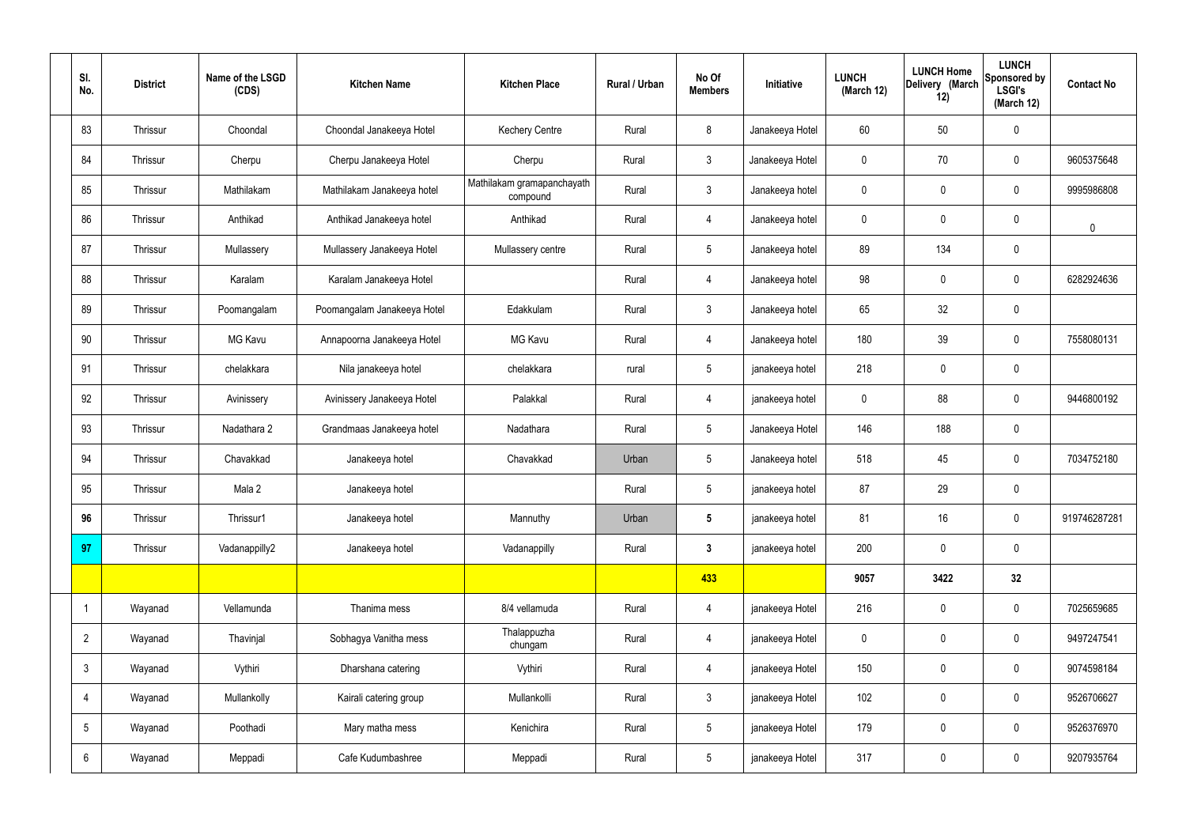| Sl. No. | District | Name of the LSGD (CDS) | Kitchen Name | Kitchen Place | Rural / Urban | No Of Members | Initiative | LUNCH (March 12) | LUNCH Home Delivery (March 12) | LUNCH Sponsored by LSGI's (March 12) | Contact No |
|---|---|---|---|---|---|---|---|---|---|---|---|
| 83 | Thrissur | Choondal | Choondal Janakeeya Hotel | Kechery Centre | Rural | 8 | Janakeeya Hotel | 60 | 50 | 0 | |
| 84 | Thrissur | Cherpu | Cherpu Janakeeya Hotel | Cherpu | Rural | 3 | Janakeeya Hotel | 0 | 70 | 0 | 9605375648 |
| 85 | Thrissur | Mathilakam | Mathilakam Janakeeya hotel | Mathilakam gramapanchayath compound | Rural | 3 | Janakeeya hotel | 0 | 0 | 0 | 9995986808 |
| 86 | Thrissur | Anthikad | Anthikad Janakeeya hotel | Anthikad | Rural | 4 | Janakeeya hotel | 0 | 0 | 0 | 0 |
| 87 | Thrissur | Mullassery | Mullassery Janakeeya Hotel | Mullassery centre | Rural | 5 | Janakeeya hotel | 89 | 134 | 0 | |
| 88 | Thrissur | Karalam | Karalam Janakeeya Hotel | | Rural | 4 | Janakeeya hotel | 98 | 0 | 0 | 6282924636 |
| 89 | Thrissur | Poomangalam | Poomangalam Janakeeya Hotel | Edakkulam | Rural | 3 | Janakeeya hotel | 65 | 32 | 0 | |
| 90 | Thrissur | MG Kavu | Annapoorna Janakeeya Hotel | MG Kavu | Rural | 4 | Janakeeya hotel | 180 | 39 | 0 | 7558080131 |
| 91 | Thrissur | chelakkara | Nila janakeeya hotel | chelakkara | rural | 5 | janakeeya hotel | 218 | 0 | 0 | |
| 92 | Thrissur | Avinissery | Avinissery Janakeeya Hotel | Palakkal | Rural | 4 | janakeeya hotel | 0 | 88 | 0 | 9446800192 |
| 93 | Thrissur | Nadathara 2 | Grandmaas Janakeeya hotel | Nadathara | Rural | 5 | Janakeeya Hotel | 146 | 188 | 0 | |
| 94 | Thrissur | Chavakkad | Janakeeya hotel | Chavakkad | Urban | 5 | Janakeeya hotel | 518 | 45 | 0 | 7034752180 |
| 95 | Thrissur | Mala 2 | Janakeeya hotel | | Rural | 5 | janakeeya hotel | 87 | 29 | 0 | |
| **96** | Thrissur | Thrissur1 | Janakeeya hotel | Mannuthy | Urban | **5** | janakeeya hotel | 81 | 16 | 0 | 919746287281 |
| **97** | Thrissur | Vadanappilly2 | Janakeeya hotel | Vadanappilly | Rural | **3** | janakeeya hotel | 200 | 0 | 0 | |
| | | | | | | **433** | | **9057** | **3422** | **32** | |
| 1 | Wayanad | Vellamunda | Thanima mess | 8/4 vellamuda | Rural | 4 | janakeeya Hotel | 216 | 0 | 0 | 7025659685 |
| 2 | Wayanad | Thavinjal | Sobhagya Vanitha mess | Thalappuzha chungam | Rural | 4 | janakeeya Hotel | 0 | 0 | 0 | 9497247541 |
| 3 | Wayanad | Vythiri | Dharshana catering | Vythiri | Rural | 4 | janakeeya Hotel | 150 | 0 | 0 | 9074598184 |
| 4 | Wayanad | Mullankolly | Kairali catering group | Mullankolli | Rural | 3 | janakeeya Hotel | 102 | 0 | 0 | 9526706627 |
| 5 | Wayanad | Poothadi | Mary matha mess | Kenichira | Rural | 5 | janakeeya Hotel | 179 | 0 | 0 | 9526376970 |
| 6 | Wayanad | Meppadi | Cafe Kudumbashree | Meppadi | Rural | 5 | janakeeya Hotel | 317 | 0 | 0 | 9207935764 |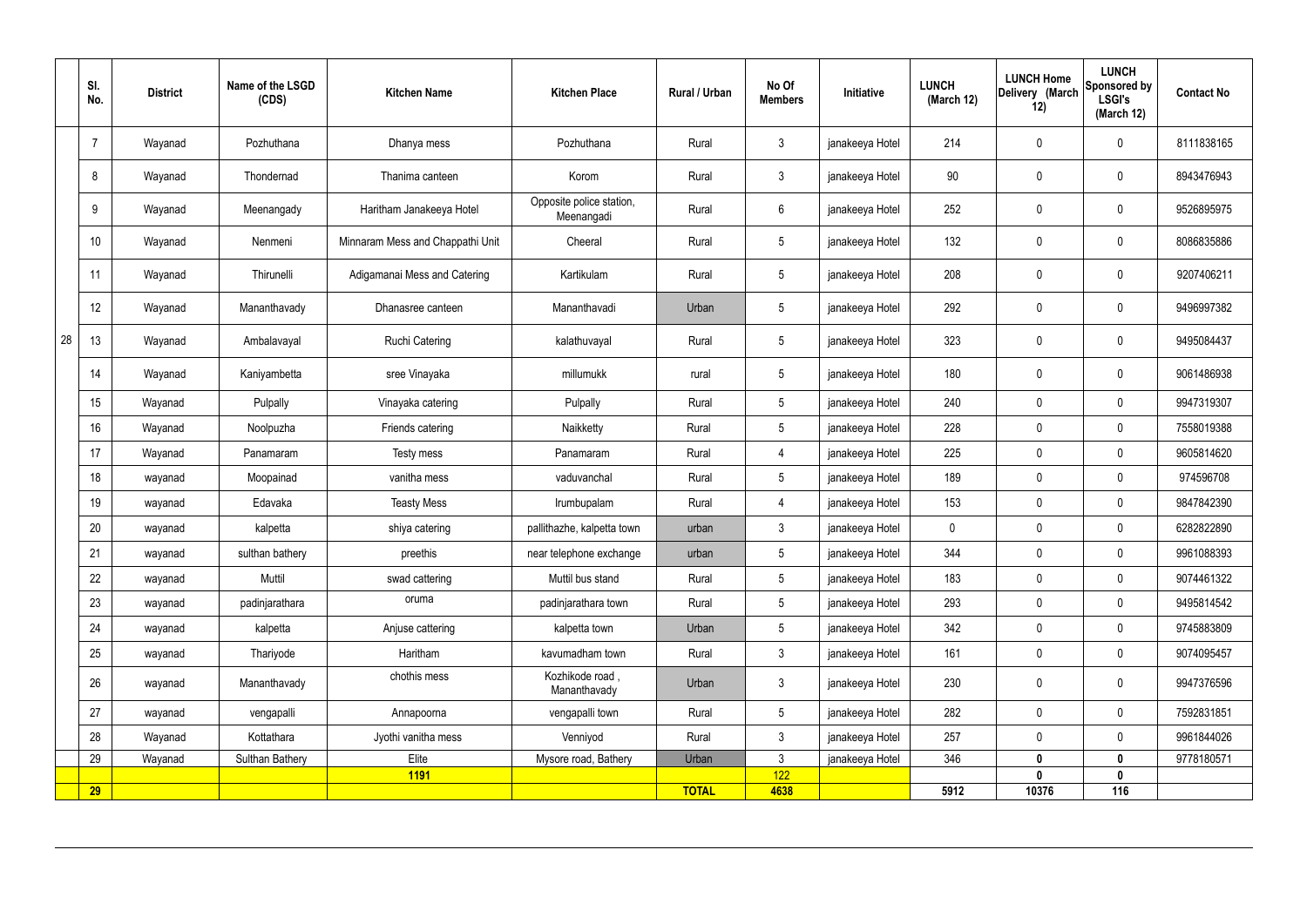| | Sl. No. | District | Name of the LSGD (CDS) | Kitchen Name | Kitchen Place | Rural / Urban | No Of Members | Initiative | LUNCH (March 12) | LUNCH Home Delivery (March 12) | LUNCH Sponsored by LSGI's (March 12) | Contact No |
|---|---|---|---|---|---|---|---|---|---|---|---|---|
| 28 | 7 | Wayanad | Pozhuthana | Dhanya mess | Pozhuthana | Rural | 3 | janakeeya Hotel | 214 | 0 | 0 | 8111838165 |
| | 8 | Wayanad | Thondernad | Thanima canteen | Korom | Rural | 3 | janakeeya Hotel | 90 | 0 | 0 | 8943476943 |
| | 9 | Wayanad | Meenangady | Haritham Janakeeya Hotel | Opposite police station, Meenangadi | Rural | 6 | janakeeya Hotel | 252 | 0 | 0 | 9526895975 |
| | 10 | Wayanad | Nenmeni | Minnaram Mess and Chappathi Unit | Cheeral | Rural | 5 | janakeeya Hotel | 132 | 0 | 0 | 8086835886 |
| | 11 | Wayanad | Thirunelli | Adigamanai Mess and Catering | Kartikulam | Rural | 5 | janakeeya Hotel | 208 | 0 | 0 | 9207406211 |
| | 12 | Wayanad | Mananthavady | Dhanasree canteen | Mananthavadi | Urban | 5 | janakeeya Hotel | 292 | 0 | 0 | 9496997382 |
| | 13 | Wayanad | Ambalavayal | Ruchi Catering | kalathuvayal | Rural | 5 | janakeeya Hotel | 323 | 0 | 0 | 9495084437 |
| | 14 | Wayanad | Kaniyambetta | sree Vinayaka | millumukk | rural | 5 | janakeeya Hotel | 180 | 0 | 0 | 9061486938 |
| | 15 | Wayanad | Pulpally | Vinayaka catering | Pulpally | Rural | 5 | janakeeya Hotel | 240 | 0 | 0 | 9947319307 |
| | 16 | Wayanad | Noolpuzha | Friends catering | Naikketty | Rural | 5 | janakeeya Hotel | 228 | 0 | 0 | 7558019388 |
| | 17 | Wayanad | Panamaram | Testy mess | Panamaram | Rural | 4 | janakeeya Hotel | 225 | 0 | 0 | 9605814620 |
| | 18 | wayanad | Moopainad | vanitha mess | vaduvanchal | Rural | 5 | janakeeya Hotel | 189 | 0 | 0 | 974596708 |
| | 19 | wayanad | Edavaka | Teasty Mess | Irumbupalam | Rural | 4 | janakeeya Hotel | 153 | 0 | 0 | 9847842390 |
| | 20 | wayanad | kalpetta | shiya catering | pallithazhe, kalpetta town | urban | 3 | janakeeya Hotel | 0 | 0 | 0 | 6282822890 |
| | 21 | wayanad | sulthan bathery | preethis | near telephone exchange | urban | 5 | janakeeya Hotel | 344 | 0 | 0 | 9961088393 |
| | 22 | wayanad | Muttil | swad cattering | Muttil bus stand | Rural | 5 | janakeeya Hotel | 183 | 0 | 0 | 9074461322 |
| | 23 | wayanad | padinjarathara | oruma | padinjarathara town | Rural | 5 | janakeeya Hotel | 293 | 0 | 0 | 9495814542 |
| | 24 | wayanad | kalpetta | Anjuse cattering | kalpetta town | Urban | 5 | janakeeya Hotel | 342 | 0 | 0 | 9745883809 |
| | 25 | wayanad | Thariyode | Haritham | kavumadham town | Rural | 3 | janakeeya Hotel | 161 | 0 | 0 | 9074095457 |
| | 26 | wayanad | Mananthavady | chothis mess | Kozhikode road , Mananthavady | Urban | 3 | janakeeya Hotel | 230 | 0 | 0 | 9947376596 |
| | 27 | wayanad | vengapalli | Annapoorna | vengapalli town | Rural | 5 | janakeeya Hotel | 282 | 0 | 0 | 7592831851 |
| | 28 | Wayanad | Kottathara | Jyothi vanitha mess | Venniyod | Rural | 3 | janakeeya Hotel | 257 | 0 | 0 | 9961844026 |
| | 29 | Wayanad | Sulthan Bathery | Elite | Mysore road, Bathery | Urban | 3 | janakeeya Hotel | 346 | **0** | **0** | 9778180571 |
| | | | | **1191** | | | 122 | | | **0** | **0** | |
| | **29** | | | | | **TOTAL** | **4638** | | **5912** | **10376** | **116** | |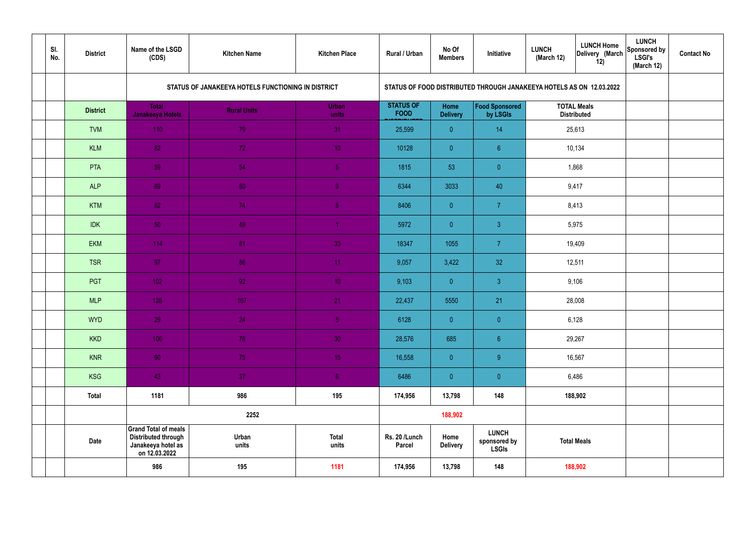| Sl. No. | District | Name of the LSGD (CDS) | Kitchen Name | Kitchen Place | Rural / Urban | No Of Members | Initiative | LUNCH (March 12) | LUNCH Home Delivery (March 12) | LUNCH Sponsored by LSGI's (March 12) | Contact No |
|---|---|---|---|---|---|---|---|---|---|---|---|
| | | STATUS OF JANAKEEYA HOTELS FUNCTIONING IN DISTRICT | | | STATUS OF FOOD DISTRIBUTED THROUGH JANAKEEYA HOTELS AS ON 12.03.2022 | | | | | | |
| | District | Total Janakeeya Hotels | Rural Units | Urban units | STATUS OF FOOD DISTRIBUTED | Home Delivery | Food Sponsored by LSGIs | TOTAL Meals Distributed | | | |
| | TVM | 110 | 79 | 31 | 25,599 | 0 | 14 | 25,613 | | | |
| | KLM | 82 | 72 | 10 | 10128 | 0 | 6 | 10,134 | | | |
| | PTA | 59 | 54 | 5 | 1815 | 53 | 0 | 1,868 | | | |
| | ALP | 89 | 80 | 9 | 6344 | 3033 | 40 | 9,417 | | | |
| | KTM | 82 | 74 | 8 | 8406 | 0 | 7 | 8,413 | | | |
| | IDK | 50 | 49 | 1 | 5972 | 0 | 3 | 5,975 | | | |
| | EKM | 114 | 81 | 33 | 18347 | 1055 | 7 | 19,409 | | | |
| | TSR | 97 | 86 | 11 | 9,057 | 3,422 | 32 | 12,511 | | | |
| | PGT | 102 | 92 | 10 | 9,103 | 0 | 3 | 9,106 | | | |
| | MLP | 128 | 107 | 21 | 22,437 | 5550 | 21 | 28,008 | | | |
| | WYD | 29 | 24 | 5 | 6128 | 0 | 0 | 6,128 | | | |
| | KKD | 106 | 76 | 30 | 28,576 | 685 | 6 | 29,267 | | | |
| | KNR | 90 | 75 | 15 | 16,558 | 0 | 9 | 16,567 | | | |
| | KSG | 43 | 37 | 6 | 6486 | 0 | 0 | 6,486 | | | |
| | Total | 1181 | 986 | 195 | 174,956 | 13,798 | 148 | 188,902 | | | |
| | | | 2252 | | | 188,902 | | | | | |
| | Date | Grand Total of meals Distributed through Janakeeya hotel as on 12.03.2022 | Urban units | Total units | Rs. 20 /Lunch Parcel | Home Delivery | LUNCH sponsored by LSGIs | Total Meals | | | |
| | | 986 | 195 | 1181 | 174,956 | 13,798 | 148 | 188,902 | | | |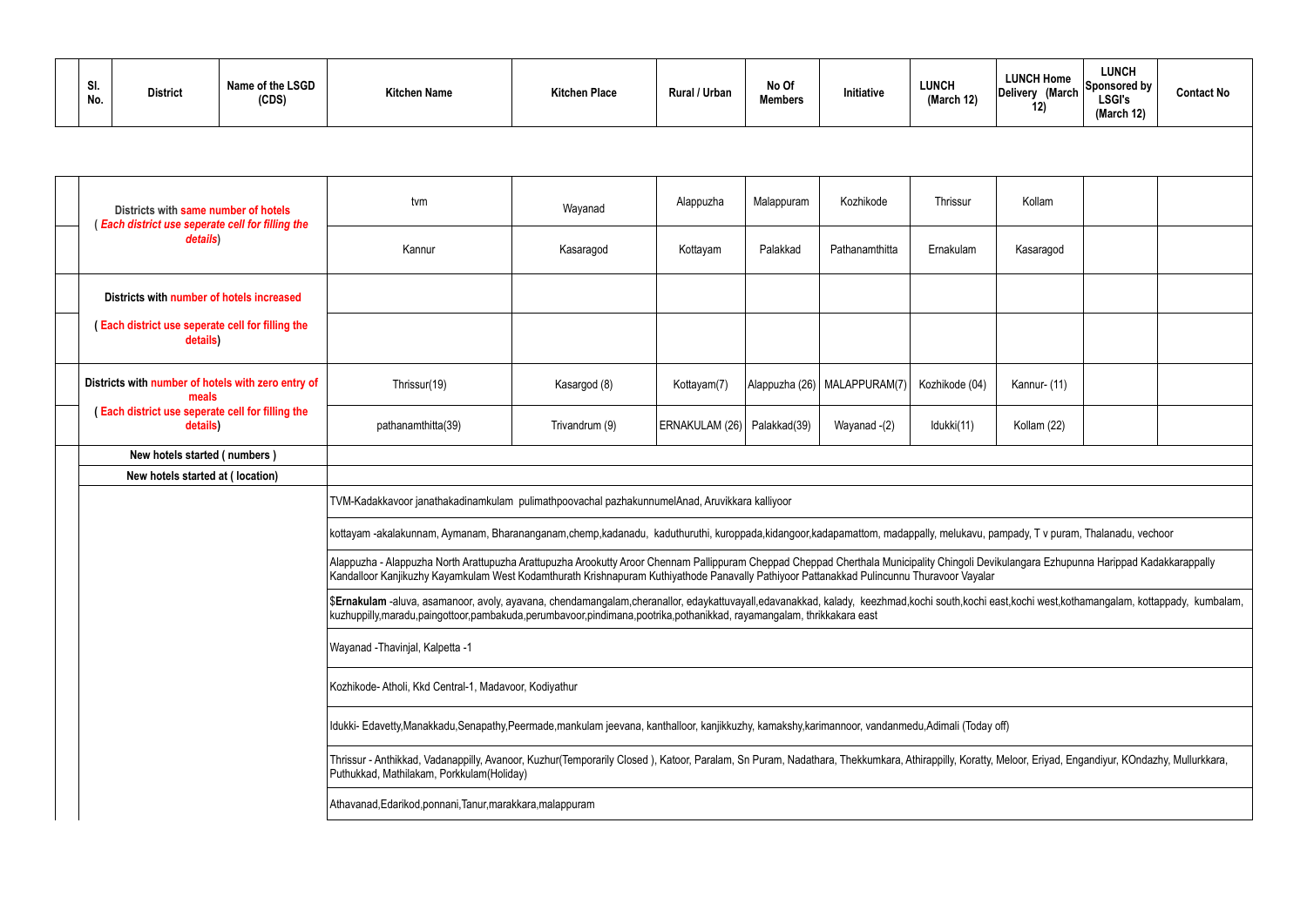| Sl. No. | District | Name of the LSGD (CDS) | Kitchen Name | Kitchen Place | Rural / Urban | No Of Members | Initiative | LUNCH (March 12) | LUNCH Home Delivery (March 12) | LUNCH Sponsored by LSGI's (March 12) | Contact No |
|---|---|---|---|---|---|---|---|---|---|---|---|
| | | | | | | | | | | | |
| | Districts with same number of hotels ( Each district use seperate cell for filling the details) | | tvm | Wayanad | Alappuzha | Malappuram | Kozhikode | Thrissur | Kollam | | |
| | | | Kannur | Kasaragod | Kottayam | Palakkad | Pathanamthitta | Ernakulam | Kasaragod | | |
| | Districts with number of hotels increased | | | | | | | | | | |
| | ( Each district use seperate cell for filling the details) | | | | | | | | | | |
| | Districts with number of hotels with zero entry of meals ( Each district use seperate cell for filling the details) | | Thrissur(19) | Kasargod (8) | Kottayam(7) | Alappuzha (26) | MALAPPURAM(7) | Kozhikode (04) | Kannur- (11) | | |
| | | | pathanamthitta(39) | Trivandrum (9) | ERNAKULAM (26) | Palakkad(39) | Wayanad -(2) | Idukki(11) | Kollam (22) | | |
| | New hotels started ( numbers ) | | | | | | | | | | |
| | New hotels started at ( location) | | | | | | | | | | |
| | | | TVM-Kadakkavoor janathakadinamkulam pulimathpoovachal pazhakunnumelAnad, Aruvikkara kalliyoor | | | | | | | | |
| | | | kottayam -akalakunnam, Aymanam, Bharananganam,chemp,kadanadu, kaduthuruthi, kuroppada,kidangoor,kadapamattom, madappally, melukavu, pampady, T v puram, Thalanadu, vechoor | | | | | | | | |
| | | | Alappuzha - Alappuzha North Arattupuzha Arattupuzha Arookutty Aroor Chennam Pallippuram Cheppad Cheppad Cherthala Municipality Chingoli Devikulangara Ezhupunna Harippad Kadakkarappally Kandalloor Kanjikuzhy Kayamkulam West Kodamthurath Krishnapuram Kuthiyathode Panavally Pathiyoor Pattanakkad Pulincunnu Thuravoor Vayalar | | | | | | | | |
| | | | $**Ernakulam** -aluva, asamanoor, avoly, ayavana, chendamangalam,cheranallor, edaykattuvayall,edavanakkad, kalady, keezhmad,kochi south,kochi east,kochi west,kothamangalam, kottappady, kumbalam, kuzhuppilly,maradu,paingottoor,pambakuda,perumbavoor,pindimana,pootrika,pothanikkad, rayamangalam, thrikkakara east | | | | | | | | |
| | | | Wayanad -Thavinjal, Kalpetta -1 | | | | | | | | |
| | | | Kozhikode- Atholi, Kkd Central-1, Madavoor, Kodiyathur | | | | | | | | |
| | | | Idukki- Edavetty,Manakkadu,Senapathy,Peermade,mankulam jeevana, kanthalloor, kanjikkuzhy, kamakshy,karimannoor, vandanmedu,Adimali (Today off) | | | | | | | | |
| | | | Thrissur - Anthikkad, Vadanappilly, Avanoor, Kuzhur(Temporarily Closed ), Katoor, Paralam, Sn Puram, Nadathara, Thekkumkara, Athirappilly, Koratty, Meloor, Eriyad, Engandiyur, KOndazhy, Mullurkkara, Puthukkad, Mathilakam, Porkkulam(Holiday) | | | | | | | | |
| | | | Athavanad,Edarikod,ponnani,Tanur,marakkara,malappuram | | | | | | | | |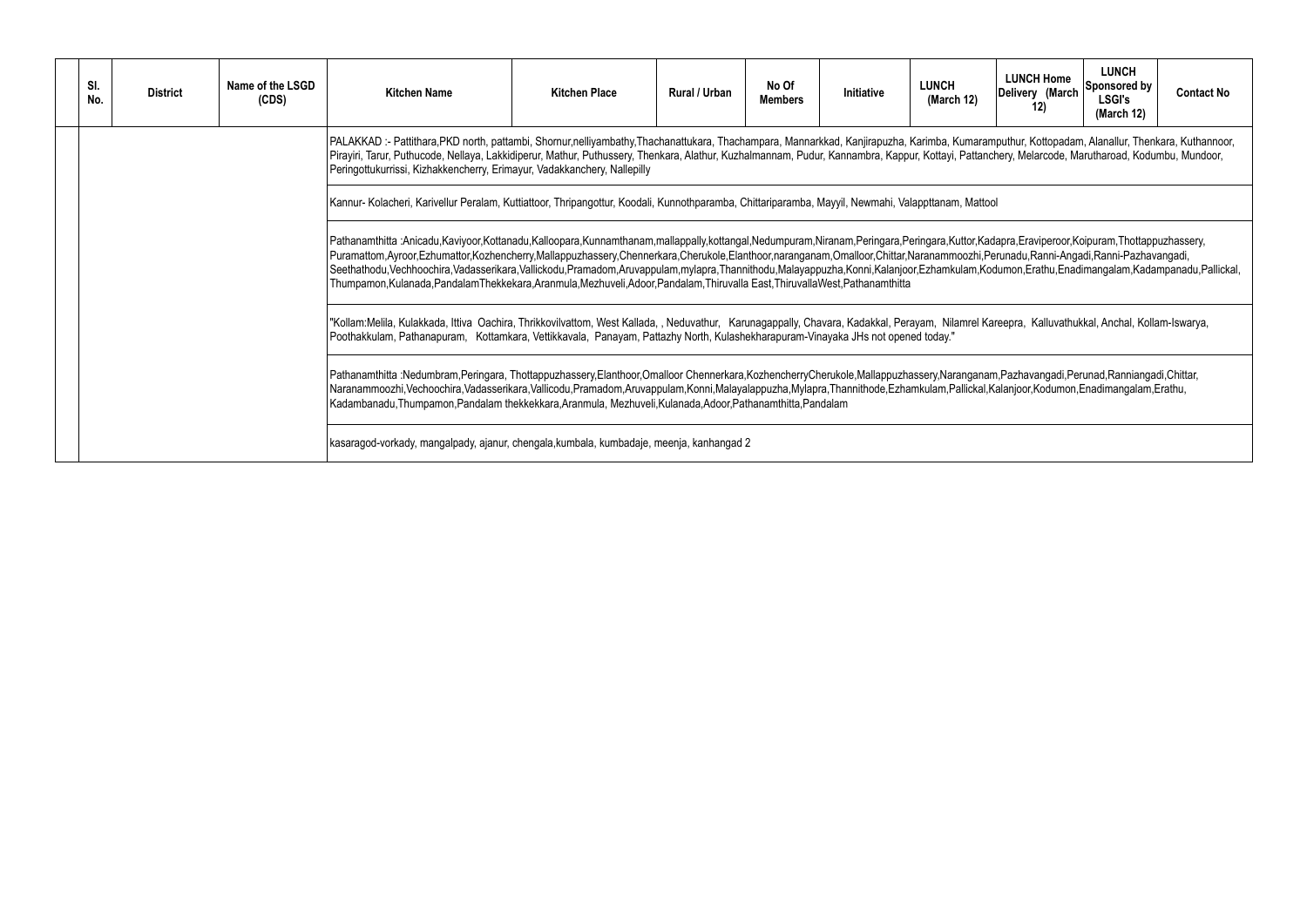| | Sl. No. | District | Name of the LSGD (CDS) | Kitchen Name | Kitchen Place | Rural / Urban | No Of Members | Initiative | LUNCH (March 12) | LUNCH Home Delivery (March 12) | LUNCH Sponsored by LSGI's (March 12) | Contact No |
|---|---|---|---|---|---|---|---|---|---|---|---|---|
| | | | | PALAKKAD :- Pattithara,PKD north, pattambi, Shornur,nelliyambathy,Thachanattukara, Thachampara, Mannarkkad, Kanjirapuzha, Karimba, Kumaramputhur, Kottopadam, Alanallur, Thenkara, Kuthannoor, Pirayiri, Tarur, Puthucode, Nellaya, Lakkidiperur, Mathur, Puthussery, Thenkara, Alathur, Kuzhalmannam, Pudur, Kannambra, Kappur, Kottayi, Pattanchery, Melarcode, Marutharoad, Kodumbu, Mundoor, Peringottukurrissi, Kizhakkencherry, Erimayur, Vadakkanchery, Nallepilly | | | | | | | | |
| | | | | Kannur- Kolacheri, Karivellur Peralam, Kuttiattoor, Thripangottur, Koodali, Kunnothparamba, Chittariparamba, Mayyil, Newmahi, Valappttanam, Mattool | | | | | | | | |
| | | | | Pathanamthitta :Anicadu,Kaviyoor,Kottanadu,Kalloopara,Kunnamthanam,mallappally,kottangal,Nedumpuram,Niranam,Peringara,Peringara,Kuttor,Kadapra,Eraviperoor,Koipuram,Thottappuzhassery, Puramattom,Ayroor,Ezhumattor,Kozhencherry,Mallappuzhassery,Chennerkara,Cherukole,Elanthoor,naranganam,Omalloor,Chittar,Naranammoozhi,Perunadu,Ranni-Angadi,Ranni-Pazhavangadi, Seethathodu,Vechhoochira,Vadasserikara,Vallickodu,Pramadom,Aruvappulam,mylapra,Thannithodu,Malayappuzha,Konni,Kalanjoor,Ezhamkulam,Kodumon,Erathu,Enadimangalam,Kadampanadu,Pallickal, Thumpamon,Kulanada,PandalamThekkekara,Aranmula,Mezhuveli,Adoor,Pandalam,Thiruvalla East,ThiruvallaWest,Pathanamthitta | | | | | | | | |
| | | | | "Kollam:Melila, Kulakkada, Ittiva Oachira, Thrikkovilvattom, West Kallada, , Neduvathur, Karunagappally, Chavara, Kadakkal, Perayam, Nilamrel Kareepra, Kalluvathukkal, Anchal, Kollam-Iswarya, Poothakkulam, Pathanapuram, Kottamkara, Vettikkavala, Panayam, Pattazhy North, Kulashekharapuram-Vinayaka JHs not opened today." | | | | | | | | |
| | | | | Pathanamthitta :Nedumbram,Peringara, Thottappuzhassery,Elanthoor,Omalloor Chennerkara,KozhencherryCherukole,Mallappuzhassery,Naranganam,Pazhavangadi,Perunad,Ranniangadi,Chittar, Naranammoozhi,Vechoochira,Vadasserikara,Vallicodu,Pramadom,Aruvappulam,Konni,Malayalappuzha,Mylapra,Thannithode,Ezhamkulam,Pallickal,Kalanjoor,Kodumon,Enadimangalam,Erathu, Kadambanadu,Thumpamon,Pandalam thekkekkara,Aranmula, Mezhuveli,Kulanada,Adoor,Pathanamthitta,Pandalam | | | | | | | | |
| | | | | kasaragod-vorkady, mangalpady, ajanur, chengala,kumbala, kumbadaje, meenja, kanhangad 2 | | | | | | | | |